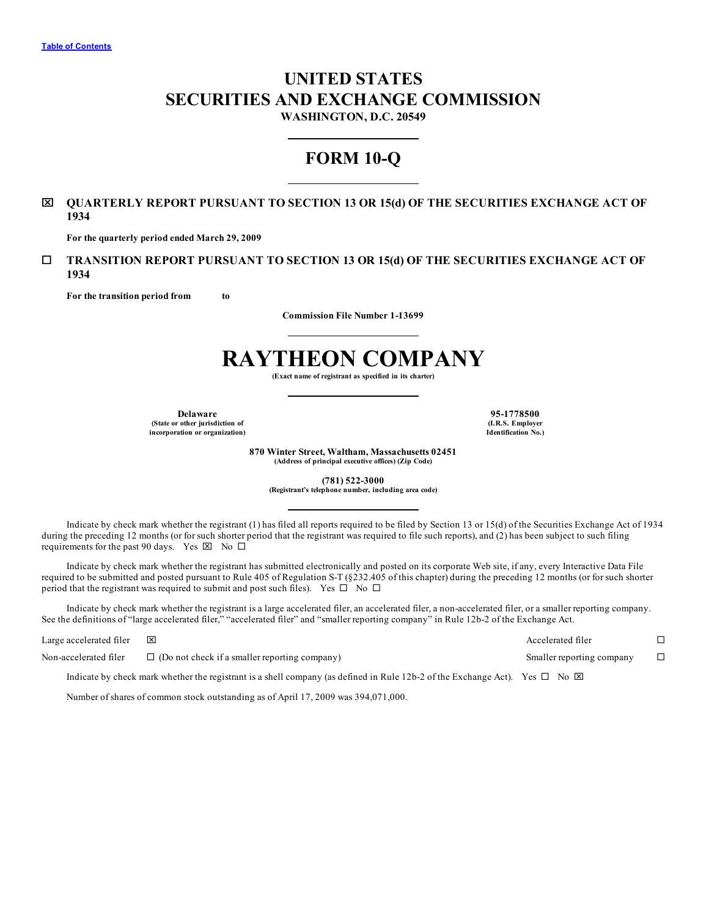Table of Contents

# UNITED STATES
# SECURITIES AND EXCHANGE COMMISSION

**WASHINGTON, D.C. 20549**

---

# FORM 10-Q

---

☒ **QUARTERLY REPORT PURSUANT TO SECTION 13 OR 15(d) OF THE SECURITIES EXCHANGE ACT OF 1934**

**For the quarterly period ended March 29, 2009**

☐ **TRANSITION REPORT PURSUANT TO SECTION 13 OR 15(d) OF THE SECURITIES EXCHANGE ACT OF 1934**

**For the transition period from to**

**Commission File Number 1-13699**

---

# RAYTHEON COMPANY

**(Exact name of registrant as specified in its charter)**

---

| **Delaware** | **95-1778500** |
|---|---|
| **(State or other jurisdiction of incorporation or organization)** | **(I.R.S. Employer Identification No.)** |

**870 Winter Street, Waltham, Massachusetts 02451**
**(Address of principal executive offices) (Zip Code)**

**(781) 522-3000**
**(Registrant's telephone number, including area code)**

---

Indicate by check mark whether the registrant (1) has filed all reports required to be filed by Section 13 or 15(d) of the Securities Exchange Act of 1934 during the preceding 12 months (or for such shorter period that the registrant was required to file such reports), and (2) has been subject to such filing requirements for the past 90 days. Yes ☒ No ☐

Indicate by check mark whether the registrant has submitted electronically and posted on its corporate Web site, if any, every Interactive Data File required to be submitted and posted pursuant to Rule 405 of Regulation S-T (§232.405 of this chapter) during the preceding 12 months (or for such shorter period that the registrant was required to submit and post such files). Yes ☐ No ☐

Indicate by check mark whether the registrant is a large accelerated filer, an accelerated filer, a non-accelerated filer, or a smaller reporting company. See the definitions of "large accelerated filer," "accelerated filer" and "smaller reporting company" in Rule 12b-2 of the Exchange Act.

| | | | |
|---|---|---|---|
| Large accelerated filer | ☒ | Accelerated filer | ☐ |
| Non-accelerated filer | ☐ (Do not check if a smaller reporting company) | Smaller reporting company | ☐ |

Indicate by check mark whether the registrant is a shell company (as defined in Rule 12b-2 of the Exchange Act). Yes ☐ No ☒

Number of shares of common stock outstanding as of April 17, 2009 was 394,071,000.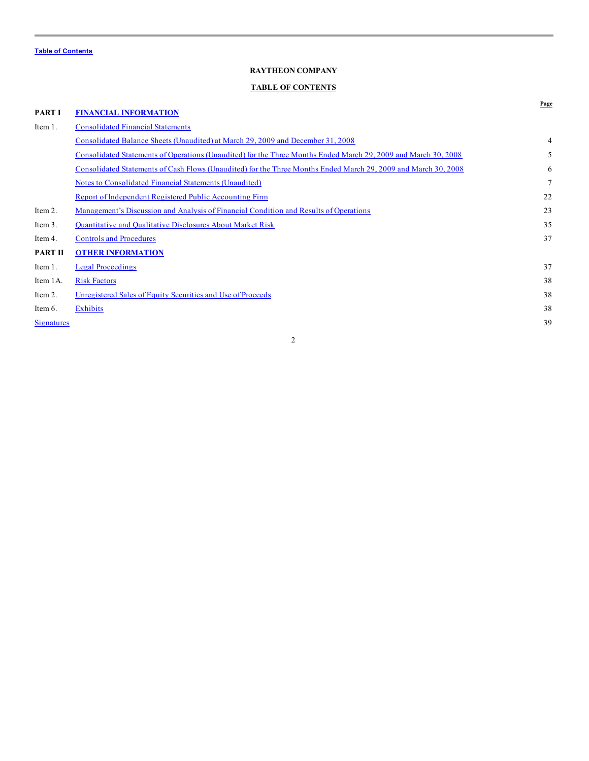Table of Contents

**RAYTHEON COMPANY**

**TABLE OF CONTENTS**

| | | Page |
|---|---|---|
| **PART I** | **FINANCIAL INFORMATION** | |
| Item 1. | Consolidated Financial Statements | |
| | Consolidated Balance Sheets (Unaudited) at March 29, 2009 and December 31, 2008 | 4 |
| | Consolidated Statements of Operations (Unaudited) for the Three Months Ended March 29, 2009 and March 30, 2008 | 5 |
| | Consolidated Statements of Cash Flows (Unaudited) for the Three Months Ended March 29, 2009 and March 30, 2008 | 6 |
| | Notes to Consolidated Financial Statements (Unaudited) | 7 |
| | Report of Independent Registered Public Accounting Firm | 22 |
| Item 2. | Management's Discussion and Analysis of Financial Condition and Results of Operations | 23 |
| Item 3. | Quantitative and Qualitative Disclosures About Market Risk | 35 |
| Item 4. | Controls and Procedures | 37 |
| **PART II** | **OTHER INFORMATION** | |
| Item 1. | Legal Proceedings | 37 |
| Item 1A. | Risk Factors | 38 |
| Item 2. | Unregistered Sales of Equity Securities and Use of Proceeds | 38 |
| Item 6. | Exhibits | 38 |
| Signatures | | 39 |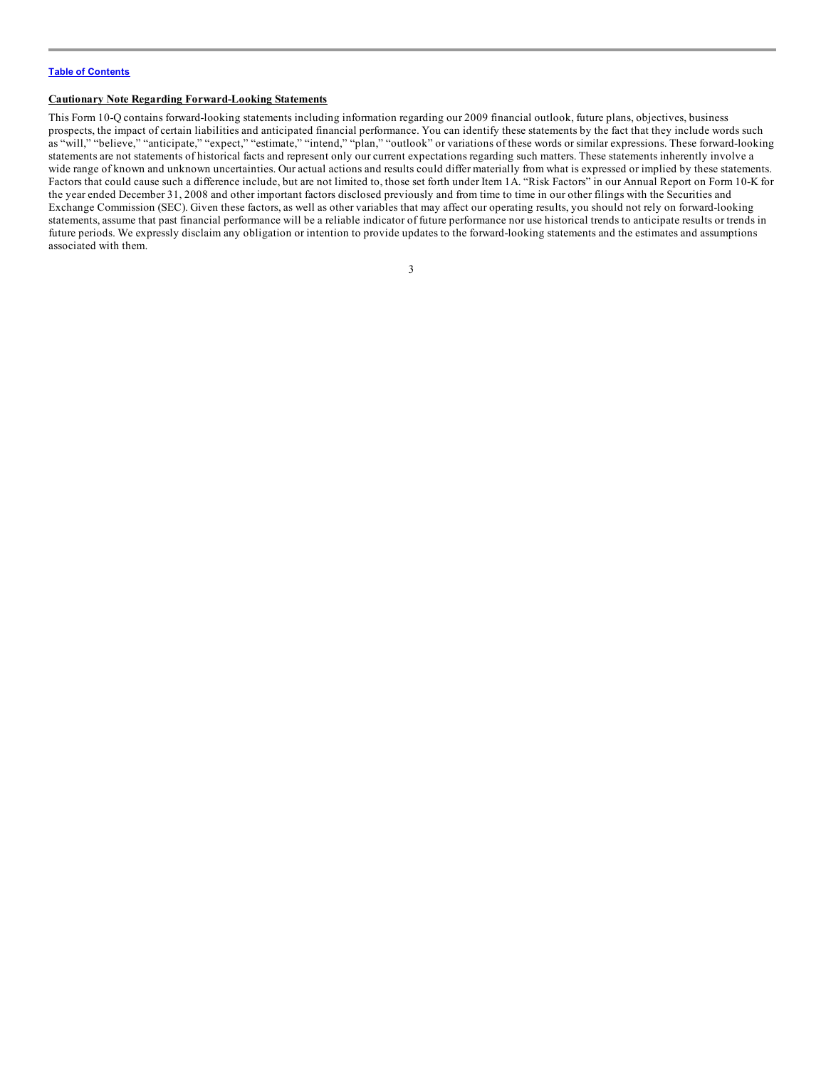**Cautionary Note Regarding Forward-Looking Statements**

This Form 10-Q contains forward-looking statements including information regarding our 2009 financial outlook, future plans, objectives, business prospects, the impact of certain liabilities and anticipated financial performance. You can identify these statements by the fact that they include words such as "will," "believe," "anticipate," "expect," "estimate," "intend," "plan," "outlook" or variations of these words or similar expressions. These forward-looking statements are not statements of historical facts and represent only our current expectations regarding such matters. These statements inherently involve a wide range of known and unknown uncertainties. Our actual actions and results could differ materially from what is expressed or implied by these statements. Factors that could cause such a difference include, but are not limited to, those set forth under Item 1A. "Risk Factors" in our Annual Report on Form 10-K for the year ended December 31, 2008 and other important factors disclosed previously and from time to time in our other filings with the Securities and Exchange Commission (SEC). Given these factors, as well as other variables that may affect our operating results, you should not rely on forward-looking statements, assume that past financial performance will be a reliable indicator of future performance nor use historical trends to anticipate results or trends in future periods. We expressly disclaim any obligation or intention to provide updates to the forward-looking statements and the estimates and assumptions associated with them.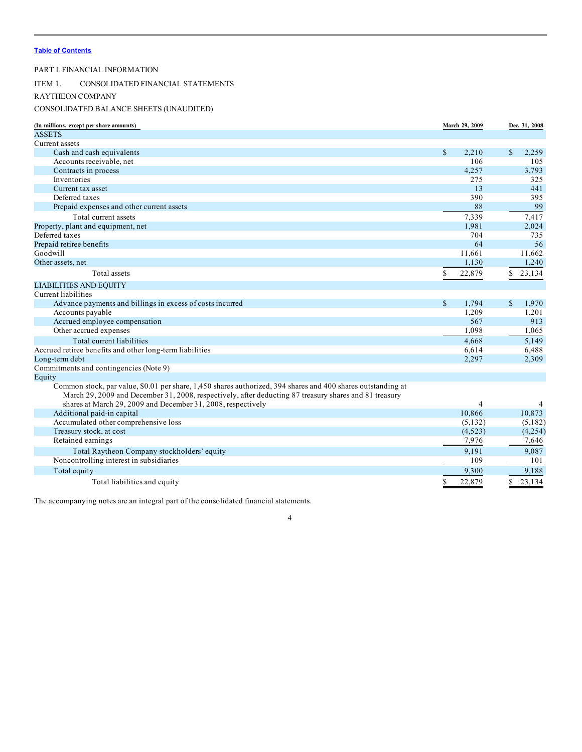Table of Contents

PART I. FINANCIAL INFORMATION

ITEM 1. CONSOLIDATED FINANCIAL STATEMENTS

RAYTHEON COMPANY

CONSOLIDATED BALANCE SHEETS (UNAUDITED)

| (In millions, except per share amounts) | March 29, 2009 | Dec. 31, 2008 |
|---|---|---|
| ASSETS | | |
| Current assets | | |
| Cash and cash equivalents | $ 2,210 | $ 2,259 |
| Accounts receivable, net | 106 | 105 |
| Contracts in process | 4,257 | 3,793 |
| Inventories | 275 | 325 |
| Current tax asset | 13 | 441 |
| Deferred taxes | 390 | 395 |
| Prepaid expenses and other current assets | 88 | 99 |
| Total current assets | 7,339 | 7,417 |
| Property, plant and equipment, net | 1,981 | 2,024 |
| Deferred taxes | 704 | 735 |
| Prepaid retiree benefits | 64 | 56 |
| Goodwill | 11,661 | 11,662 |
| Other assets, net | 1,130 | 1,240 |
| Total assets | $ 22,879 | $ 23,134 |
| LIABILITIES AND EQUITY | | |
| Current liabilities | | |
| Advance payments and billings in excess of costs incurred | $ 1,794 | $ 1,970 |
| Accounts payable | 1,209 | 1,201 |
| Accrued employee compensation | 567 | 913 |
| Other accrued expenses | 1,098 | 1,065 |
| Total current liabilities | 4,668 | 5,149 |
| Accrued retiree benefits and other long-term liabilities | 6,614 | 6,488 |
| Long-term debt | 2,297 | 2,309 |
| Commitments and contingencies (Note 9) | | |
| Equity | | |
| Common stock, par value, $0.01 per share, 1,450 shares authorized, 394 shares and 400 shares outstanding at March 29, 2009 and December 31, 2008, respectively, after deducting 87 treasury shares and 81 treasury shares at March 29, 2009 and December 31, 2008, respectively | 4 | 4 |
| Additional paid-in capital | 10,866 | 10,873 |
| Accumulated other comprehensive loss | (5,132) | (5,182) |
| Treasury stock, at cost | (4,523) | (4,254) |
| Retained earnings | 7,976 | 7,646 |
| Total Raytheon Company stockholders' equity | 9,191 | 9,087 |
| Noncontrolling interest in subsidiaries | 109 | 101 |
| Total equity | 9,300 | 9,188 |
| Total liabilities and equity | $ 22,879 | $ 23,134 |

The accompanying notes are an integral part of the consolidated financial statements.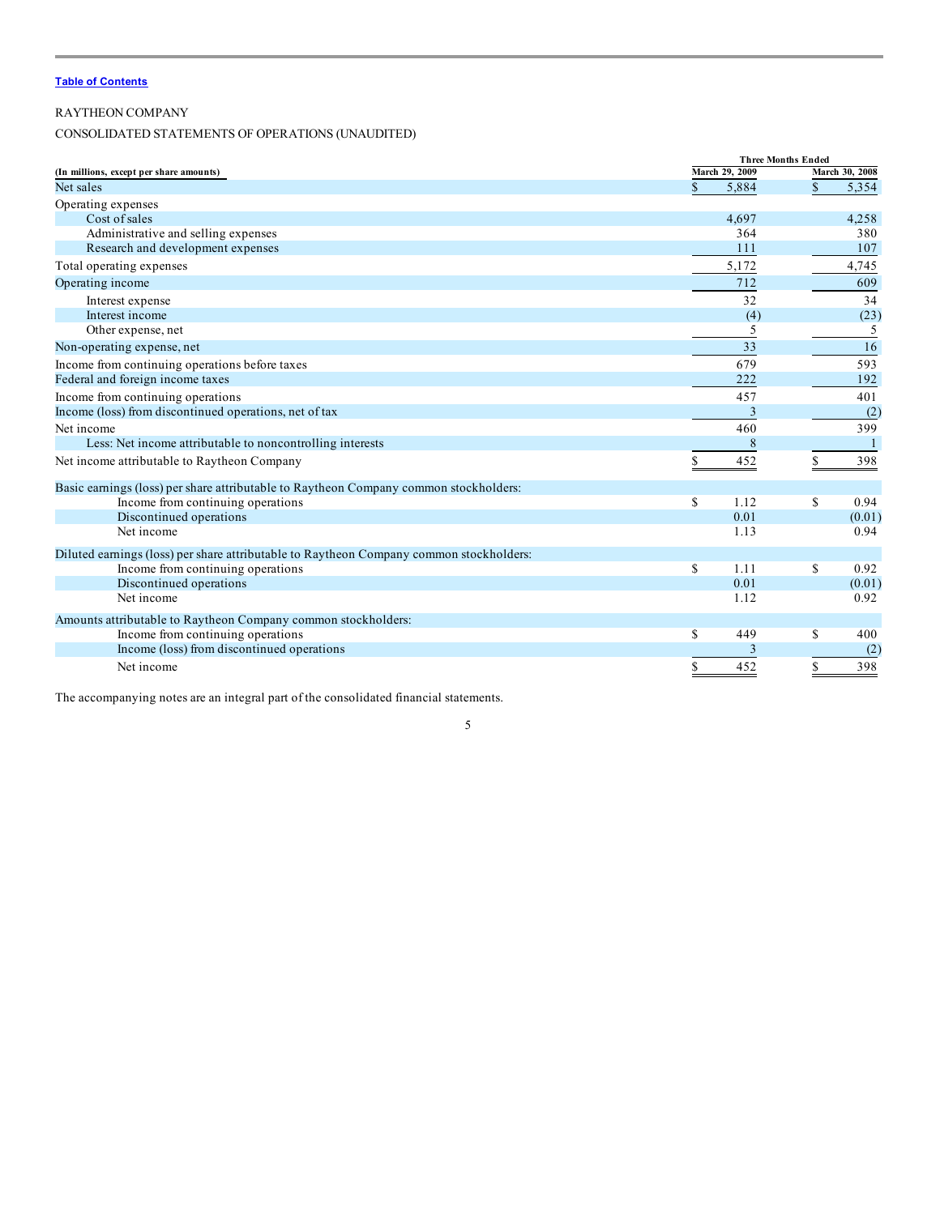[Table of Contents](#)

RAYTHEON COMPANY

CONSOLIDATED STATEMENTS OF OPERATIONS (UNAUDITED)

| (In millions, except per share amounts) | Three Months Ended March 29, 2009 | Three Months Ended March 30, 2008 |
|---|---|---|
| Net sales | $ 5,884 | $ 5,354 |
| Operating expenses | | |
| Cost of sales | 4,697 | 4,258 |
| Administrative and selling expenses | 364 | 380 |
| Research and development expenses | 111 | 107 |
| Total operating expenses | 5,172 | 4,745 |
| Operating income | 712 | 609 |
| Interest expense | 32 | 34 |
| Interest income | (4) | (23) |
| Other expense, net | 5 | 5 |
| Non-operating expense, net | 33 | 16 |
| Income from continuing operations before taxes | 679 | 593 |
| Federal and foreign income taxes | 222 | 192 |
| Income from continuing operations | 457 | 401 |
| Income (loss) from discontinued operations, net of tax | 3 | (2) |
| Net income | 460 | 399 |
| Less: Net income attributable to noncontrolling interests | 8 | 1 |
| Net income attributable to Raytheon Company | $ 452 | $ 398 |
| Basic earnings (loss) per share attributable to Raytheon Company common stockholders: | | |
| Income from continuing operations | $ 1.12 | $ 0.94 |
| Discontinued operations | 0.01 | (0.01) |
| Net income | 1.13 | 0.94 |
| Diluted earnings (loss) per share attributable to Raytheon Company common stockholders: | | |
| Income from continuing operations | $ 1.11 | $ 0.92 |
| Discontinued operations | 0.01 | (0.01) |
| Net income | 1.12 | 0.92 |
| Amounts attributable to Raytheon Company common stockholders: | | |
| Income from continuing operations | $ 449 | $ 400 |
| Income (loss) from discontinued operations | 3 | (2) |
| Net income | $ 452 | $ 398 |

The accompanying notes are an integral part of the consolidated financial statements.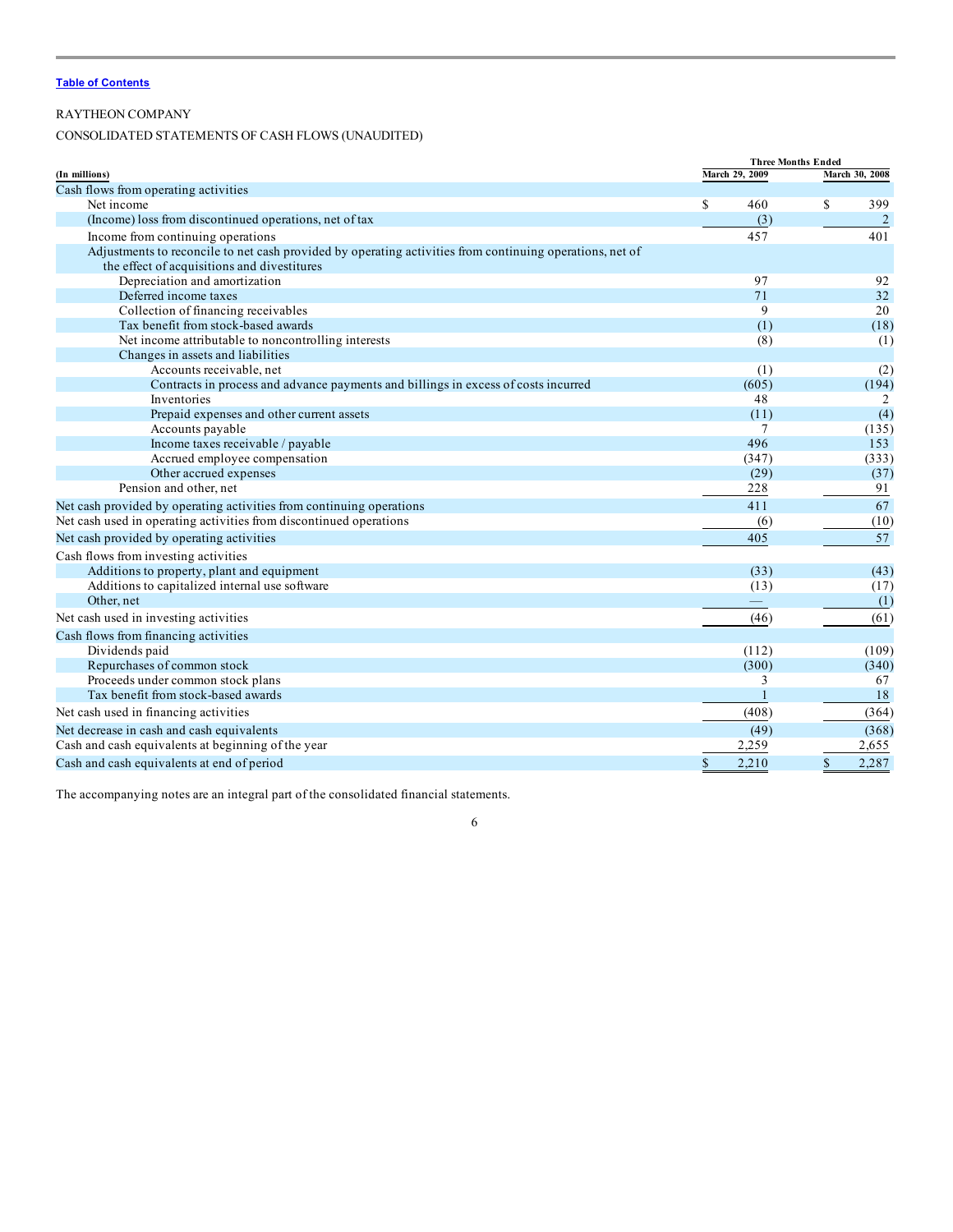RAYTHEON COMPANY

CONSOLIDATED STATEMENTS OF CASH FLOWS (UNAUDITED)

| (In millions) | Three Months Ended March 29, 2009 | Three Months Ended March 30, 2008 |
|---|---|---|
| Cash flows from operating activities | | |
| Net income | $ 460 | $ 399 |
| (Income) loss from discontinued operations, net of tax | (3) | 2 |
| Income from continuing operations | 457 | 401 |
| Adjustments to reconcile to net cash provided by operating activities from continuing operations, net of the effect of acquisitions and divestitures | | |
| Depreciation and amortization | 97 | 92 |
| Deferred income taxes | 71 | 32 |
| Collection of financing receivables | 9 | 20 |
| Tax benefit from stock-based awards | (1) | (18) |
| Net income attributable to noncontrolling interests | (8) | (1) |
| Changes in assets and liabilities | | |
| Accounts receivable, net | (1) | (2) |
| Contracts in process and advance payments and billings in excess of costs incurred | (605) | (194) |
| Inventories | 48 | 2 |
| Prepaid expenses and other current assets | (11) | (4) |
| Accounts payable | 7 | (135) |
| Income taxes receivable / payable | 496 | 153 |
| Accrued employee compensation | (347) | (333) |
| Other accrued expenses | (29) | (37) |
| Pension and other, net | 228 | 91 |
| Net cash provided by operating activities from continuing operations | 411 | 67 |
| Net cash used in operating activities from discontinued operations | (6) | (10) |
| Net cash provided by operating activities | 405 | 57 |
| Cash flows from investing activities | | |
| Additions to property, plant and equipment | (33) | (43) |
| Additions to capitalized internal use software | (13) | (17) |
| Other, net | — | (1) |
| Net cash used in investing activities | (46) | (61) |
| Cash flows from financing activities | | |
| Dividends paid | (112) | (109) |
| Repurchases of common stock | (300) | (340) |
| Proceeds under common stock plans | 3 | 67 |
| Tax benefit from stock-based awards | 1 | 18 |
| Net cash used in financing activities | (408) | (364) |
| Net decrease in cash and cash equivalents | (49) | (368) |
| Cash and cash equivalents at beginning of the year | 2,259 | 2,655 |
| Cash and cash equivalents at end of period | $ 2,210 | $ 2,287 |

The accompanying notes are an integral part of the consolidated financial statements.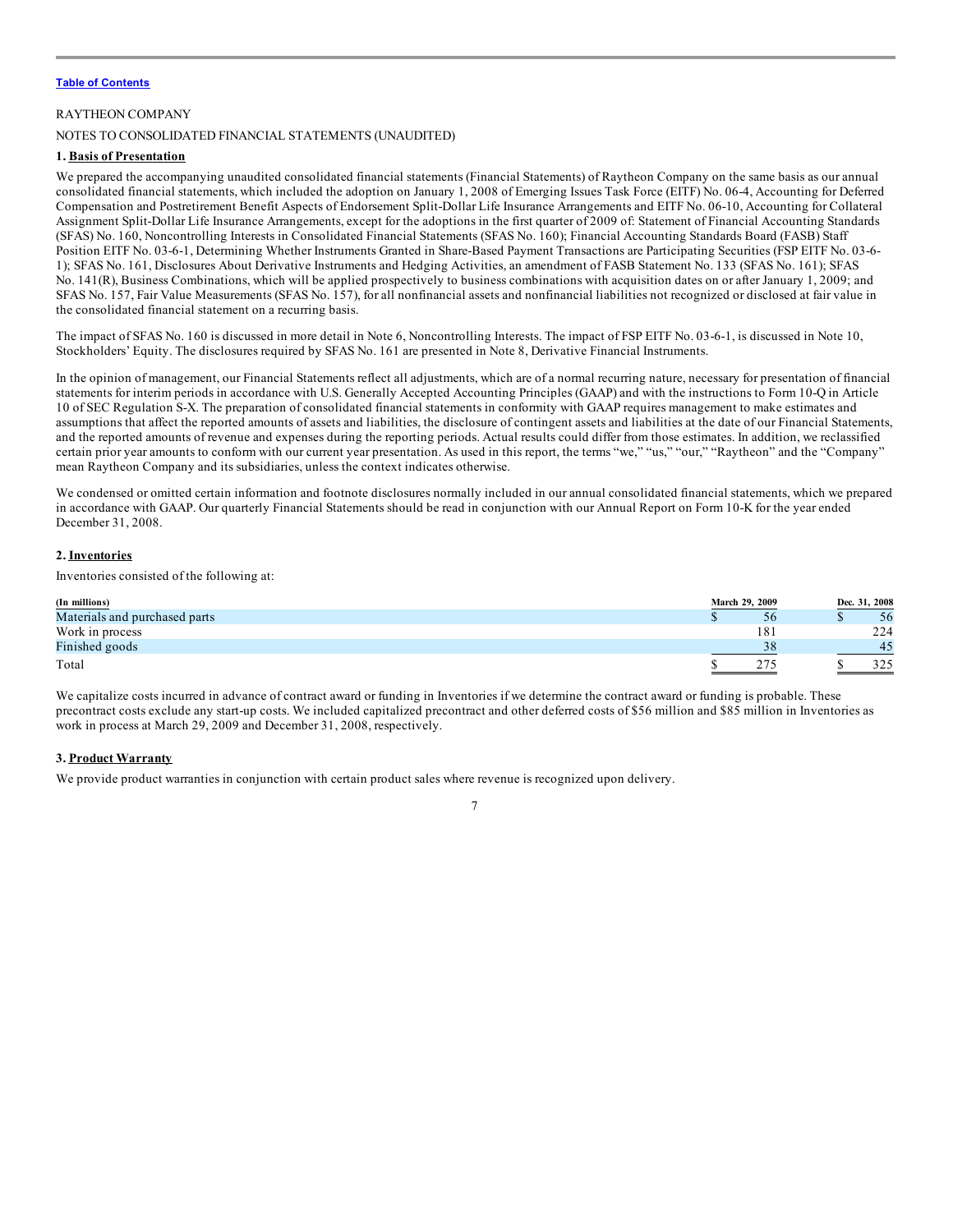RAYTHEON COMPANY

NOTES TO CONSOLIDATED FINANCIAL STATEMENTS (UNAUDITED)

## 1. Basis of Presentation

We prepared the accompanying unaudited consolidated financial statements (Financial Statements) of Raytheon Company on the same basis as our annual consolidated financial statements, which included the adoption on January 1, 2008 of Emerging Issues Task Force (EITF) No. 06-4, Accounting for Deferred Compensation and Postretirement Benefit Aspects of Endorsement Split-Dollar Life Insurance Arrangements and EITF No. 06-10, Accounting for Collateral Assignment Split-Dollar Life Insurance Arrangements, except for the adoptions in the first quarter of 2009 of: Statement of Financial Accounting Standards (SFAS) No. 160, Noncontrolling Interests in Consolidated Financial Statements (SFAS No. 160); Financial Accounting Standards Board (FASB) Staff Position EITF No. 03-6-1, Determining Whether Instruments Granted in Share-Based Payment Transactions are Participating Securities (FSP EITF No. 03-6-1); SFAS No. 161, Disclosures About Derivative Instruments and Hedging Activities, an amendment of FASB Statement No. 133 (SFAS No. 161); SFAS No. 141(R), Business Combinations, which will be applied prospectively to business combinations with acquisition dates on or after January 1, 2009; and SFAS No. 157, Fair Value Measurements (SFAS No. 157), for all nonfinancial assets and nonfinancial liabilities not recognized or disclosed at fair value in the consolidated financial statement on a recurring basis.

The impact of SFAS No. 160 is discussed in more detail in Note 6, Noncontrolling Interests. The impact of FSP EITF No. 03-6-1, is discussed in Note 10, Stockholders' Equity. The disclosures required by SFAS No. 161 are presented in Note 8, Derivative Financial Instruments.

In the opinion of management, our Financial Statements reflect all adjustments, which are of a normal recurring nature, necessary for presentation of financial statements for interim periods in accordance with U.S. Generally Accepted Accounting Principles (GAAP) and with the instructions to Form 10-Q in Article 10 of SEC Regulation S-X. The preparation of consolidated financial statements in conformity with GAAP requires management to make estimates and assumptions that affect the reported amounts of assets and liabilities, the disclosure of contingent assets and liabilities at the date of our Financial Statements, and the reported amounts of revenue and expenses during the reporting periods. Actual results could differ from those estimates. In addition, we reclassified certain prior year amounts to conform with our current year presentation. As used in this report, the terms "we," "us," "our," "Raytheon" and the "Company" mean Raytheon Company and its subsidiaries, unless the context indicates otherwise.

We condensed or omitted certain information and footnote disclosures normally included in our annual consolidated financial statements, which we prepared in accordance with GAAP. Our quarterly Financial Statements should be read in conjunction with our Annual Report on Form 10-K for the year ended December 31, 2008.

## 2. Inventories

Inventories consisted of the following at:

| (In millions) | March 29, 2009 | Dec. 31, 2008 |
|---|---|---|
| Materials and purchased parts | $ 56 | $ 56 |
| Work in process | 181 | 224 |
| Finished goods | 38 | 45 |
| Total | $ 275 | $ 325 |

We capitalize costs incurred in advance of contract award or funding in Inventories if we determine the contract award or funding is probable. These precontract costs exclude any start-up costs. We included capitalized precontract and other deferred costs of $56 million and $85 million in Inventories as work in process at March 29, 2009 and December 31, 2008, respectively.

## 3. Product Warranty

We provide product warranties in conjunction with certain product sales where revenue is recognized upon delivery.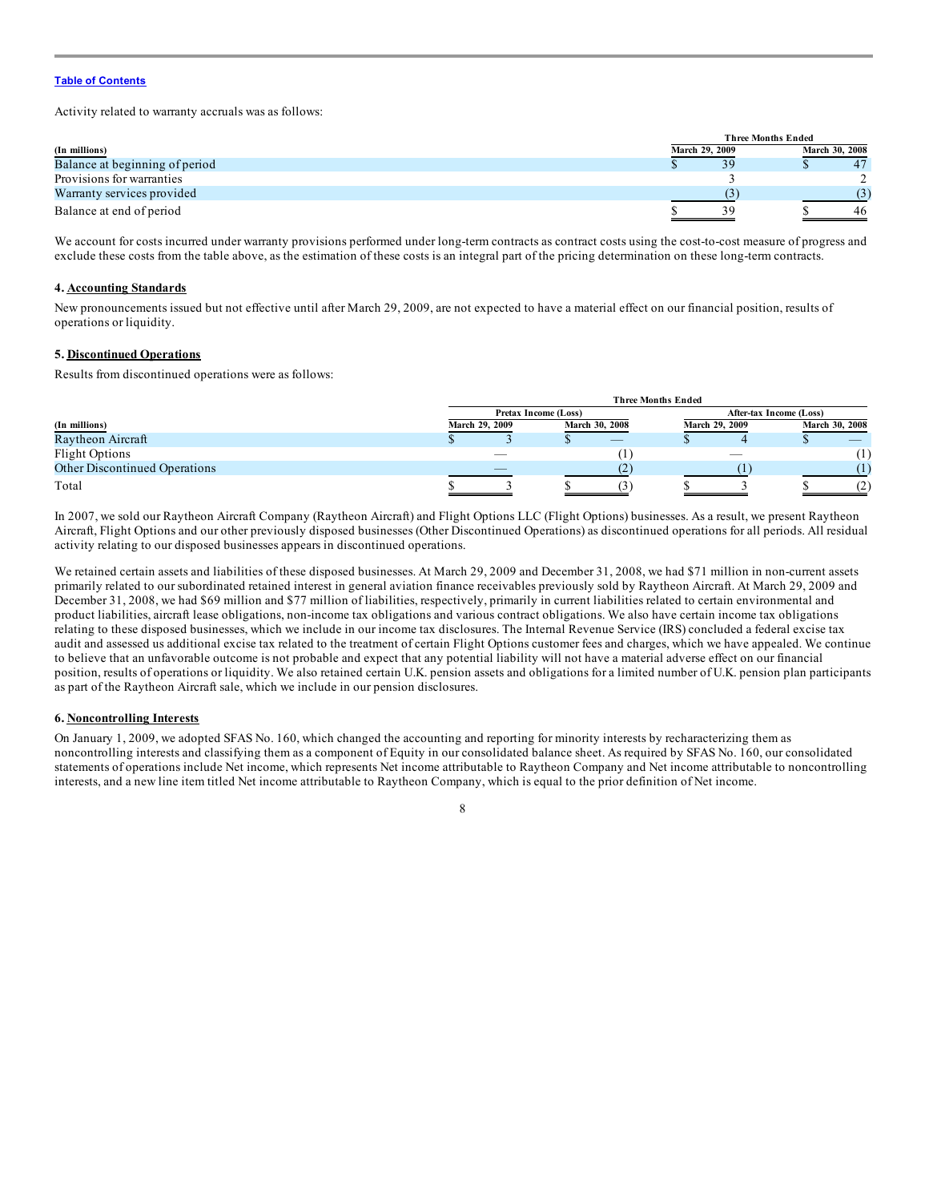Activity related to warranty accruals was as follows:

| (In millions) | Three Months Ended March 29, 2009 | Three Months Ended March 30, 2008 |
|---|---|---|
| Balance at beginning of period | $ 39 | $ 47 |
| Provisions for warranties | 3 | 2 |
| Warranty services provided | (3) | (3) |
| Balance at end of period | $ 39 | $ 46 |

We account for costs incurred under warranty provisions performed under long-term contracts as contract costs using the cost-to-cost measure of progress and exclude these costs from the table above, as the estimation of these costs is an integral part of the pricing determination on these long-term contracts.

### 4. Accounting Standards

New pronouncements issued but not effective until after March 29, 2009, are not expected to have a material effect on our financial position, results of operations or liquidity.

### 5. Discontinued Operations

Results from discontinued operations were as follows:

| | Three Months Ended | | | |
|---|---|---|---|---|
| | Pretax Income (Loss) | | After-tax Income (Loss) | |
| (In millions) | March 29, 2009 | March 30, 2008 | March 29, 2009 | March 30, 2008 |
| Raytheon Aircraft | $ 3 | $ — | $ 4 | $ — |
| Flight Options | — | (1) | — | (1) |
| Other Discontinued Operations | — | (2) | (1) | (1) |
| Total | $ 3 | $ (3) | $ 3 | $ (2) |

In 2007, we sold our Raytheon Aircraft Company (Raytheon Aircraft) and Flight Options LLC (Flight Options) businesses. As a result, we present Raytheon Aircraft, Flight Options and our other previously disposed businesses (Other Discontinued Operations) as discontinued operations for all periods. All residual activity relating to our disposed businesses appears in discontinued operations.

We retained certain assets and liabilities of these disposed businesses. At March 29, 2009 and December 31, 2008, we had $71 million in non-current assets primarily related to our subordinated retained interest in general aviation finance receivables previously sold by Raytheon Aircraft. At March 29, 2009 and December 31, 2008, we had $69 million and $77 million of liabilities, respectively, primarily in current liabilities related to certain environmental and product liabilities, aircraft lease obligations, non-income tax obligations and various contract obligations. We also have certain income tax obligations relating to these disposed businesses, which we include in our income tax disclosures. The Internal Revenue Service (IRS) concluded a federal excise tax audit and assessed us additional excise tax related to the treatment of certain Flight Options customer fees and charges, which we have appealed. We continue to believe that an unfavorable outcome is not probable and expect that any potential liability will not have a material adverse effect on our financial position, results of operations or liquidity. We also retained certain U.K. pension assets and obligations for a limited number of U.K. pension plan participants as part of the Raytheon Aircraft sale, which we include in our pension disclosures.

### 6. Noncontrolling Interests

On January 1, 2009, we adopted SFAS No. 160, which changed the accounting and reporting for minority interests by recharacterizing them as noncontrolling interests and classifying them as a component of Equity in our consolidated balance sheet. As required by SFAS No. 160, our consolidated statements of operations include Net income, which represents Net income attributable to Raytheon Company and Net income attributable to noncontrolling interests, and a new line item titled Net income attributable to Raytheon Company, which is equal to the prior definition of Net income.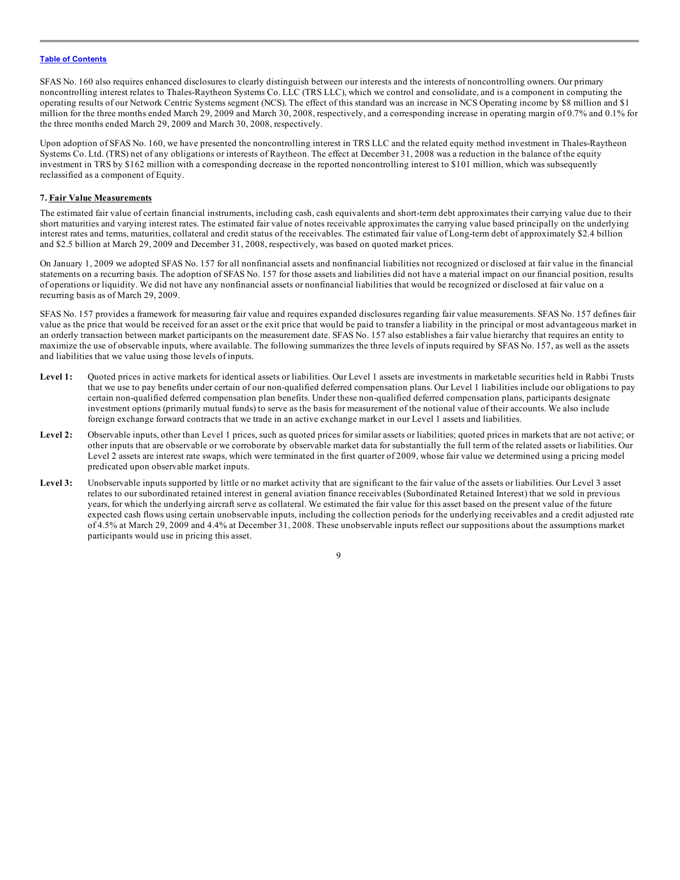SFAS No. 160 also requires enhanced disclosures to clearly distinguish between our interests and the interests of noncontrolling owners. Our primary noncontrolling interest relates to Thales-Raytheon Systems Co. LLC (TRS LLC), which we control and consolidate, and is a component in computing the operating results of our Network Centric Systems segment (NCS). The effect of this standard was an increase in NCS Operating income by $8 million and $1 million for the three months ended March 29, 2009 and March 30, 2008, respectively, and a corresponding increase in operating margin of 0.7% and 0.1% for the three months ended March 29, 2009 and March 30, 2008, respectively.

Upon adoption of SFAS No. 160, we have presented the noncontrolling interest in TRS LLC and the related equity method investment in Thales-Raytheon Systems Co. Ltd. (TRS) net of any obligations or interests of Raytheon. The effect at December 31, 2008 was a reduction in the balance of the equity investment in TRS by $162 million with a corresponding decrease in the reported noncontrolling interest to $101 million, which was subsequently reclassified as a component of Equity.

## 7. Fair Value Measurements

The estimated fair value of certain financial instruments, including cash, cash equivalents and short-term debt approximates their carrying value due to their short maturities and varying interest rates. The estimated fair value of notes receivable approximates the carrying value based principally on the underlying interest rates and terms, maturities, collateral and credit status of the receivables. The estimated fair value of Long-term debt of approximately $2.4 billion and $2.5 billion at March 29, 2009 and December 31, 2008, respectively, was based on quoted market prices.

On January 1, 2009 we adopted SFAS No. 157 for all nonfinancial assets and nonfinancial liabilities not recognized or disclosed at fair value in the financial statements on a recurring basis. The adoption of SFAS No. 157 for those assets and liabilities did not have a material impact on our financial position, results of operations or liquidity. We did not have any nonfinancial assets or nonfinancial liabilities that would be recognized or disclosed at fair value on a recurring basis as of March 29, 2009.

SFAS No. 157 provides a framework for measuring fair value and requires expanded disclosures regarding fair value measurements. SFAS No. 157 defines fair value as the price that would be received for an asset or the exit price that would be paid to transfer a liability in the principal or most advantageous market in an orderly transaction between market participants on the measurement date. SFAS No. 157 also establishes a fair value hierarchy that requires an entity to maximize the use of observable inputs, where available. The following summarizes the three levels of inputs required by SFAS No. 157, as well as the assets and liabilities that we value using those levels of inputs.

**Level 1:** Quoted prices in active markets for identical assets or liabilities. Our Level 1 assets are investments in marketable securities held in Rabbi Trusts that we use to pay benefits under certain of our non-qualified deferred compensation plans. Our Level 1 liabilities include our obligations to pay certain non-qualified deferred compensation plan benefits. Under these non-qualified deferred compensation plans, participants designate investment options (primarily mutual funds) to serve as the basis for measurement of the notional value of their accounts. We also include foreign exchange forward contracts that we trade in an active exchange market in our Level 1 assets and liabilities.

**Level 2:** Observable inputs, other than Level 1 prices, such as quoted prices for similar assets or liabilities; quoted prices in markets that are not active; or other inputs that are observable or we corroborate by observable market data for substantially the full term of the related assets or liabilities. Our Level 2 assets are interest rate swaps, which were terminated in the first quarter of 2009, whose fair value we determined using a pricing model predicated upon observable market inputs.

**Level 3:** Unobservable inputs supported by little or no market activity that are significant to the fair value of the assets or liabilities. Our Level 3 asset relates to our subordinated retained interest in general aviation finance receivables (Subordinated Retained Interest) that we sold in previous years, for which the underlying aircraft serve as collateral. We estimated the fair value for this asset based on the present value of the future expected cash flows using certain unobservable inputs, including the collection periods for the underlying receivables and a credit adjusted rate of 4.5% at March 29, 2009 and 4.4% at December 31, 2008. These unobservable inputs reflect our suppositions about the assumptions market participants would use in pricing this asset.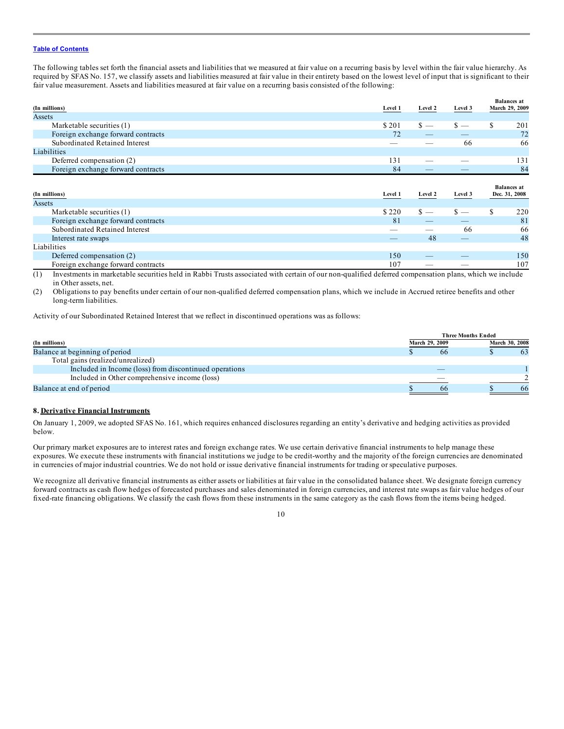The following tables set forth the financial assets and liabilities that we measured at fair value on a recurring basis by level within the fair value hierarchy. As required by SFAS No. 157, we classify assets and liabilities measured at fair value in their entirety based on the lowest level of input that is significant to their fair value measurement. Assets and liabilities measured at fair value on a recurring basis consisted of the following:

| (In millions) | Level 1 | Level 2 | Level 3 | Balances at March 29, 2009 |
|---|---|---|---|---|
| Assets | | | | |
| Marketable securities (1) | $ 201 | $ — | $ — | $ 201 |
| Foreign exchange forward contracts | 72 | — | — | 72 |
| Subordinated Retained Interest | — | — | 66 | 66 |
| Liabilities | | | | |
| Deferred compensation (2) | 131 | — | — | 131 |
| Foreign exchange forward contracts | 84 | — | — | 84 |

| (In millions) | Level 1 | Level 2 | Level 3 | Balances at Dec. 31, 2008 |
|---|---|---|---|---|
| Assets | | | | |
| Marketable securities (1) | $ 220 | $ — | $ — | $ 220 |
| Foreign exchange forward contracts | 81 | — | — | 81 |
| Subordinated Retained Interest | — | — | 66 | 66 |
| Interest rate swaps | — | 48 | — | 48 |
| Liabilities | | | | |
| Deferred compensation (2) | 150 | — | — | 150 |
| Foreign exchange forward contracts | 107 | — | — | 107 |

(1) Investments in marketable securities held in Rabbi Trusts associated with certain of our non-qualified deferred compensation plans, which we include in Other assets, net.

(2) Obligations to pay benefits under certain of our non-qualified deferred compensation plans, which we include in Accrued retiree benefits and other long-term liabilities.

Activity of our Subordinated Retained Interest that we reflect in discontinued operations was as follows:

| (In millions) | Three Months Ended March 29, 2009 | Three Months Ended March 30, 2008 |
|---|---|---|
| Balance at beginning of period | $ 66 | $ 63 |
| Total gains (realized/unrealized) | | |
| Included in Income (loss) from discontinued operations | — | 1 |
| Included in Other comprehensive income (loss) | — | 2 |
| Balance at end of period | $ 66 | $ 66 |

## 8. Derivative Financial Instruments

On January 1, 2009, we adopted SFAS No. 161, which requires enhanced disclosures regarding an entity's derivative and hedging activities as provided below.

Our primary market exposures are to interest rates and foreign exchange rates. We use certain derivative financial instruments to help manage these exposures. We execute these instruments with financial institutions we judge to be credit-worthy and the majority of the foreign currencies are denominated in currencies of major industrial countries. We do not hold or issue derivative financial instruments for trading or speculative purposes.

We recognize all derivative financial instruments as either assets or liabilities at fair value in the consolidated balance sheet. We designate foreign currency forward contracts as cash flow hedges of forecasted purchases and sales denominated in foreign currencies, and interest rate swaps as fair value hedges of our fixed-rate financing obligations. We classify the cash flows from these instruments in the same category as the cash flows from the items being hedged.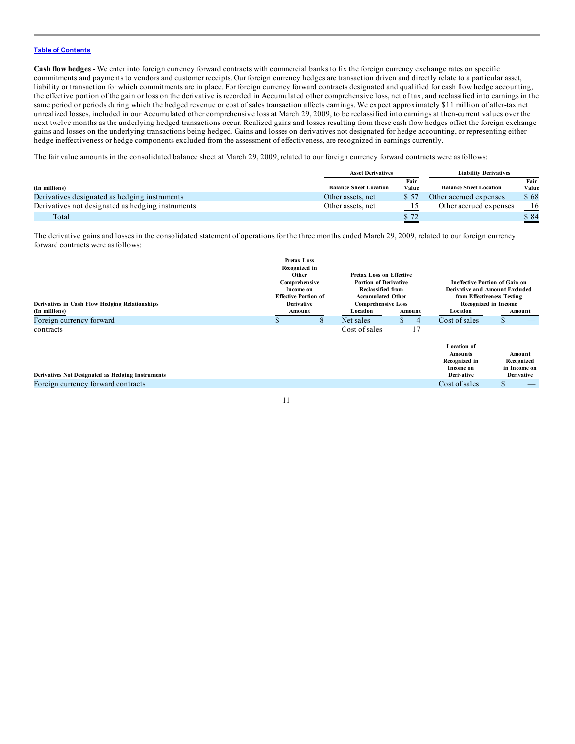[Table of Contents](#)

**Cash flow hedges -** We enter into foreign currency forward contracts with commercial banks to fix the foreign currency exchange rates on specific commitments and payments to vendors and customer receipts. Our foreign currency hedges are transaction driven and directly relate to a particular asset, liability or transaction for which commitments are in place. For foreign currency forward contracts designated and qualified for cash flow hedge accounting, the effective portion of the gain or loss on the derivative is recorded in Accumulated other comprehensive loss, net of tax, and reclassified into earnings in the same period or periods during which the hedged revenue or cost of sales transaction affects earnings. We expect approximately $11 million of after-tax net unrealized losses, included in our Accumulated other comprehensive loss at March 29, 2009, to be reclassified into earnings at then-current values over the next twelve months as the underlying hedged transactions occur. Realized gains and losses resulting from these cash flow hedges offset the foreign exchange gains and losses on the underlying transactions being hedged. Gains and losses on derivatives not designated for hedge accounting, or representing either hedge ineffectiveness or hedge components excluded from the assessment of effectiveness, are recognized in earnings currently.

The fair value amounts in the consolidated balance sheet at March 29, 2009, related to our foreign currency forward contracts were as follows:

| | Asset Derivatives | | Liability Derivatives | |
|---|---|---|---|---|
| (In millions) | Balance Sheet Location | Fair Value | Balance Sheet Location | Fair Value |
| Derivatives designated as hedging instruments | Other assets, net | $ 57 | Other accrued expenses | $ 68 |
| Derivatives not designated as hedging instruments | Other assets, net | 15 | Other accrued expenses | 16 |
| Total | | $ 72 | | $ 84 |

The derivative gains and losses in the consolidated statement of operations for the three months ended March 29, 2009, related to our foreign currency forward contracts were as follows:

| Derivatives in Cash Flow Hedging Relationships | Pretax Loss Recognized in Other Comprehensive Income on Effective Portion of Derivative | Pretax Loss on Effective Portion of Derivative Reclassified from Accumulated Other Comprehensive Loss | | Ineffective Portion of Gain on Derivative and Amount Excluded from Effectiveness Testing Recognized in Income | |
|---|---|---|---|---|---|
| (In millions) | Amount | Location | Amount | Location | Amount |
| Foreign currency forward contracts | $ 8 | Net sales | $ 4 | Cost of sales | $ — |
| | | Cost of sales | 17 | | |

| Derivatives Not Designated as Hedging Instruments | Location of Amounts Recognized in Income on Derivative | Amount Recognized in Income on Derivative |
|---|---|---|
| Foreign currency forward contracts | Cost of sales | $ — |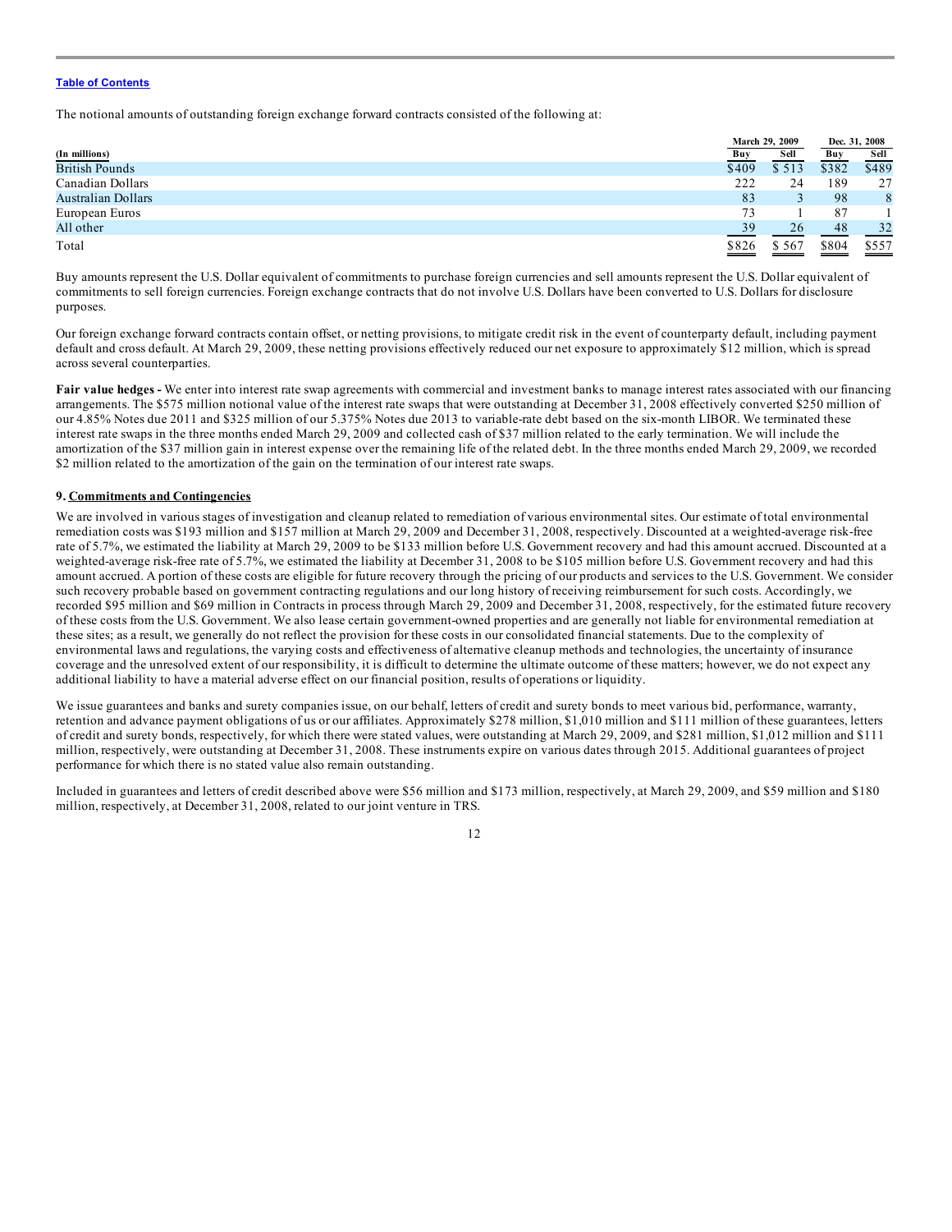Table of Contents

The notional amounts of outstanding foreign exchange forward contracts consisted of the following at:

| (In millions) | March 29, 2009 | | Dec. 31, 2008 | |
|---|---|---|---|---|
| | Buy | Sell | Buy | Sell |
| British Pounds | $409 | $ 513 | $382 | $489 |
| Canadian Dollars | 222 | 24 | 189 | 27 |
| Australian Dollars | 83 | 3 | 98 | 8 |
| European Euros | 73 | 1 | 87 | 1 |
| All other | 39 | 26 | 48 | 32 |
| Total | $826 | $ 567 | $804 | $557 |

Buy amounts represent the U.S. Dollar equivalent of commitments to purchase foreign currencies and sell amounts represent the U.S. Dollar equivalent of commitments to sell foreign currencies. Foreign exchange contracts that do not involve U.S. Dollars have been converted to U.S. Dollars for disclosure purposes.

Our foreign exchange forward contracts contain offset, or netting provisions, to mitigate credit risk in the event of counterparty default, including payment default and cross default. At March 29, 2009, these netting provisions effectively reduced our net exposure to approximately $12 million, which is spread across several counterparties.

**Fair value hedges -** We enter into interest rate swap agreements with commercial and investment banks to manage interest rates associated with our financing arrangements. The $575 million notional value of the interest rate swaps that were outstanding at December 31, 2008 effectively converted $250 million of our 4.85% Notes due 2011 and $325 million of our 5.375% Notes due 2013 to variable-rate debt based on the six-month LIBOR. We terminated these interest rate swaps in the three months ended March 29, 2009 and collected cash of $37 million related to the early termination. We will include the amortization of the $37 million gain in interest expense over the remaining life of the related debt. In the three months ended March 29, 2009, we recorded $2 million related to the amortization of the gain on the termination of our interest rate swaps.

## 9. Commitments and Contingencies

We are involved in various stages of investigation and cleanup related to remediation of various environmental sites. Our estimate of total environmental remediation costs was $193 million and $157 million at March 29, 2009 and December 31, 2008, respectively. Discounted at a weighted-average risk-free rate of 5.7%, we estimated the liability at March 29, 2009 to be $133 million before U.S. Government recovery and had this amount accrued. Discounted at a weighted-average risk-free rate of 5.7%, we estimated the liability at December 31, 2008 to be $105 million before U.S. Government recovery and had this amount accrued. A portion of these costs are eligible for future recovery through the pricing of our products and services to the U.S. Government. We consider such recovery probable based on government contracting regulations and our long history of receiving reimbursement for such costs. Accordingly, we recorded $95 million and $69 million in Contracts in process through March 29, 2009 and December 31, 2008, respectively, for the estimated future recovery of these costs from the U.S. Government. We also lease certain government-owned properties and are generally not liable for environmental remediation at these sites; as a result, we generally do not reflect the provision for these costs in our consolidated financial statements. Due to the complexity of environmental laws and regulations, the varying costs and effectiveness of alternative cleanup methods and technologies, the uncertainty of insurance coverage and the unresolved extent of our responsibility, it is difficult to determine the ultimate outcome of these matters; however, we do not expect any additional liability to have a material adverse effect on our financial position, results of operations or liquidity.

We issue guarantees and banks and surety companies issue, on our behalf, letters of credit and surety bonds to meet various bid, performance, warranty, retention and advance payment obligations of us or our affiliates. Approximately $278 million, $1,010 million and $111 million of these guarantees, letters of credit and surety bonds, respectively, for which there were stated values, were outstanding at March 29, 2009, and $281 million, $1,012 million and $111 million, respectively, were outstanding at December 31, 2008. These instruments expire on various dates through 2015. Additional guarantees of project performance for which there is no stated value also remain outstanding.

Included in guarantees and letters of credit described above were $56 million and $173 million, respectively, at March 29, 2009, and $59 million and $180 million, respectively, at December 31, 2008, related to our joint venture in TRS.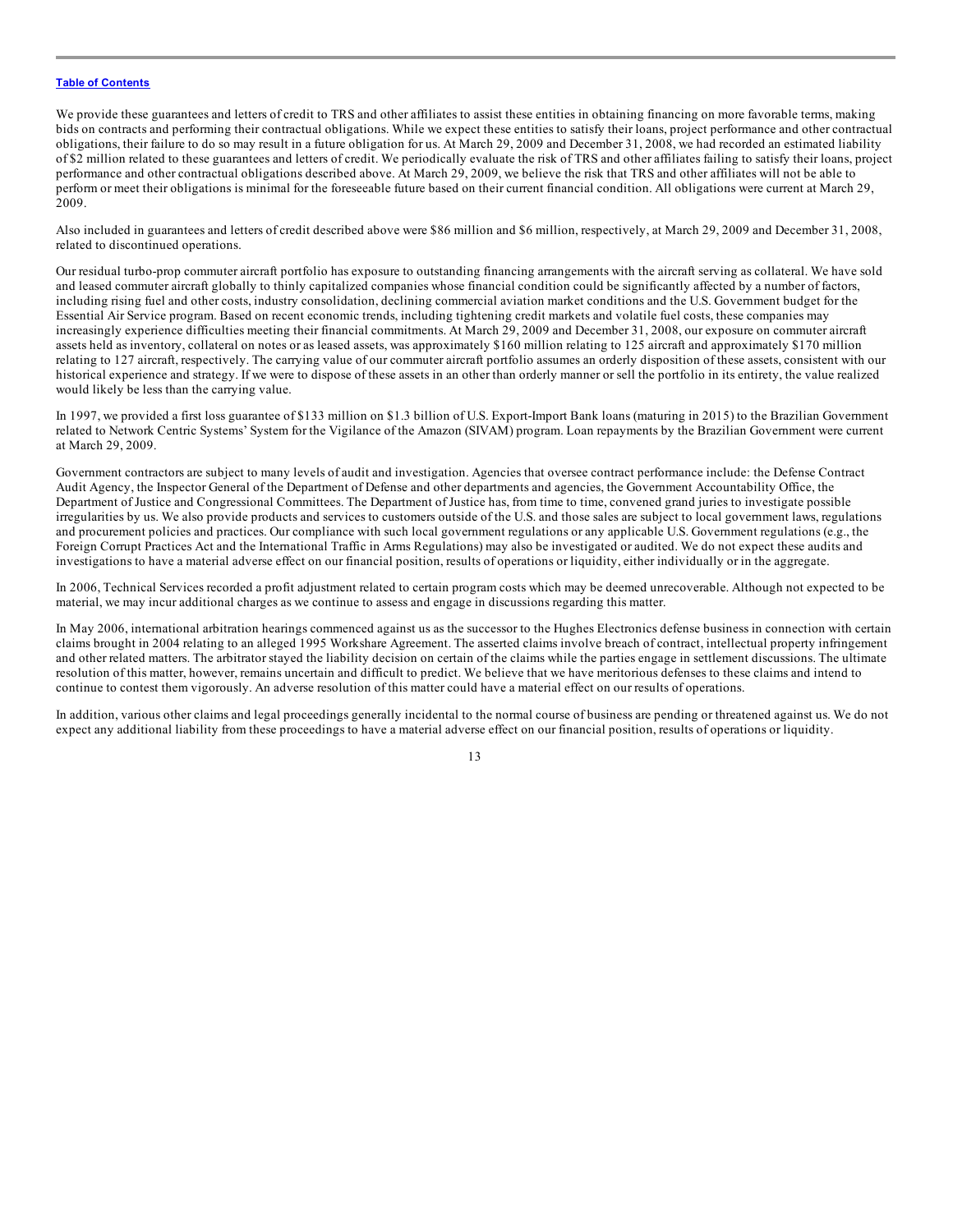We provide these guarantees and letters of credit to TRS and other affiliates to assist these entities in obtaining financing on more favorable terms, making bids on contracts and performing their contractual obligations. While we expect these entities to satisfy their loans, project performance and other contractual obligations, their failure to do so may result in a future obligation for us. At March 29, 2009 and December 31, 2008, we had recorded an estimated liability of $2 million related to these guarantees and letters of credit. We periodically evaluate the risk of TRS and other affiliates failing to satisfy their loans, project performance and other contractual obligations described above. At March 29, 2009, we believe the risk that TRS and other affiliates will not be able to perform or meet their obligations is minimal for the foreseeable future based on their current financial condition. All obligations were current at March 29, 2009.

Also included in guarantees and letters of credit described above were $86 million and $6 million, respectively, at March 29, 2009 and December 31, 2008, related to discontinued operations.

Our residual turbo-prop commuter aircraft portfolio has exposure to outstanding financing arrangements with the aircraft serving as collateral. We have sold and leased commuter aircraft globally to thinly capitalized companies whose financial condition could be significantly affected by a number of factors, including rising fuel and other costs, industry consolidation, declining commercial aviation market conditions and the U.S. Government budget for the Essential Air Service program. Based on recent economic trends, including tightening credit markets and volatile fuel costs, these companies may increasingly experience difficulties meeting their financial commitments. At March 29, 2009 and December 31, 2008, our exposure on commuter aircraft assets held as inventory, collateral on notes or as leased assets, was approximately $160 million relating to 125 aircraft and approximately $170 million relating to 127 aircraft, respectively. The carrying value of our commuter aircraft portfolio assumes an orderly disposition of these assets, consistent with our historical experience and strategy. If we were to dispose of these assets in an other than orderly manner or sell the portfolio in its entirety, the value realized would likely be less than the carrying value.

In 1997, we provided a first loss guarantee of $133 million on $1.3 billion of U.S. Export-Import Bank loans (maturing in 2015) to the Brazilian Government related to Network Centric Systems' System for the Vigilance of the Amazon (SIVAM) program. Loan repayments by the Brazilian Government were current at March 29, 2009.

Government contractors are subject to many levels of audit and investigation. Agencies that oversee contract performance include: the Defense Contract Audit Agency, the Inspector General of the Department of Defense and other departments and agencies, the Government Accountability Office, the Department of Justice and Congressional Committees. The Department of Justice has, from time to time, convened grand juries to investigate possible irregularities by us. We also provide products and services to customers outside of the U.S. and those sales are subject to local government laws, regulations and procurement policies and practices. Our compliance with such local government regulations or any applicable U.S. Government regulations (e.g., the Foreign Corrupt Practices Act and the International Traffic in Arms Regulations) may also be investigated or audited. We do not expect these audits and investigations to have a material adverse effect on our financial position, results of operations or liquidity, either individually or in the aggregate.

In 2006, Technical Services recorded a profit adjustment related to certain program costs which may be deemed unrecoverable. Although not expected to be material, we may incur additional charges as we continue to assess and engage in discussions regarding this matter.

In May 2006, international arbitration hearings commenced against us as the successor to the Hughes Electronics defense business in connection with certain claims brought in 2004 relating to an alleged 1995 Workshare Agreement. The asserted claims involve breach of contract, intellectual property infringement and other related matters. The arbitrator stayed the liability decision on certain of the claims while the parties engage in settlement discussions. The ultimate resolution of this matter, however, remains uncertain and difficult to predict. We believe that we have meritorious defenses to these claims and intend to continue to contest them vigorously. An adverse resolution of this matter could have a material effect on our results of operations.

In addition, various other claims and legal proceedings generally incidental to the normal course of business are pending or threatened against us. We do not expect any additional liability from these proceedings to have a material adverse effect on our financial position, results of operations or liquidity.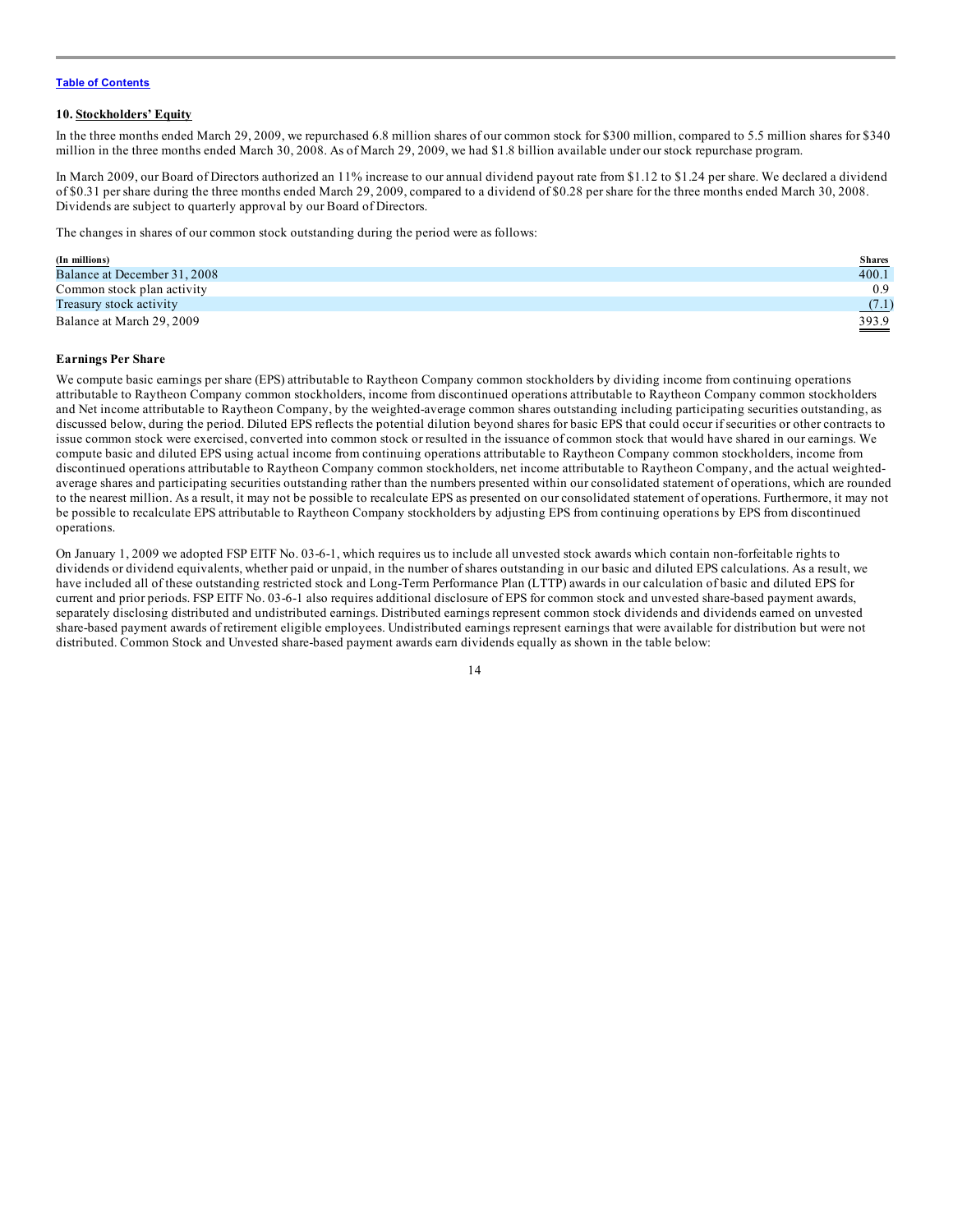## 10. Stockholders' Equity

In the three months ended March 29, 2009, we repurchased 6.8 million shares of our common stock for $300 million, compared to 5.5 million shares for $340 million in the three months ended March 30, 2008. As of March 29, 2009, we had $1.8 billion available under our stock repurchase program.

In March 2009, our Board of Directors authorized an 11% increase to our annual dividend payout rate from $1.12 to $1.24 per share. We declared a dividend of $0.31 per share during the three months ended March 29, 2009, compared to a dividend of $0.28 per share for the three months ended March 30, 2008. Dividends are subject to quarterly approval by our Board of Directors.

The changes in shares of our common stock outstanding during the period were as follows:

| (In millions) | Shares |
|---|---|
| Balance at December 31, 2008 | 400.1 |
| Common stock plan activity | 0.9 |
| Treasury stock activity | (7.1) |
| Balance at March 29, 2009 | 393.9 |

### Earnings Per Share

We compute basic earnings per share (EPS) attributable to Raytheon Company common stockholders by dividing income from continuing operations attributable to Raytheon Company common stockholders, income from discontinued operations attributable to Raytheon Company common stockholders and Net income attributable to Raytheon Company, by the weighted-average common shares outstanding including participating securities outstanding, as discussed below, during the period. Diluted EPS reflects the potential dilution beyond shares for basic EPS that could occur if securities or other contracts to issue common stock were exercised, converted into common stock or resulted in the issuance of common stock that would have shared in our earnings. We compute basic and diluted EPS using actual income from continuing operations attributable to Raytheon Company common stockholders, income from discontinued operations attributable to Raytheon Company common stockholders, net income attributable to Raytheon Company, and the actual weighted-average shares and participating securities outstanding rather than the numbers presented within our consolidated statement of operations, which are rounded to the nearest million. As a result, it may not be possible to recalculate EPS as presented on our consolidated statement of operations. Furthermore, it may not be possible to recalculate EPS attributable to Raytheon Company stockholders by adjusting EPS from continuing operations by EPS from discontinued operations.

On January 1, 2009 we adopted FSP EITF No. 03-6-1, which requires us to include all unvested stock awards which contain non-forfeitable rights to dividends or dividend equivalents, whether paid or unpaid, in the number of shares outstanding in our basic and diluted EPS calculations. As a result, we have included all of these outstanding restricted stock and Long-Term Performance Plan (LTTP) awards in our calculation of basic and diluted EPS for current and prior periods. FSP EITF No. 03-6-1 also requires additional disclosure of EPS for common stock and unvested share-based payment awards, separately disclosing distributed and undistributed earnings. Distributed earnings represent common stock dividends and dividends earned on unvested share-based payment awards of retirement eligible employees. Undistributed earnings represent earnings that were available for distribution but were not distributed. Common Stock and Unvested share-based payment awards earn dividends equally as shown in the table below: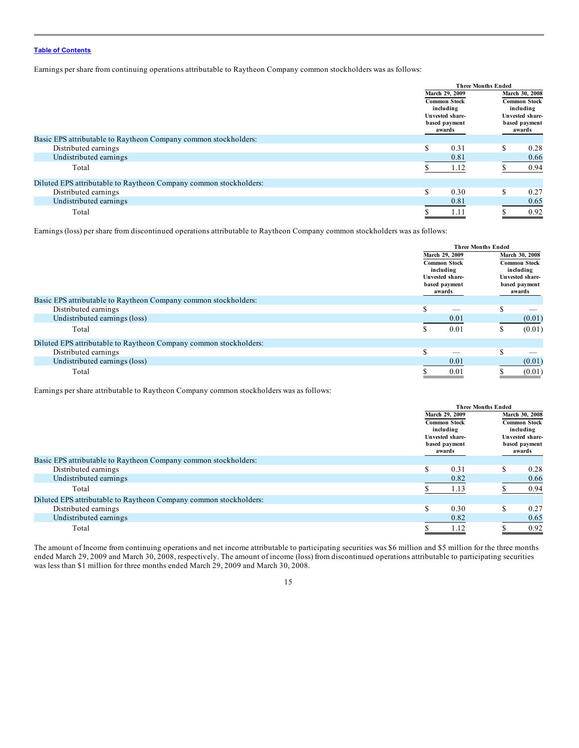Table of Contents

Earnings per share from continuing operations attributable to Raytheon Company common stockholders was as follows:

| | Three Months Ended | |
|---|---|---|
| | March 29, 2009 | March 30, 2008 |
| | Common Stock including Unvested share-based payment awards | Common Stock including Unvested share-based payment awards |
| Basic EPS attributable to Raytheon Company common stockholders: | | |
| Distributed earnings | $ 0.31 | $ 0.28 |
| Undistributed earnings | 0.81 | 0.66 |
| Total | $ 1.12 | $ 0.94 |
| Diluted EPS attributable to Raytheon Company common stockholders: | | |
| Distributed earnings | $ 0.30 | $ 0.27 |
| Undistributed earnings | 0.81 | 0.65 |
| Total | $ 1.11 | $ 0.92 |

Earnings (loss) per share from discontinued operations attributable to Raytheon Company common stockholders was as follows:

| | Three Months Ended | |
|---|---|---|
| | March 29, 2009 | March 30, 2008 |
| | Common Stock including Unvested share-based payment awards | Common Stock including Unvested share-based payment awards |
| Basic EPS attributable to Raytheon Company common stockholders: | | |
| Distributed earnings | $ — | $ — |
| Undistributed earnings (loss) | 0.01 | (0.01) |
| Total | $ 0.01 | $ (0.01) |
| Diluted EPS attributable to Raytheon Company common stockholders: | | |
| Distributed earnings | $ — | $ — |
| Undistributed earnings (loss) | 0.01 | (0.01) |
| Total | $ 0.01 | $ (0.01) |

Earnings per share attributable to Raytheon Company common stockholders was as follows:

| | Three Months Ended | |
|---|---|---|
| | March 29, 2009 | March 30, 2008 |
| | Common Stock including Unvested share-based payment awards | Common Stock including Unvested share-based payment awards |
| Basic EPS attributable to Raytheon Company common stockholders: | | |
| Distributed earnings | $ 0.31 | $ 0.28 |
| Undistributed earnings | 0.82 | 0.66 |
| Total | $ 1.13 | $ 0.94 |
| Diluted EPS attributable to Raytheon Company common stockholders: | | |
| Distributed earnings | $ 0.30 | $ 0.27 |
| Undistributed earnings | 0.82 | 0.65 |
| Total | $ 1.12 | $ 0.92 |

The amount of Income from continuing operations and net income attributable to participating securities was $6 million and $5 million for the three months ended March 29, 2009 and March 30, 2008, respectively. The amount of income (loss) from discontinued operations attributable to participating securities was less than $1 million for three months ended March 29, 2009 and March 30, 2008.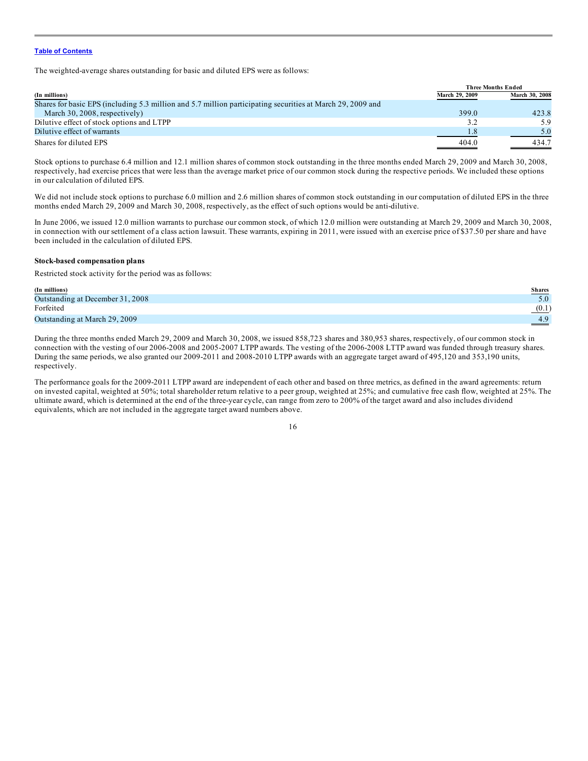Table of Contents

The weighted-average shares outstanding for basic and diluted EPS were as follows:

| (In millions) | Three Months Ended March 29, 2009 | Three Months Ended March 30, 2008 |
|---|---|---|
| Shares for basic EPS (including 5.3 million and 5.7 million participating securities at March 29, 2009 and March 30, 2008, respectively) | 399.0 | 423.8 |
| Dilutive effect of stock options and LTPP | 3.2 | 5.9 |
| Dilutive effect of warrants | 1.8 | 5.0 |
| Shares for diluted EPS | 404.0 | 434.7 |

Stock options to purchase 6.4 million and 12.1 million shares of common stock outstanding in the three months ended March 29, 2009 and March 30, 2008, respectively, had exercise prices that were less than the average market price of our common stock during the respective periods. We included these options in our calculation of diluted EPS.

We did not include stock options to purchase 6.0 million and 2.6 million shares of common stock outstanding in our computation of diluted EPS in the three months ended March 29, 2009 and March 30, 2008, respectively, as the effect of such options would be anti-dilutive.

In June 2006, we issued 12.0 million warrants to purchase our common stock, of which 12.0 million were outstanding at March 29, 2009 and March 30, 2008, in connection with our settlement of a class action lawsuit. These warrants, expiring in 2011, were issued with an exercise price of $37.50 per share and have been included in the calculation of diluted EPS.

**Stock-based compensation plans**

Restricted stock activity for the period was as follows:

| (In millions) | Shares |
|---|---|
| Outstanding at December 31, 2008 | 5.0 |
| Forfeited | (0.1) |
| Outstanding at March 29, 2009 | 4.9 |

During the three months ended March 29, 2009 and March 30, 2008, we issued 858,723 shares and 380,953 shares, respectively, of our common stock in connection with the vesting of our 2006-2008 and 2005-2007 LTPP awards. The vesting of the 2006-2008 LTTP award was funded through treasury shares. During the same periods, we also granted our 2009-2011 and 2008-2010 LTPP awards with an aggregate target award of 495,120 and 353,190 units, respectively.

The performance goals for the 2009-2011 LTPP award are independent of each other and based on three metrics, as defined in the award agreements: return on invested capital, weighted at 50%; total shareholder return relative to a peer group, weighted at 25%; and cumulative free cash flow, weighted at 25%. The ultimate award, which is determined at the end of the three-year cycle, can range from zero to 200% of the target award and also includes dividend equivalents, which are not included in the aggregate target award numbers above.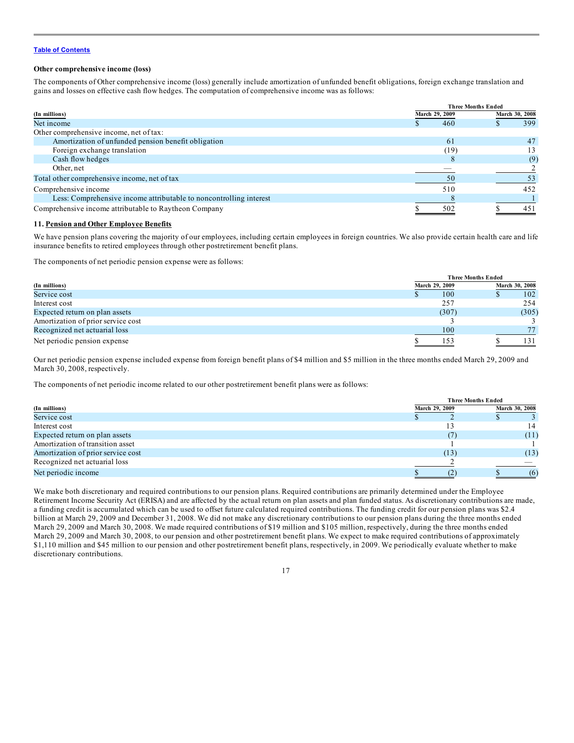### Other comprehensive income (loss)

The components of Other comprehensive income (loss) generally include amortization of unfunded benefit obligations, foreign exchange translation and gains and losses on effective cash flow hedges. The computation of comprehensive income was as follows:

| | Three Months Ended | |
|---|---|---|
| (In millions) | March 29, 2009 | March 30, 2008 |
| Net income | $ 460 | $ 399 |
| Other comprehensive income, net of tax: | | |
| Amortization of unfunded pension benefit obligation | 61 | 47 |
| Foreign exchange translation | (19) | 13 |
| Cash flow hedges | 8 | (9) |
| Other, net | — | 2 |
| Total other comprehensive income, net of tax | 50 | 53 |
| Comprehensive income | 510 | 452 |
| Less: Comprehensive income attributable to noncontrolling interest | 8 | 1 |
| Comprehensive income attributable to Raytheon Company | $ 502 | $ 451 |

### 11. Pension and Other Employee Benefits

We have pension plans covering the majority of our employees, including certain employees in foreign countries. We also provide certain health care and life insurance benefits to retired employees through other postretirement benefit plans.

The components of net periodic pension expense were as follows:

| | Three Months Ended | |
|---|---|---|
| (In millions) | March 29, 2009 | March 30, 2008 |
| Service cost | $ 100 | $ 102 |
| Interest cost | 257 | 254 |
| Expected return on plan assets | (307) | (305) |
| Amortization of prior service cost | 3 | 3 |
| Recognized net actuarial loss | 100 | 77 |
| Net periodic pension expense | $ 153 | $ 131 |

Our net periodic pension expense included expense from foreign benefit plans of $4 million and $5 million in the three months ended March 29, 2009 and March 30, 2008, respectively.

The components of net periodic income related to our other postretirement benefit plans were as follows:

| | Three Months Ended | |
|---|---|---|
| (In millions) | March 29, 2009 | March 30, 2008 |
| Service cost | $ 2 | $ 3 |
| Interest cost | 13 | 14 |
| Expected return on plan assets | (7) | (11) |
| Amortization of transition asset | 1 | 1 |
| Amortization of prior service cost | (13) | (13) |
| Recognized net actuarial loss | 2 | — |
| Net periodic income | $ (2) | $ (6) |

We make both discretionary and required contributions to our pension plans. Required contributions are primarily determined under the Employee Retirement Income Security Act (ERISA) and are affected by the actual return on plan assets and plan funded status. As discretionary contributions are made, a funding credit is accumulated which can be used to offset future calculated required contributions. The funding credit for our pension plans was $2.4 billion at March 29, 2009 and December 31, 2008. We did not make any discretionary contributions to our pension plans during the three months ended March 29, 2009 and March 30, 2008. We made required contributions of $19 million and $105 million, respectively, during the three months ended March 29, 2009 and March 30, 2008, to our pension and other postretirement benefit plans. We expect to make required contributions of approximately $1,110 million and $45 million to our pension and other postretirement benefit plans, respectively, in 2009. We periodically evaluate whether to make discretionary contributions.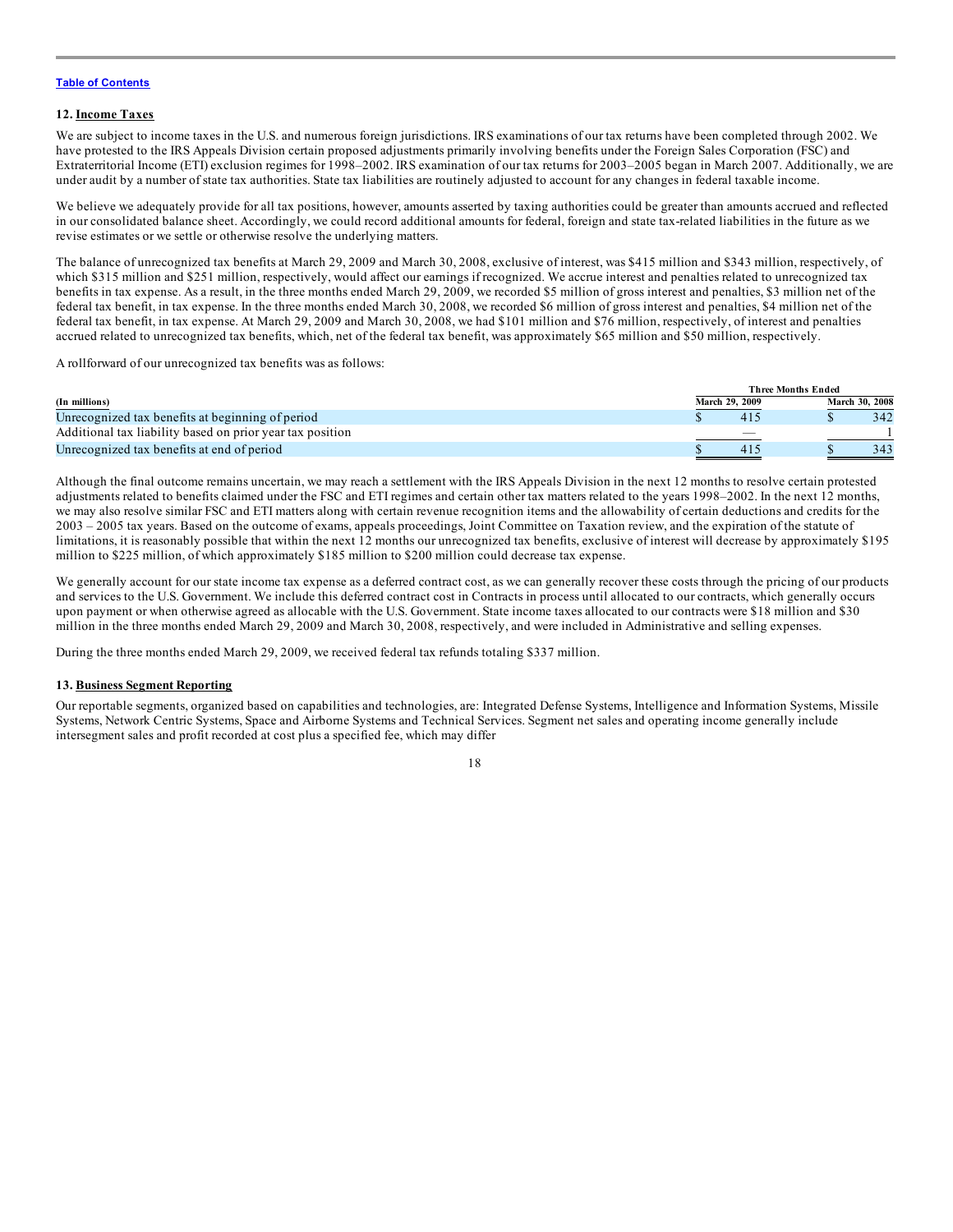[Table of Contents](#)

## 12. Income Taxes

We are subject to income taxes in the U.S. and numerous foreign jurisdictions. IRS examinations of our tax returns have been completed through 2002. We have protested to the IRS Appeals Division certain proposed adjustments primarily involving benefits under the Foreign Sales Corporation (FSC) and Extraterritorial Income (ETI) exclusion regimes for 1998–2002. IRS examination of our tax returns for 2003–2005 began in March 2007. Additionally, we are under audit by a number of state tax authorities. State tax liabilities are routinely adjusted to account for any changes in federal taxable income.

We believe we adequately provide for all tax positions, however, amounts asserted by taxing authorities could be greater than amounts accrued and reflected in our consolidated balance sheet. Accordingly, we could record additional amounts for federal, foreign and state tax-related liabilities in the future as we revise estimates or we settle or otherwise resolve the underlying matters.

The balance of unrecognized tax benefits at March 29, 2009 and March 30, 2008, exclusive of interest, was $415 million and $343 million, respectively, of which $315 million and $251 million, respectively, would affect our earnings if recognized. We accrue interest and penalties related to unrecognized tax benefits in tax expense. As a result, in the three months ended March 29, 2009, we recorded $5 million of gross interest and penalties, $3 million net of the federal tax benefit, in tax expense. In the three months ended March 30, 2008, we recorded $6 million of gross interest and penalties, $4 million net of the federal tax benefit, in tax expense. At March 29, 2009 and March 30, 2008, we had $101 million and $76 million, respectively, of interest and penalties accrued related to unrecognized tax benefits, which, net of the federal tax benefit, was approximately $65 million and $50 million, respectively.

A rollforward of our unrecognized tax benefits was as follows:

| | Three Months Ended | |
|---|---|---|
| (In millions) | March 29, 2009 | March 30, 2008 |
| Unrecognized tax benefits at beginning of period | $ 415 | $ 342 |
| Additional tax liability based on prior year tax position | — | 1 |
| Unrecognized tax benefits at end of period | $ 415 | $ 343 |

Although the final outcome remains uncertain, we may reach a settlement with the IRS Appeals Division in the next 12 months to resolve certain protested adjustments related to benefits claimed under the FSC and ETI regimes and certain other tax matters related to the years 1998–2002. In the next 12 months, we may also resolve similar FSC and ETI matters along with certain revenue recognition items and the allowability of certain deductions and credits for the 2003 – 2005 tax years. Based on the outcome of exams, appeals proceedings, Joint Committee on Taxation review, and the expiration of the statute of limitations, it is reasonably possible that within the next 12 months our unrecognized tax benefits, exclusive of interest will decrease by approximately $195 million to $225 million, of which approximately $185 million to $200 million could decrease tax expense.

We generally account for our state income tax expense as a deferred contract cost, as we can generally recover these costs through the pricing of our products and services to the U.S. Government. We include this deferred contract cost in Contracts in process until allocated to our contracts, which generally occurs upon payment or when otherwise agreed as allocable with the U.S. Government. State income taxes allocated to our contracts were $18 million and $30 million in the three months ended March 29, 2009 and March 30, 2008, respectively, and were included in Administrative and selling expenses.

During the three months ended March 29, 2009, we received federal tax refunds totaling $337 million.

## 13. Business Segment Reporting

Our reportable segments, organized based on capabilities and technologies, are: Integrated Defense Systems, Intelligence and Information Systems, Missile Systems, Network Centric Systems, Space and Airborne Systems and Technical Services. Segment net sales and operating income generally include intersegment sales and profit recorded at cost plus a specified fee, which may differ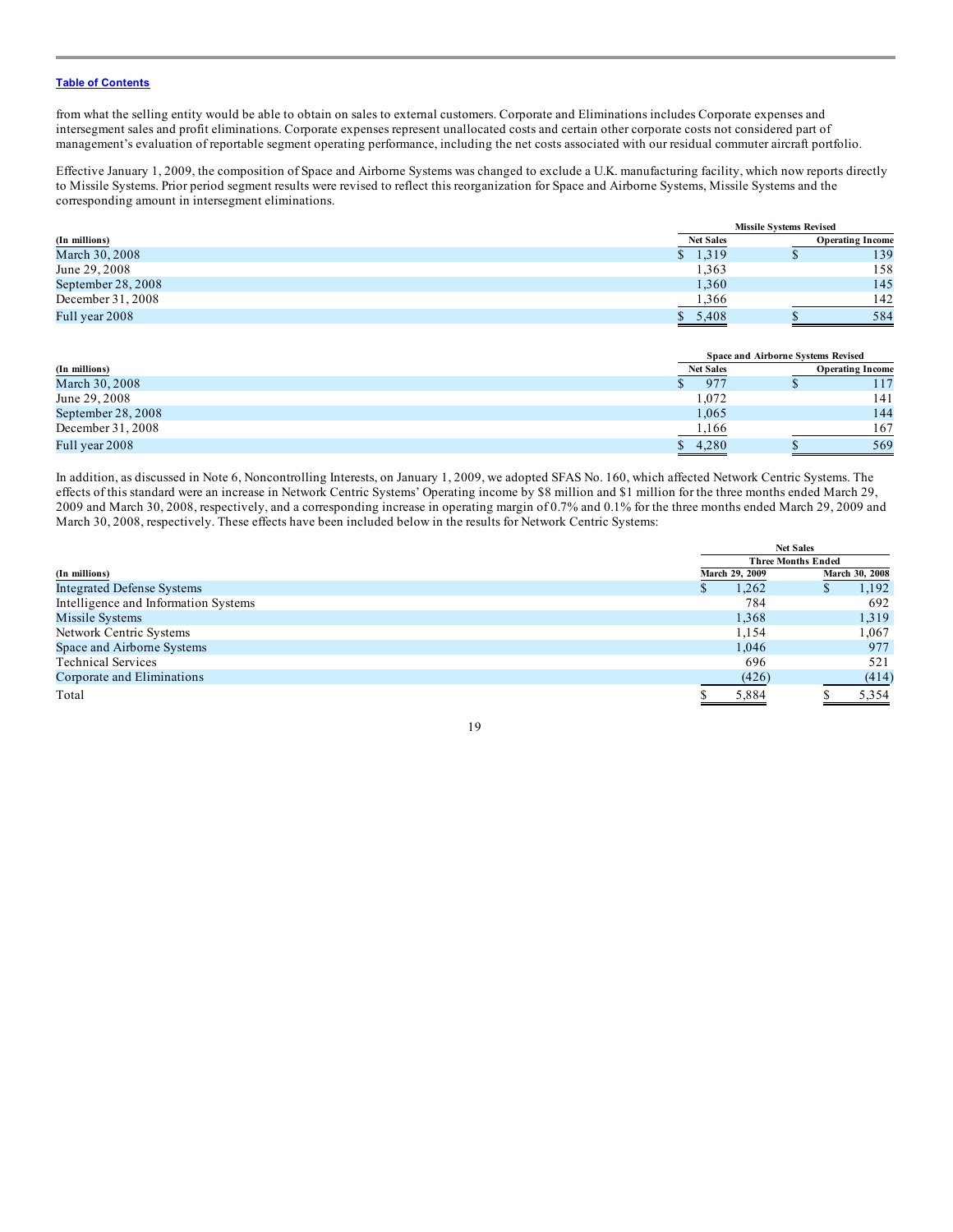from what the selling entity would be able to obtain on sales to external customers. Corporate and Eliminations includes Corporate expenses and intersegment sales and profit eliminations. Corporate expenses represent unallocated costs and certain other corporate costs not considered part of management's evaluation of reportable segment operating performance, including the net costs associated with our residual commuter aircraft portfolio.

Effective January 1, 2009, the composition of Space and Airborne Systems was changed to exclude a U.K. manufacturing facility, which now reports directly to Missile Systems. Prior period segment results were revised to reflect this reorganization for Space and Airborne Systems, Missile Systems and the corresponding amount in intersegment eliminations.

| | Missile Systems Revised | |
|---|---|---|
| (In millions) | Net Sales | Operating Income |
| March 30, 2008 | $ 1,319 | $ 139 |
| June 29, 2008 | 1,363 | 158 |
| September 28, 2008 | 1,360 | 145 |
| December 31, 2008 | 1,366 | 142 |
| Full year 2008 | $ 5,408 | $ 584 |

| | Space and Airborne Systems Revised | |
|---|---|---|
| (In millions) | Net Sales | Operating Income |
| March 30, 2008 | $ 977 | $ 117 |
| June 29, 2008 | 1,072 | 141 |
| September 28, 2008 | 1,065 | 144 |
| December 31, 2008 | 1,166 | 167 |
| Full year 2008 | $ 4,280 | $ 569 |

In addition, as discussed in Note 6, Noncontrolling Interests, on January 1, 2009, we adopted SFAS No. 160, which affected Network Centric Systems. The effects of this standard were an increase in Network Centric Systems' Operating income by $8 million and $1 million for the three months ended March 29, 2009 and March 30, 2008, respectively, and a corresponding increase in operating margin of 0.7% and 0.1% for the three months ended March 29, 2009 and March 30, 2008, respectively. These effects have been included below in the results for Network Centric Systems:

| | Net Sales | |
|---|---|---|
| | Three Months Ended | |
| (In millions) | March 29, 2009 | March 30, 2008 |
| Integrated Defense Systems | $ 1,262 | $ 1,192 |
| Intelligence and Information Systems | 784 | 692 |
| Missile Systems | 1,368 | 1,319 |
| Network Centric Systems | 1,154 | 1,067 |
| Space and Airborne Systems | 1,046 | 977 |
| Technical Services | 696 | 521 |
| Corporate and Eliminations | (426) | (414) |
| Total | $ 5,884 | $ 5,354 |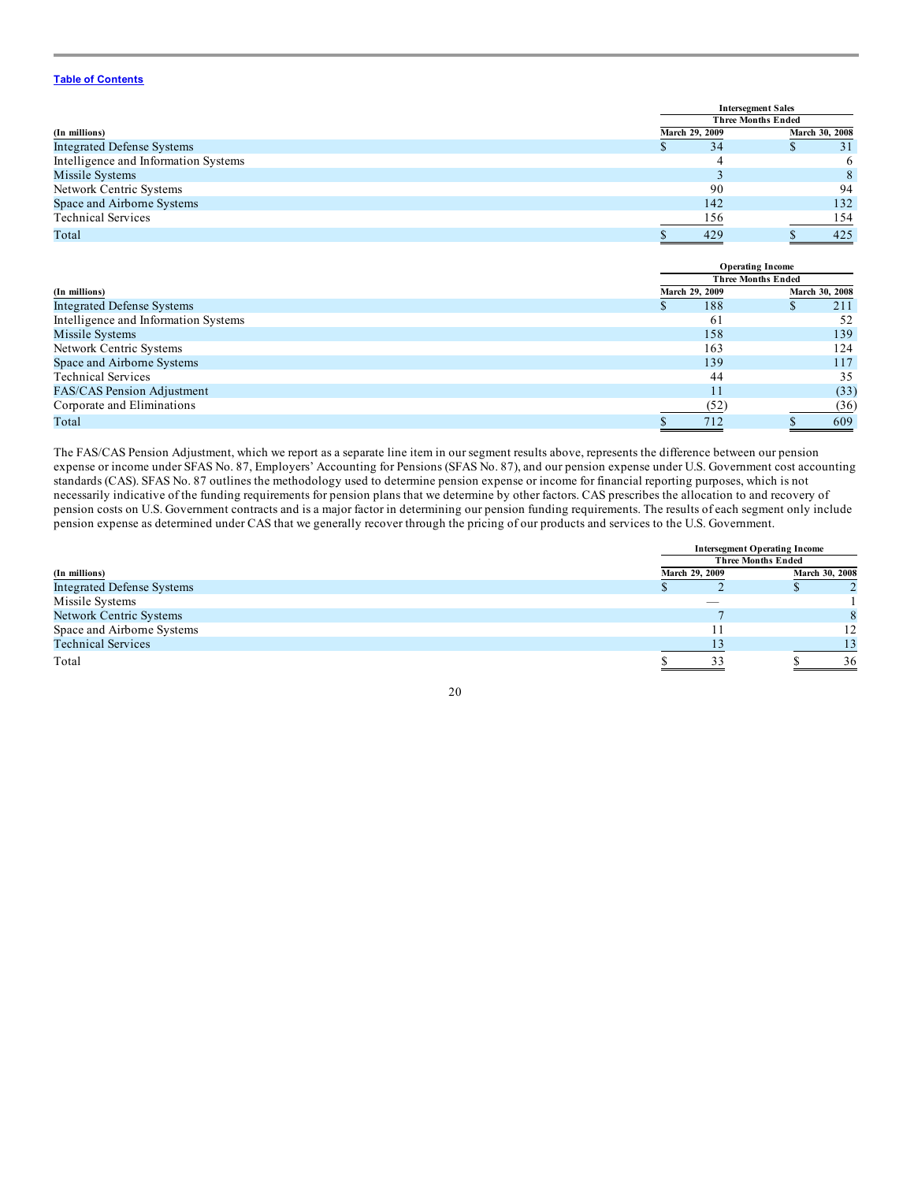[Table of Contents](#)

| (In millions) | Intersegment Sales Three Months Ended | |
|---|---|---|
| | March 29, 2009 | March 30, 2008 |
| Integrated Defense Systems | $ 34 | $ 31 |
| Intelligence and Information Systems | 4 | 6 |
| Missile Systems | 3 | 8 |
| Network Centric Systems | 90 | 94 |
| Space and Airborne Systems | 142 | 132 |
| Technical Services | 156 | 154 |
| Total | $ 429 | $ 425 |

| (In millions) | Operating Income Three Months Ended | |
|---|---|---|
| | March 29, 2009 | March 30, 2008 |
| Integrated Defense Systems | $ 188 | $ 211 |
| Intelligence and Information Systems | 61 | 52 |
| Missile Systems | 158 | 139 |
| Network Centric Systems | 163 | 124 |
| Space and Airborne Systems | 139 | 117 |
| Technical Services | 44 | 35 |
| FAS/CAS Pension Adjustment | 11 | (33) |
| Corporate and Eliminations | (52) | (36) |
| Total | $ 712 | $ 609 |

The FAS/CAS Pension Adjustment, which we report as a separate line item in our segment results above, represents the difference between our pension expense or income under SFAS No. 87, Employers' Accounting for Pensions (SFAS No. 87), and our pension expense under U.S. Government cost accounting standards (CAS). SFAS No. 87 outlines the methodology used to determine pension expense or income for financial reporting purposes, which is not necessarily indicative of the funding requirements for pension plans that we determine by other factors. CAS prescribes the allocation to and recovery of pension costs on U.S. Government contracts and is a major factor in determining our pension funding requirements. The results of each segment only include pension expense as determined under CAS that we generally recover through the pricing of our products and services to the U.S. Government.

| (In millions) | Intersegment Operating Income Three Months Ended | |
|---|---|---|
| | March 29, 2009 | March 30, 2008 |
| Integrated Defense Systems | $ 2 | $ 2 |
| Missile Systems | — | 1 |
| Network Centric Systems | 7 | 8 |
| Space and Airborne Systems | 11 | 12 |
| Technical Services | 13 | 13 |
| Total | $ 33 | $ 36 |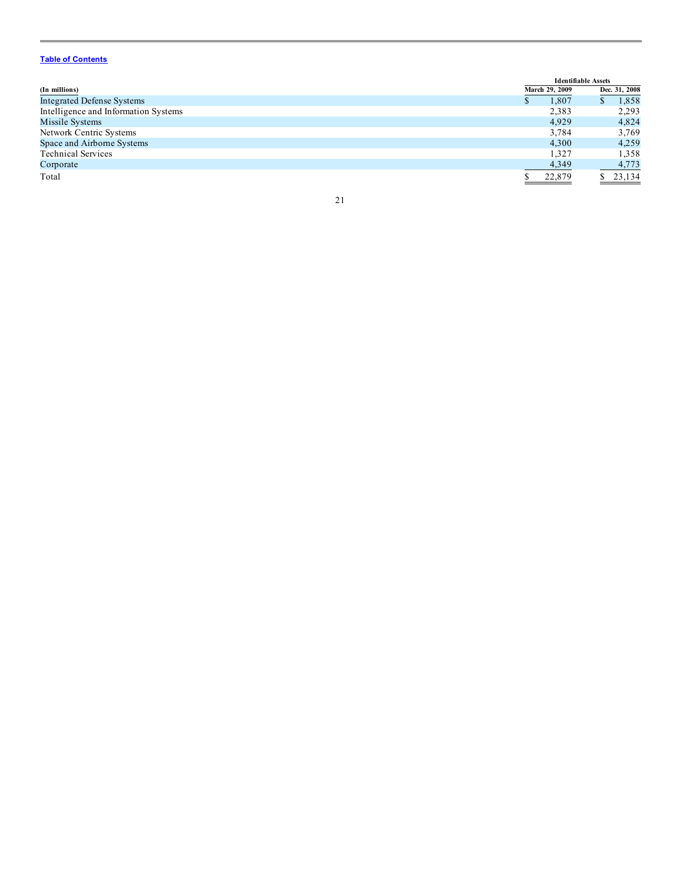| (In millions) | Identifiable Assets | |
|---|---|---|
| | March 29, 2009 | Dec. 31, 2008 |
| Integrated Defense Systems | $ 1,807 | $ 1,858 |
| Intelligence and Information Systems | 2,383 | 2,293 |
| Missile Systems | 4,929 | 4,824 |
| Network Centric Systems | 3,784 | 3,769 |
| Space and Airborne Systems | 4,300 | 4,259 |
| Technical Services | 1,327 | 1,358 |
| Corporate | 4,349 | 4,773 |
| Total | $ 22,879 | $ 23,134 |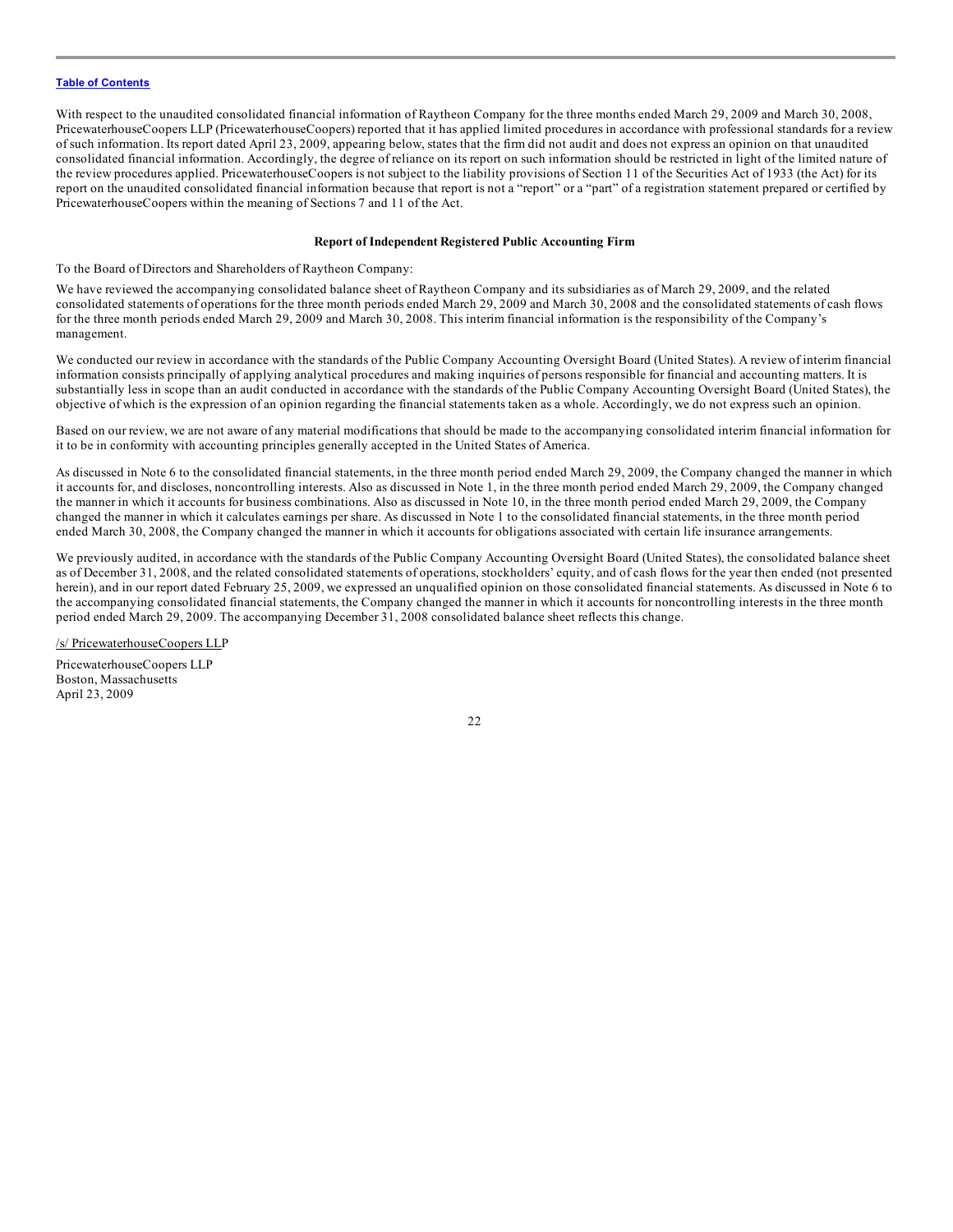With respect to the unaudited consolidated financial information of Raytheon Company for the three months ended March 29, 2009 and March 30, 2008, PricewaterhouseCoopers LLP (PricewaterhouseCoopers) reported that it has applied limited procedures in accordance with professional standards for a review of such information. Its report dated April 23, 2009, appearing below, states that the firm did not audit and does not express an opinion on that unaudited consolidated financial information. Accordingly, the degree of reliance on its report on such information should be restricted in light of the limited nature of the review procedures applied. PricewaterhouseCoopers is not subject to the liability provisions of Section 11 of the Securities Act of 1933 (the Act) for its report on the unaudited consolidated financial information because that report is not a "report" or a "part" of a registration statement prepared or certified by PricewaterhouseCoopers within the meaning of Sections 7 and 11 of the Act.

**Report of Independent Registered Public Accounting Firm**

To the Board of Directors and Shareholders of Raytheon Company:

We have reviewed the accompanying consolidated balance sheet of Raytheon Company and its subsidiaries as of March 29, 2009, and the related consolidated statements of operations for the three month periods ended March 29, 2009 and March 30, 2008 and the consolidated statements of cash flows for the three month periods ended March 29, 2009 and March 30, 2008. This interim financial information is the responsibility of the Company's management.

We conducted our review in accordance with the standards of the Public Company Accounting Oversight Board (United States). A review of interim financial information consists principally of applying analytical procedures and making inquiries of persons responsible for financial and accounting matters. It is substantially less in scope than an audit conducted in accordance with the standards of the Public Company Accounting Oversight Board (United States), the objective of which is the expression of an opinion regarding the financial statements taken as a whole. Accordingly, we do not express such an opinion.

Based on our review, we are not aware of any material modifications that should be made to the accompanying consolidated interim financial information for it to be in conformity with accounting principles generally accepted in the United States of America.

As discussed in Note 6 to the consolidated financial statements, in the three month period ended March 29, 2009, the Company changed the manner in which it accounts for, and discloses, noncontrolling interests. Also as discussed in Note 1, in the three month period ended March 29, 2009, the Company changed the manner in which it accounts for business combinations. Also as discussed in Note 10, in the three month period ended March 29, 2009, the Company changed the manner in which it calculates earnings per share. As discussed in Note 1 to the consolidated financial statements, in the three month period ended March 30, 2008, the Company changed the manner in which it accounts for obligations associated with certain life insurance arrangements.

We previously audited, in accordance with the standards of the Public Company Accounting Oversight Board (United States), the consolidated balance sheet as of December 31, 2008, and the related consolidated statements of operations, stockholders' equity, and of cash flows for the year then ended (not presented herein), and in our report dated February 25, 2009, we expressed an unqualified opinion on those consolidated financial statements. As discussed in Note 6 to the accompanying consolidated financial statements, the Company changed the manner in which it accounts for noncontrolling interests in the three month period ended March 29, 2009. The accompanying December 31, 2008 consolidated balance sheet reflects this change.

/s/ PricewaterhouseCoopers LLP

PricewaterhouseCoopers LLP
Boston, Massachusetts
April 23, 2009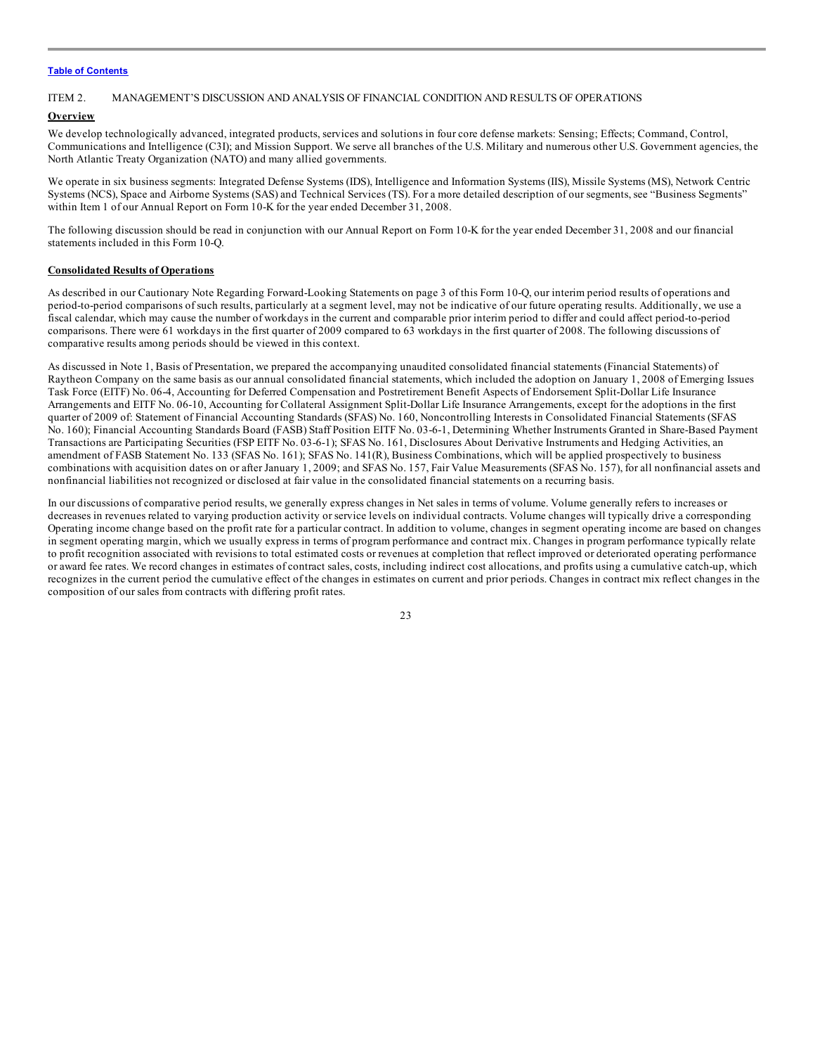ITEM 2. MANAGEMENT'S DISCUSSION AND ANALYSIS OF FINANCIAL CONDITION AND RESULTS OF OPERATIONS

**Overview**

We develop technologically advanced, integrated products, services and solutions in four core defense markets: Sensing; Effects; Command, Control, Communications and Intelligence (C3I); and Mission Support. We serve all branches of the U.S. Military and numerous other U.S. Government agencies, the North Atlantic Treaty Organization (NATO) and many allied governments.

We operate in six business segments: Integrated Defense Systems (IDS), Intelligence and Information Systems (IIS), Missile Systems (MS), Network Centric Systems (NCS), Space and Airborne Systems (SAS) and Technical Services (TS). For a more detailed description of our segments, see "Business Segments" within Item 1 of our Annual Report on Form 10-K for the year ended December 31, 2008.

The following discussion should be read in conjunction with our Annual Report on Form 10-K for the year ended December 31, 2008 and our financial statements included in this Form 10-Q.

**Consolidated Results of Operations**

As described in our Cautionary Note Regarding Forward-Looking Statements on page 3 of this Form 10-Q, our interim period results of operations and period-to-period comparisons of such results, particularly at a segment level, may not be indicative of our future operating results. Additionally, we use a fiscal calendar, which may cause the number of workdays in the current and comparable prior interim period to differ and could affect period-to-period comparisons. There were 61 workdays in the first quarter of 2009 compared to 63 workdays in the first quarter of 2008. The following discussions of comparative results among periods should be viewed in this context.

As discussed in Note 1, Basis of Presentation, we prepared the accompanying unaudited consolidated financial statements (Financial Statements) of Raytheon Company on the same basis as our annual consolidated financial statements, which included the adoption on January 1, 2008 of Emerging Issues Task Force (EITF) No. 06-4, Accounting for Deferred Compensation and Postretirement Benefit Aspects of Endorsement Split-Dollar Life Insurance Arrangements and EITF No. 06-10, Accounting for Collateral Assignment Split-Dollar Life Insurance Arrangements, except for the adoptions in the first quarter of 2009 of: Statement of Financial Accounting Standards (SFAS) No. 160, Noncontrolling Interests in Consolidated Financial Statements (SFAS No. 160); Financial Accounting Standards Board (FASB) Staff Position EITF No. 03-6-1, Determining Whether Instruments Granted in Share-Based Payment Transactions are Participating Securities (FSP EITF No. 03-6-1); SFAS No. 161, Disclosures About Derivative Instruments and Hedging Activities, an amendment of FASB Statement No. 133 (SFAS No. 161); SFAS No. 141(R), Business Combinations, which will be applied prospectively to business combinations with acquisition dates on or after January 1, 2009; and SFAS No. 157, Fair Value Measurements (SFAS No. 157), for all nonfinancial assets and nonfinancial liabilities not recognized or disclosed at fair value in the consolidated financial statements on a recurring basis.

In our discussions of comparative period results, we generally express changes in Net sales in terms of volume. Volume generally refers to increases or decreases in revenues related to varying production activity or service levels on individual contracts. Volume changes will typically drive a corresponding Operating income change based on the profit rate for a particular contract. In addition to volume, changes in segment operating income are based on changes in segment operating margin, which we usually express in terms of program performance and contract mix. Changes in program performance typically relate to profit recognition associated with revisions to total estimated costs or revenues at completion that reflect improved or deteriorated operating performance or award fee rates. We record changes in estimates of contract sales, costs, including indirect cost allocations, and profits using a cumulative catch-up, which recognizes in the current period the cumulative effect of the changes in estimates on current and prior periods. Changes in contract mix reflect changes in the composition of our sales from contracts with differing profit rates.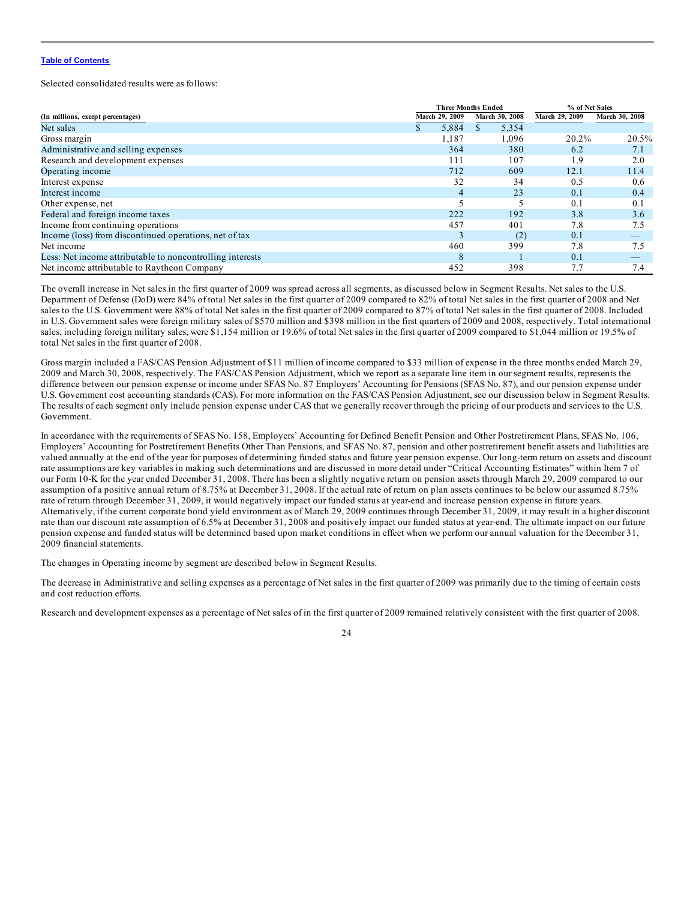[Table of Contents](#)

Selected consolidated results were as follows:

| (In millions, except percentages) | Three Months Ended | | % of Net Sales | |
|---|---|---|---|---|
| | March 29, 2009 | March 30, 2008 | March 29, 2009 | March 30, 2008 |
| Net sales | $ 5,884 | $ 5,354 | | |
| Gross margin | 1,187 | 1,096 | 20.2% | 20.5% |
| Administrative and selling expenses | 364 | 380 | 6.2 | 7.1 |
| Research and development expenses | 111 | 107 | 1.9 | 2.0 |
| Operating income | 712 | 609 | 12.1 | 11.4 |
| Interest expense | 32 | 34 | 0.5 | 0.6 |
| Interest income | 4 | 23 | 0.1 | 0.4 |
| Other expense, net | 5 | 5 | 0.1 | 0.1 |
| Federal and foreign income taxes | 222 | 192 | 3.8 | 3.6 |
| Income from continuing operations | 457 | 401 | 7.8 | 7.5 |
| Income (loss) from discontinued operations, net of tax | 3 | (2) | 0.1 | — |
| Net income | 460 | 399 | 7.8 | 7.5 |
| Less: Net income attributable to noncontrolling interests | 8 | 1 | 0.1 | — |
| Net income attributable to Raytheon Company | 452 | 398 | 7.7 | 7.4 |

The overall increase in Net sales in the first quarter of 2009 was spread across all segments, as discussed below in Segment Results. Net sales to the U.S. Department of Defense (DoD) were 84% of total Net sales in the first quarter of 2009 compared to 82% of total Net sales in the first quarter of 2008 and Net sales to the U.S. Government were 88% of total Net sales in the first quarter of 2009 compared to 87% of total Net sales in the first quarter of 2008. Included in U.S. Government sales were foreign military sales of $570 million and $398 million in the first quarters of 2009 and 2008, respectively. Total international sales, including foreign military sales, were $1,154 million or 19.6% of total Net sales in the first quarter of 2009 compared to $1,044 million or 19.5% of total Net sales in the first quarter of 2008.

Gross margin included a FAS/CAS Pension Adjustment of $11 million of income compared to $33 million of expense in the three months ended March 29, 2009 and March 30, 2008, respectively. The FAS/CAS Pension Adjustment, which we report as a separate line item in our segment results, represents the difference between our pension expense or income under SFAS No. 87 Employers' Accounting for Pensions (SFAS No. 87), and our pension expense under U.S. Government cost accounting standards (CAS). For more information on the FAS/CAS Pension Adjustment, see our discussion below in Segment Results. The results of each segment only include pension expense under CAS that we generally recover through the pricing of our products and services to the U.S. Government.

In accordance with the requirements of SFAS No. 158, Employers' Accounting for Defined Benefit Pension and Other Postretirement Plans, SFAS No. 106, Employers' Accounting for Postretirement Benefits Other Than Pensions, and SFAS No. 87, pension and other postretirement benefit assets and liabilities are valued annually at the end of the year for purposes of determining funded status and future year pension expense. Our long-term return on assets and discount rate assumptions are key variables in making such determinations and are discussed in more detail under "Critical Accounting Estimates" within Item 7 of our Form 10-K for the year ended December 31, 2008. There has been a slightly negative return on pension assets through March 29, 2009 compared to our assumption of a positive annual return of 8.75% at December 31, 2008. If the actual rate of return on plan assets continues to be below our assumed 8.75% rate of return through December 31, 2009, it would negatively impact our funded status at year-end and increase pension expense in future years. Alternatively, if the current corporate bond yield environment as of March 29, 2009 continues through December 31, 2009, it may result in a higher discount rate than our discount rate assumption of 6.5% at December 31, 2008 and positively impact our funded status at year-end. The ultimate impact on our future pension expense and funded status will be determined based upon market conditions in effect when we perform our annual valuation for the December 31, 2009 financial statements.

The changes in Operating income by segment are described below in Segment Results.

The decrease in Administrative and selling expenses as a percentage of Net sales in the first quarter of 2009 was primarily due to the timing of certain costs and cost reduction efforts.

Research and development expenses as a percentage of Net sales of in the first quarter of 2009 remained relatively consistent with the first quarter of 2008.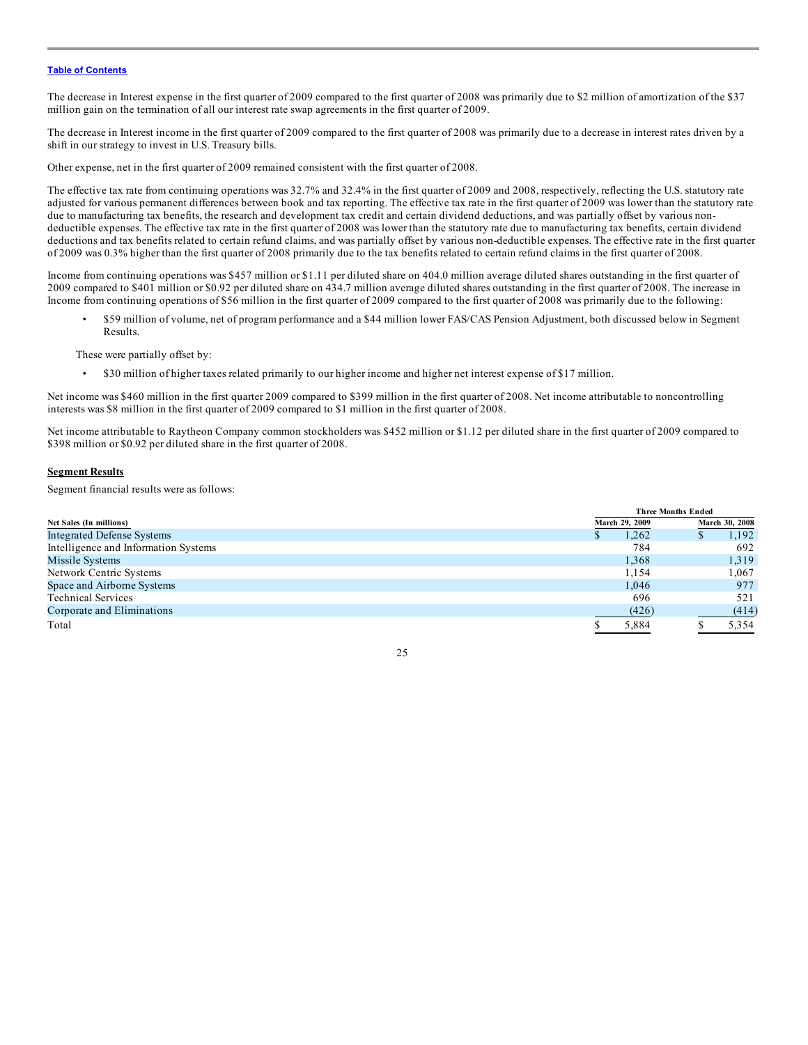[Table of Contents](#)

The decrease in Interest expense in the first quarter of 2009 compared to the first quarter of 2008 was primarily due to $2 million of amortization of the $37 million gain on the termination of all our interest rate swap agreements in the first quarter of 2009.

The decrease in Interest income in the first quarter of 2009 compared to the first quarter of 2008 was primarily due to a decrease in interest rates driven by a shift in our strategy to invest in U.S. Treasury bills.

Other expense, net in the first quarter of 2009 remained consistent with the first quarter of 2008.

The effective tax rate from continuing operations was 32.7% and 32.4% in the first quarter of 2009 and 2008, respectively, reflecting the U.S. statutory rate adjusted for various permanent differences between book and tax reporting. The effective tax rate in the first quarter of 2009 was lower than the statutory rate due to manufacturing tax benefits, the research and development tax credit and certain dividend deductions, and was partially offset by various non-deductible expenses. The effective tax rate in the first quarter of 2008 was lower than the statutory rate due to manufacturing tax benefits, certain dividend deductions and tax benefits related to certain refund claims, and was partially offset by various non-deductible expenses. The effective rate in the first quarter of 2009 was 0.3% higher than the first quarter of 2008 primarily due to the tax benefits related to certain refund claims in the first quarter of 2008.

Income from continuing operations was $457 million or $1.11 per diluted share on 404.0 million average diluted shares outstanding in the first quarter of 2009 compared to $401 million or $0.92 per diluted share on 434.7 million average diluted shares outstanding in the first quarter of 2008. The increase in Income from continuing operations of $56 million in the first quarter of 2009 compared to the first quarter of 2008 was primarily due to the following:

- $59 million of volume, net of program performance and a $44 million lower FAS/CAS Pension Adjustment, both discussed below in Segment Results.

These were partially offset by:

- $30 million of higher taxes related primarily to our higher income and higher net interest expense of $17 million.

Net income was $460 million in the first quarter 2009 compared to $399 million in the first quarter of 2008. Net income attributable to noncontrolling interests was $8 million in the first quarter of 2009 compared to $1 million in the first quarter of 2008.

Net income attributable to Raytheon Company common stockholders was $452 million or $1.12 per diluted share in the first quarter of 2009 compared to $398 million or $0.92 per diluted share in the first quarter of 2008.

**Segment Results**

Segment financial results were as follows:

| | Three Months Ended | |
|---|---|---|
| Net Sales (In millions) | March 29, 2009 | March 30, 2008 |
| Integrated Defense Systems | $ 1,262 | $ 1,192 |
| Intelligence and Information Systems | 784 | 692 |
| Missile Systems | 1,368 | 1,319 |
| Network Centric Systems | 1,154 | 1,067 |
| Space and Airborne Systems | 1,046 | 977 |
| Technical Services | 696 | 521 |
| Corporate and Eliminations | (426) | (414) |
| Total | $ 5,884 | $ 5,354 |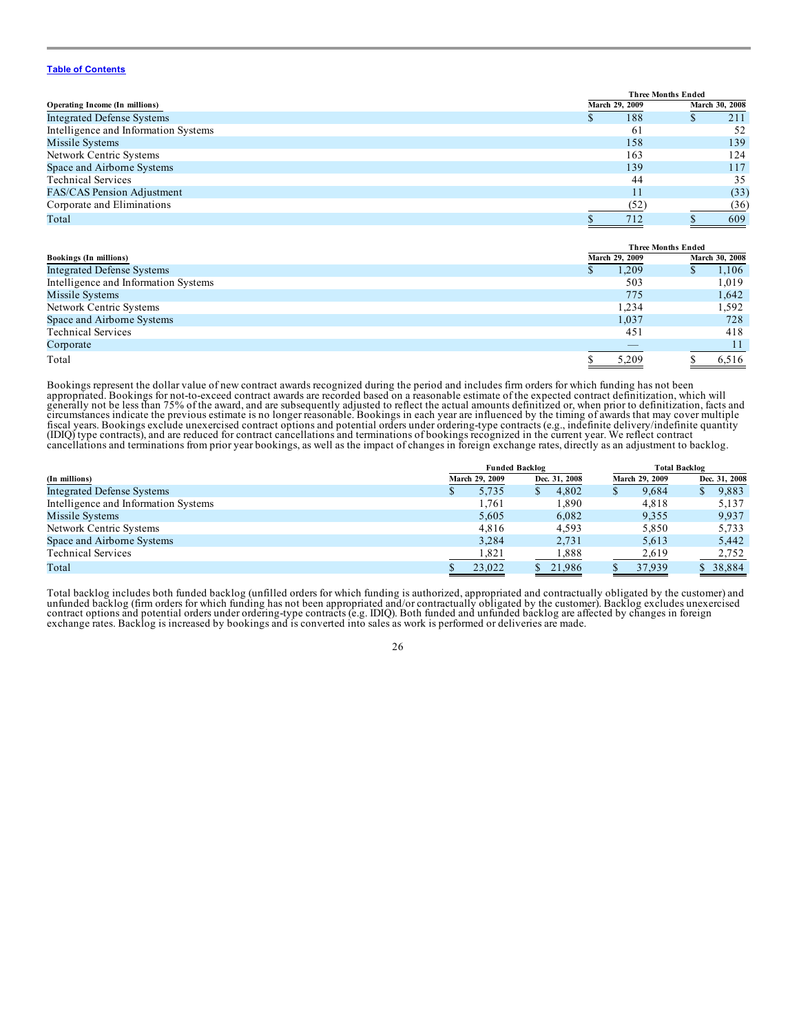Table of Contents

| Operating Income (In millions) | Three Months Ended March 29, 2009 | Three Months Ended March 30, 2008 |
|---|---|---|
| Integrated Defense Systems | $ 188 | $ 211 |
| Intelligence and Information Systems | 61 | 52 |
| Missile Systems | 158 | 139 |
| Network Centric Systems | 163 | 124 |
| Space and Airborne Systems | 139 | 117 |
| Technical Services | 44 | 35 |
| FAS/CAS Pension Adjustment | 11 | (33) |
| Corporate and Eliminations | (52) | (36) |
| Total | $ 712 | $ 609 |

| Bookings (In millions) | Three Months Ended March 29, 2009 | Three Months Ended March 30, 2008 |
|---|---|---|
| Integrated Defense Systems | $ 1,209 | $ 1,106 |
| Intelligence and Information Systems | 503 | 1,019 |
| Missile Systems | 775 | 1,642 |
| Network Centric Systems | 1,234 | 1,592 |
| Space and Airborne Systems | 1,037 | 728 |
| Technical Services | 451 | 418 |
| Corporate | — | 11 |
| Total | $ 5,209 | $ 6,516 |

Bookings represent the dollar value of new contract awards recognized during the period and includes firm orders for which funding has not been appropriated. Bookings for not-to-exceed contract awards are recorded based on a reasonable estimate of the expected contract definitization, which will generally not be less than 75% of the award, and are subsequently adjusted to reflect the actual amounts definitized or, when prior to definitization, facts and circumstances indicate the previous estimate is no longer reasonable. Bookings in each year are influenced by the timing of awards that may cover multiple fiscal years. Bookings exclude unexercised contract options and potential orders under ordering-type contracts (e.g., indefinite delivery/indefinite quantity (IDIQ) type contracts), and are reduced for contract cancellations and terminations of bookings recognized in the current year. We reflect contract cancellations and terminations from prior year bookings, as well as the impact of changes in foreign exchange rates, directly as an adjustment to backlog.

| | Funded Backlog | | Total Backlog | |
|---|---|---|---|---|
| (In millions) | March 29, 2009 | Dec. 31, 2008 | March 29, 2009 | Dec. 31, 2008 |
| Integrated Defense Systems | $ 5,735 | $ 4,802 | $ 9,684 | $ 9,883 |
| Intelligence and Information Systems | 1,761 | 1,890 | 4,818 | 5,137 |
| Missile Systems | 5,605 | 6,082 | 9,355 | 9,937 |
| Network Centric Systems | 4,816 | 4,593 | 5,850 | 5,733 |
| Space and Airborne Systems | 3,284 | 2,731 | 5,613 | 5,442 |
| Technical Services | 1,821 | 1,888 | 2,619 | 2,752 |
| Total | $ 23,022 | $ 21,986 | $ 37,939 | $ 38,884 |

Total backlog includes both funded backlog (unfilled orders for which funding is authorized, appropriated and contractually obligated by the customer) and unfunded backlog (firm orders for which funding has not been appropriated and/or contractually obligated by the customer). Backlog excludes unexercised contract options and potential orders under ordering-type contracts (e.g. IDIQ). Both funded and unfunded backlog are affected by changes in foreign exchange rates. Backlog is increased by bookings and is converted into sales as work is performed or deliveries are made.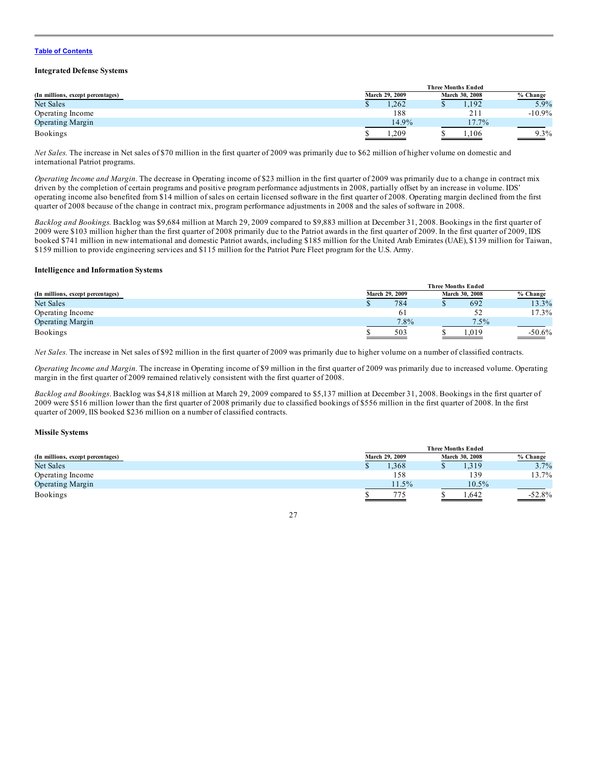[Table of Contents](#)

### Integrated Defense Systems

| (In millions, except percentages) | Three Months Ended March 29, 2009 | Three Months Ended March 30, 2008 | % Change |
|---|---|---|---|
| Net Sales | $ 1,262 | $ 1,192 | 5.9% |
| Operating Income | 188 | 211 | -10.9% |
| Operating Margin | 14.9% | 17.7% | |
| Bookings | $ 1,209 | $ 1,106 | 9.3% |

*Net Sales.* The increase in Net sales of $70 million in the first quarter of 2009 was primarily due to $62 million of higher volume on domestic and international Patriot programs.

*Operating Income and Margin.* The decrease in Operating income of $23 million in the first quarter of 2009 was primarily due to a change in contract mix driven by the completion of certain programs and positive program performance adjustments in 2008, partially offset by an increase in volume. IDS' operating income also benefited from $14 million of sales on certain licensed software in the first quarter of 2008. Operating margin declined from the first quarter of 2008 because of the change in contract mix, program performance adjustments in 2008 and the sales of software in 2008.

*Backlog and Bookings.* Backlog was $9,684 million at March 29, 2009 compared to $9,883 million at December 31, 2008. Bookings in the first quarter of 2009 were $103 million higher than the first quarter of 2008 primarily due to the Patriot awards in the first quarter of 2009. In the first quarter of 2009, IDS booked $741 million in new international and domestic Patriot awards, including $185 million for the United Arab Emirates (UAE), $139 million for Taiwan, $159 million to provide engineering services and $115 million for the Patriot Pure Fleet program for the U.S. Army.

### Intelligence and Information Systems

| (In millions, except percentages) | Three Months Ended March 29, 2009 | Three Months Ended March 30, 2008 | % Change |
|---|---|---|---|
| Net Sales | $ 784 | $ 692 | 13.3% |
| Operating Income | 61 | 52 | 17.3% |
| Operating Margin | 7.8% | 7.5% | |
| Bookings | $ 503 | $ 1,019 | -50.6% |

*Net Sales.* The increase in Net sales of $92 million in the first quarter of 2009 was primarily due to higher volume on a number of classified contracts.

*Operating Income and Margin.* The increase in Operating income of $9 million in the first quarter of 2009 was primarily due to increased volume. Operating margin in the first quarter of 2009 remained relatively consistent with the first quarter of 2008.

*Backlog and Bookings.* Backlog was $4,818 million at March 29, 2009 compared to $5,137 million at December 31, 2008. Bookings in the first quarter of 2009 were $516 million lower than the first quarter of 2008 primarily due to classified bookings of $556 million in the first quarter of 2008. In the first quarter of 2009, IIS booked $236 million on a number of classified contracts.

### Missile Systems

| (In millions, except percentages) | Three Months Ended March 29, 2009 | Three Months Ended March 30, 2008 | % Change |
|---|---|---|---|
| Net Sales | $ 1,368 | $ 1,319 | 3.7% |
| Operating Income | 158 | 139 | 13.7% |
| Operating Margin | 11.5% | 10.5% | |
| Bookings | $ 775 | $ 1,642 | -52.8% |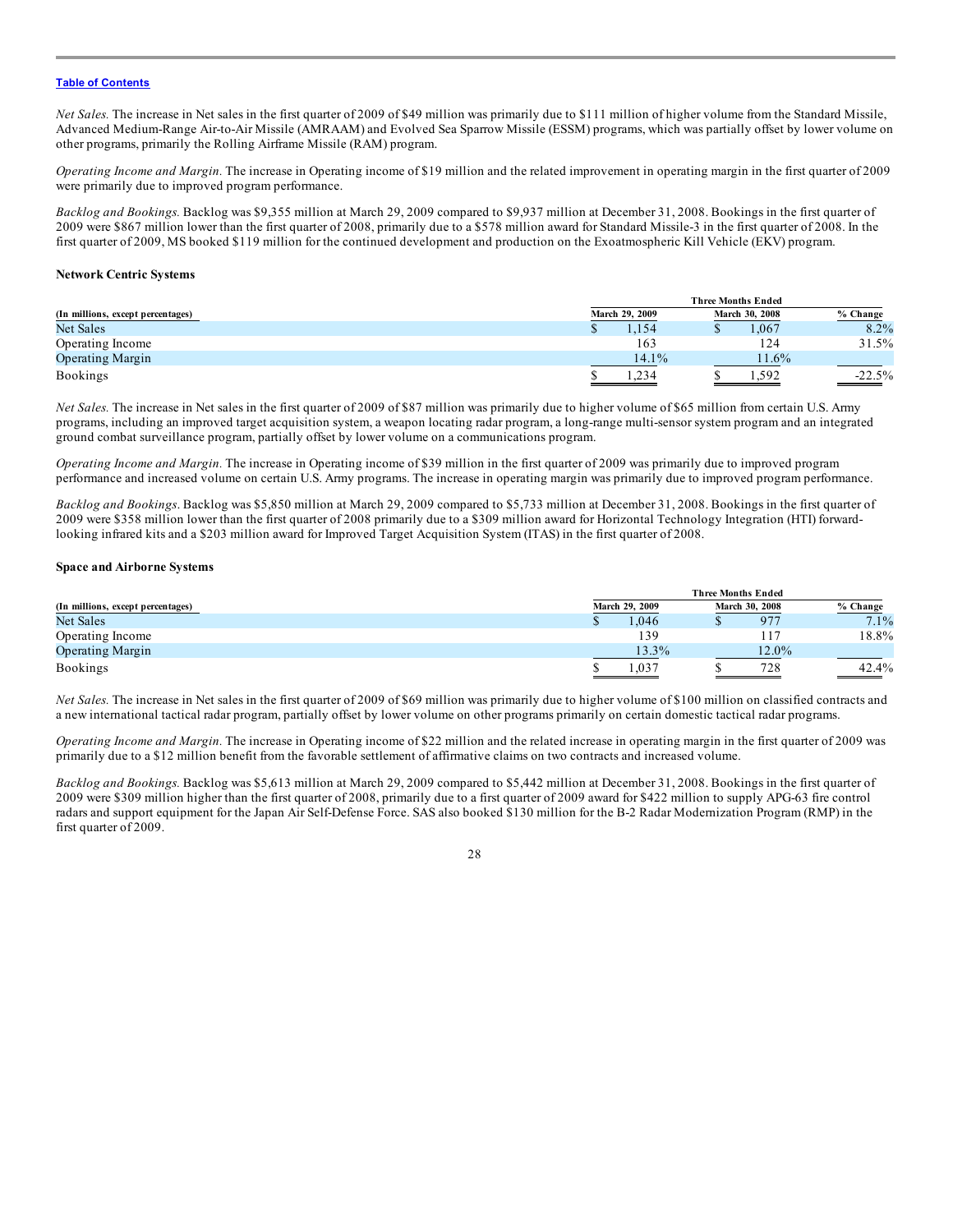*Net Sales.* The increase in Net sales in the first quarter of 2009 of $49 million was primarily due to $111 million of higher volume from the Standard Missile, Advanced Medium-Range Air-to-Air Missile (AMRAAM) and Evolved Sea Sparrow Missile (ESSM) programs, which was partially offset by lower volume on other programs, primarily the Rolling Airframe Missile (RAM) program.

*Operating Income and Margin.* The increase in Operating income of $19 million and the related improvement in operating margin in the first quarter of 2009 were primarily due to improved program performance.

*Backlog and Bookings.* Backlog was $9,355 million at March 29, 2009 compared to $9,937 million at December 31, 2008. Bookings in the first quarter of 2009 were $867 million lower than the first quarter of 2008, primarily due to a $578 million award for Standard Missile-3 in the first quarter of 2008. In the first quarter of 2009, MS booked $119 million for the continued development and production on the Exoatmospheric Kill Vehicle (EKV) program.

**Network Centric Systems**

| | Three Months Ended | | |
|---|---|---|---|
| (In millions, except percentages) | March 29, 2009 | March 30, 2008 | % Change |
| Net Sales | $ 1,154 | $ 1,067 | 8.2% |
| Operating Income | 163 | 124 | 31.5% |
| Operating Margin | 14.1% | 11.6% | |
| Bookings | $ 1,234 | $ 1,592 | -22.5% |

*Net Sales.* The increase in Net sales in the first quarter of 2009 of $87 million was primarily due to higher volume of $65 million from certain U.S. Army programs, including an improved target acquisition system, a weapon locating radar program, a long-range multi-sensor system program and an integrated ground combat surveillance program, partially offset by lower volume on a communications program.

*Operating Income and Margin.* The increase in Operating income of $39 million in the first quarter of 2009 was primarily due to improved program performance and increased volume on certain U.S. Army programs. The increase in operating margin was primarily due to improved program performance.

*Backlog and Bookings*. Backlog was $5,850 million at March 29, 2009 compared to $5,733 million at December 31, 2008. Bookings in the first quarter of 2009 were $358 million lower than the first quarter of 2008 primarily due to a $309 million award for Horizontal Technology Integration (HTI) forward-looking infrared kits and a $203 million award for Improved Target Acquisition System (ITAS) in the first quarter of 2008.

**Space and Airborne Systems**

| | Three Months Ended | | |
|---|---|---|---|
| (In millions, except percentages) | March 29, 2009 | March 30, 2008 | % Change |
| Net Sales | $ 1,046 | $ 977 | 7.1% |
| Operating Income | 139 | 117 | 18.8% |
| Operating Margin | 13.3% | 12.0% | |
| Bookings | $ 1,037 | $ 728 | 42.4% |

*Net Sales.* The increase in Net sales in the first quarter of 2009 of $69 million was primarily due to higher volume of $100 million on classified contracts and a new international tactical radar program, partially offset by lower volume on other programs primarily on certain domestic tactical radar programs.

*Operating Income and Margin.* The increase in Operating income of $22 million and the related increase in operating margin in the first quarter of 2009 was primarily due to a $12 million benefit from the favorable settlement of affirmative claims on two contracts and increased volume.

*Backlog and Bookings.* Backlog was $5,613 million at March 29, 2009 compared to $5,442 million at December 31, 2008. Bookings in the first quarter of 2009 were $309 million higher than the first quarter of 2008, primarily due to a first quarter of 2009 award for $422 million to supply APG-63 fire control radars and support equipment for the Japan Air Self-Defense Force. SAS also booked $130 million for the B-2 Radar Modernization Program (RMP) in the first quarter of 2009.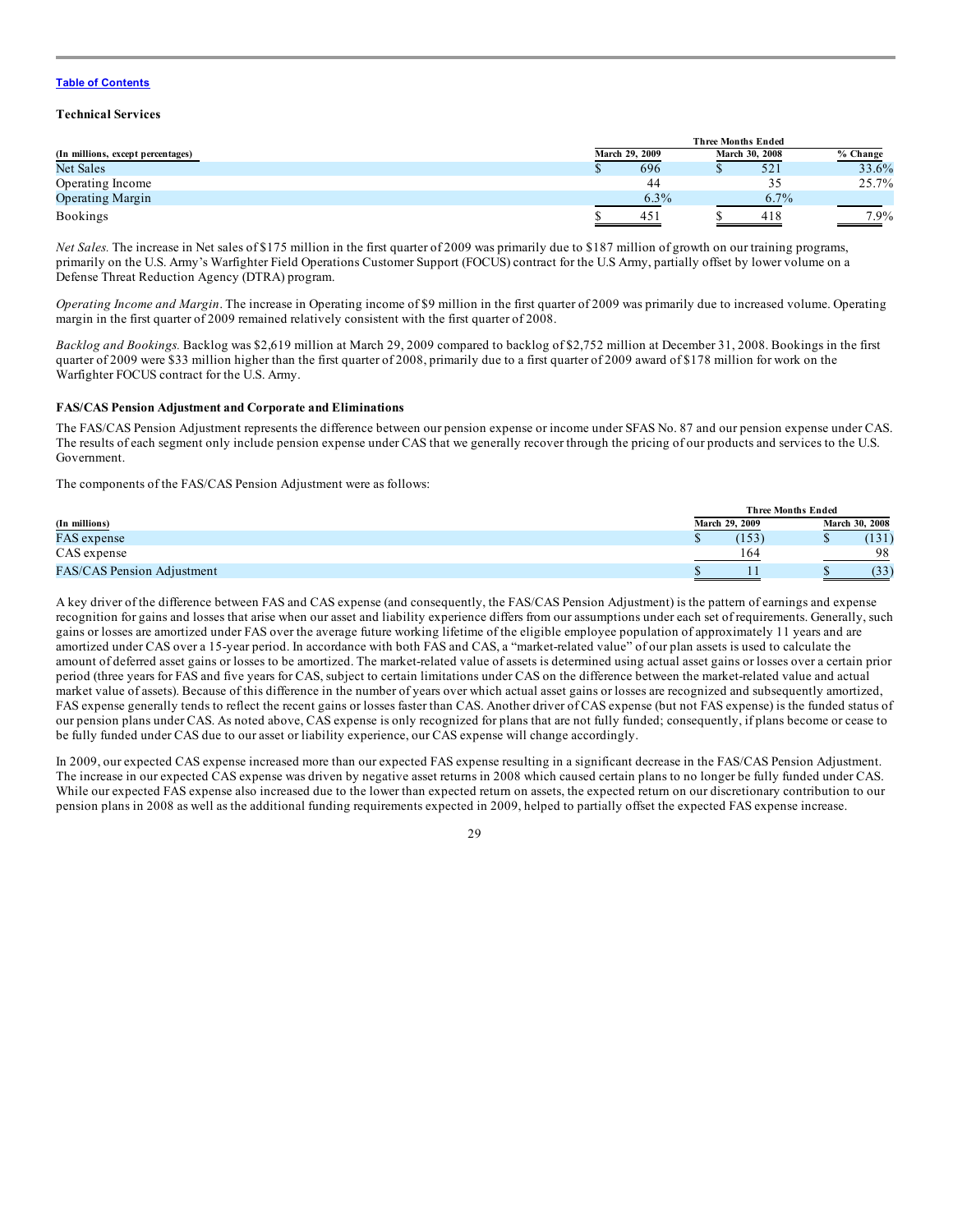Table of Contents

**Technical Services**

| (In millions, except percentages) | Three Months Ended March 29, 2009 | Three Months Ended March 30, 2008 | % Change |
|---|---|---|---|
| Net Sales | $ 696 | $ 521 | 33.6% |
| Operating Income | 44 | 35 | 25.7% |
| Operating Margin | 6.3% | 6.7% | |
| Bookings | $ 451 | $ 418 | 7.9% |

*Net Sales.* The increase in Net sales of $175 million in the first quarter of 2009 was primarily due to $187 million of growth on our training programs, primarily on the U.S. Army's Warfighter Field Operations Customer Support (FOCUS) contract for the U.S Army, partially offset by lower volume on a Defense Threat Reduction Agency (DTRA) program.

*Operating Income and Margin*. The increase in Operating income of $9 million in the first quarter of 2009 was primarily due to increased volume. Operating margin in the first quarter of 2009 remained relatively consistent with the first quarter of 2008.

*Backlog and Bookings.* Backlog was $2,619 million at March 29, 2009 compared to backlog of $2,752 million at December 31, 2008. Bookings in the first quarter of 2009 were $33 million higher than the first quarter of 2008, primarily due to a first quarter of 2009 award of $178 million for work on the Warfighter FOCUS contract for the U.S. Army.

**FAS/CAS Pension Adjustment and Corporate and Eliminations**

The FAS/CAS Pension Adjustment represents the difference between our pension expense or income under SFAS No. 87 and our pension expense under CAS. The results of each segment only include pension expense under CAS that we generally recover through the pricing of our products and services to the U.S. Government.

The components of the FAS/CAS Pension Adjustment were as follows:

| (In millions) | Three Months Ended March 29, 2009 | Three Months Ended March 30, 2008 |
|---|---|---|
| FAS expense | $ (153) | $ (131) |
| CAS expense | 164 | 98 |
| FAS/CAS Pension Adjustment | $ 11 | $ (33) |

A key driver of the difference between FAS and CAS expense (and consequently, the FAS/CAS Pension Adjustment) is the pattern of earnings and expense recognition for gains and losses that arise when our asset and liability experience differs from our assumptions under each set of requirements. Generally, such gains or losses are amortized under FAS over the average future working lifetime of the eligible employee population of approximately 11 years and are amortized under CAS over a 15-year period. In accordance with both FAS and CAS, a "market-related value" of our plan assets is used to calculate the amount of deferred asset gains or losses to be amortized. The market-related value of assets is determined using actual asset gains or losses over a certain prior period (three years for FAS and five years for CAS, subject to certain limitations under CAS on the difference between the market-related value and actual market value of assets). Because of this difference in the number of years over which actual asset gains or losses are recognized and subsequently amortized, FAS expense generally tends to reflect the recent gains or losses faster than CAS. Another driver of CAS expense (but not FAS expense) is the funded status of our pension plans under CAS. As noted above, CAS expense is only recognized for plans that are not fully funded; consequently, if plans become or cease to be fully funded under CAS due to our asset or liability experience, our CAS expense will change accordingly.

In 2009, our expected CAS expense increased more than our expected FAS expense resulting in a significant decrease in the FAS/CAS Pension Adjustment. The increase in our expected CAS expense was driven by negative asset returns in 2008 which caused certain plans to no longer be fully funded under CAS. While our expected FAS expense also increased due to the lower than expected return on assets, the expected return on our discretionary contribution to our pension plans in 2008 as well as the additional funding requirements expected in 2009, helped to partially offset the expected FAS expense increase.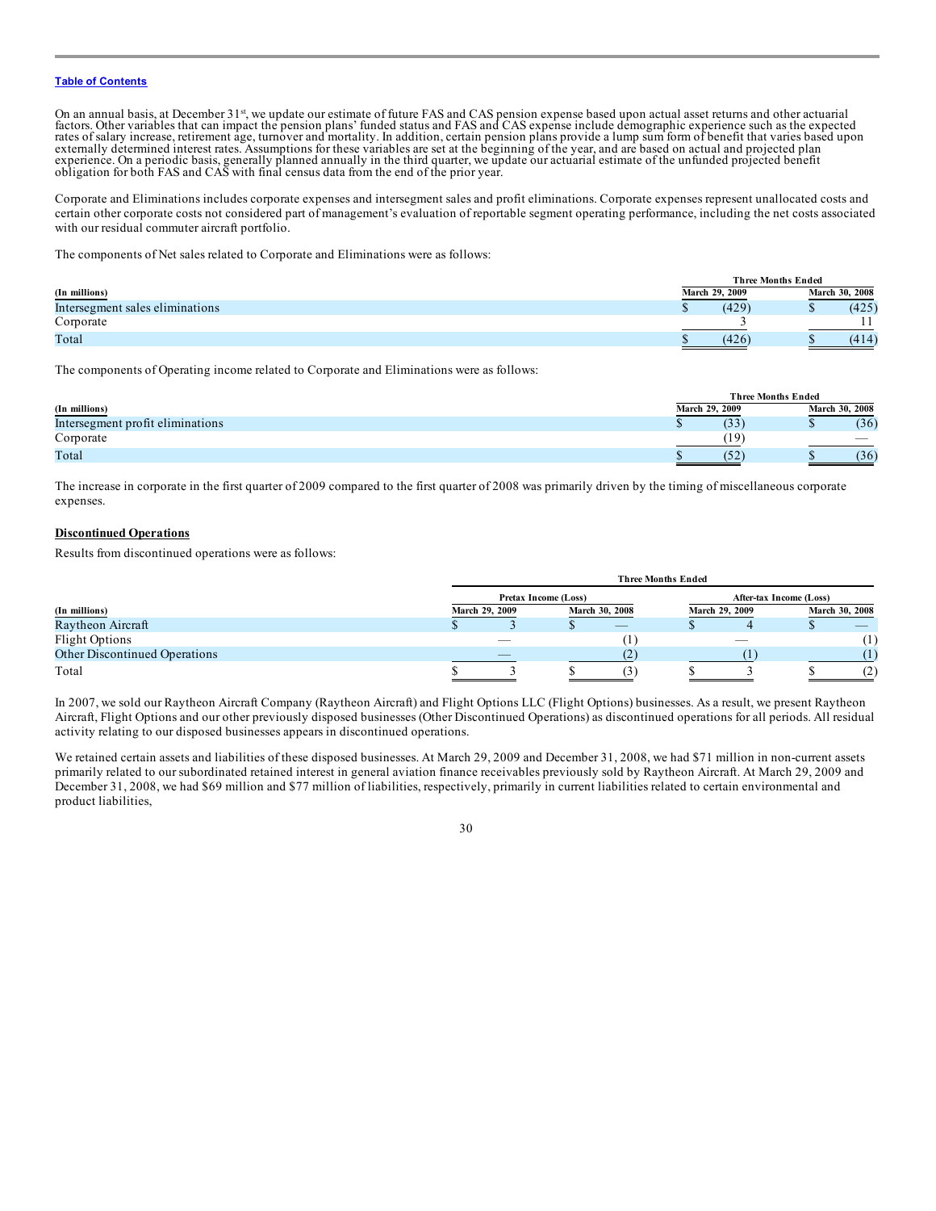Table of Contents

On an annual basis, at December 31st, we update our estimate of future FAS and CAS pension expense based upon actual asset returns and other actuarial factors. Other variables that can impact the pension plans' funded status and FAS and CAS expense include demographic experience such as the expected rates of salary increase, retirement age, turnover and mortality. In addition, certain pension plans provide a lump sum form of benefit that varies based upon externally determined interest rates. Assumptions for these variables are set at the beginning of the year, and are based on actual and projected plan experience. On a periodic basis, generally planned annually in the third quarter, we update our actuarial estimate of the unfunded projected benefit obligation for both FAS and CAS with final census data from the end of the prior year.

Corporate and Eliminations includes corporate expenses and intersegment sales and profit eliminations. Corporate expenses represent unallocated costs and certain other corporate costs not considered part of management's evaluation of reportable segment operating performance, including the net costs associated with our residual commuter aircraft portfolio.

The components of Net sales related to Corporate and Eliminations were as follows:

| (In millions) | Three Months Ended March 29, 2009 | Three Months Ended March 30, 2008 |
|---|---|---|
| Intersegment sales eliminations | $ (429) | $ (425) |
| Corporate | 3 | 11 |
| Total | $ (426) | $ (414) |

The components of Operating income related to Corporate and Eliminations were as follows:

| (In millions) | Three Months Ended March 29, 2009 | Three Months Ended March 30, 2008 |
|---|---|---|
| Intersegment profit eliminations | $ (33) | $ (36) |
| Corporate | (19) | — |
| Total | $ (52) | $ (36) |

The increase in corporate in the first quarter of 2009 compared to the first quarter of 2008 was primarily driven by the timing of miscellaneous corporate expenses.

**Discontinued Operations**

Results from discontinued operations were as follows:

| | Three Months Ended | | | |
|---|---|---|---|---|
| | Pretax Income (Loss) | | After-tax Income (Loss) | |
| (In millions) | March 29, 2009 | March 30, 2008 | March 29, 2009 | March 30, 2008 |
| Raytheon Aircraft | $ 3 | $ — | $ 4 | $ — |
| Flight Options | — | (1) | — | (1) |
| Other Discontinued Operations | — | (2) | (1) | (1) |
| Total | $ 3 | $ (3) | $ 3 | $ (2) |

In 2007, we sold our Raytheon Aircraft Company (Raytheon Aircraft) and Flight Options LLC (Flight Options) businesses. As a result, we present Raytheon Aircraft, Flight Options and our other previously disposed businesses (Other Discontinued Operations) as discontinued operations for all periods. All residual activity relating to our disposed businesses appears in discontinued operations.

We retained certain assets and liabilities of these disposed businesses. At March 29, 2009 and December 31, 2008, we had $71 million in non-current assets primarily related to our subordinated retained interest in general aviation finance receivables previously sold by Raytheon Aircraft. At March 29, 2009 and December 31, 2008, we had $69 million and $77 million of liabilities, respectively, primarily in current liabilities related to certain environmental and product liabilities,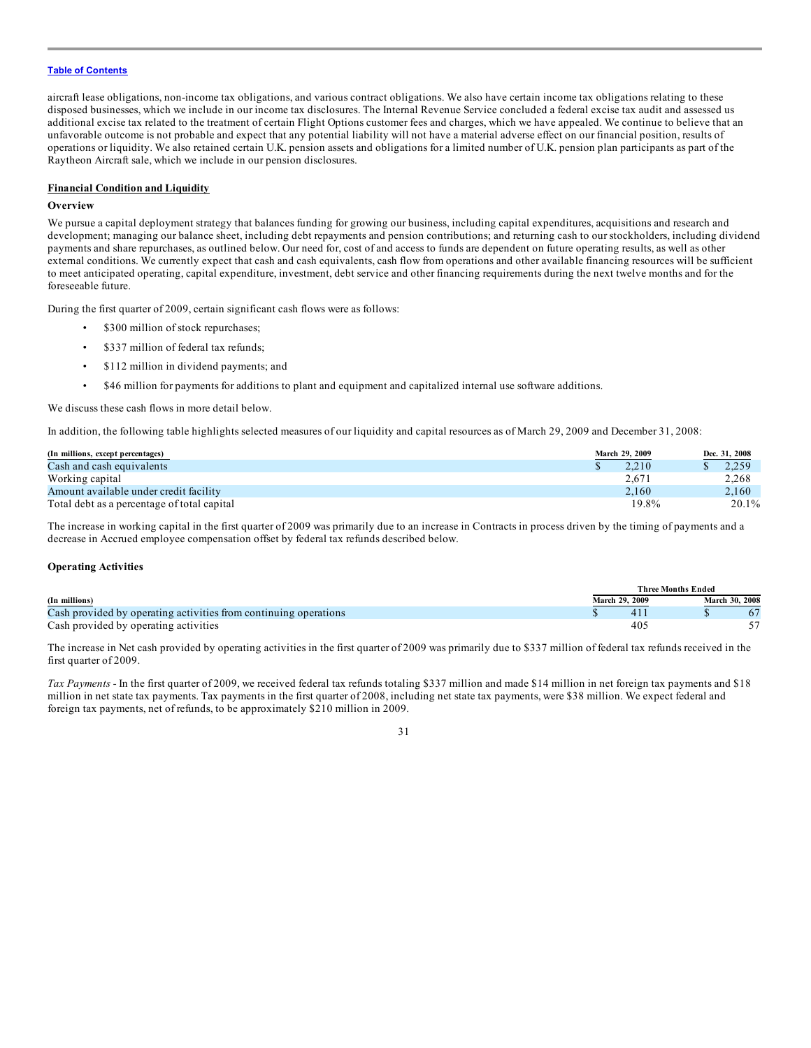aircraft lease obligations, non-income tax obligations, and various contract obligations. We also have certain income tax obligations relating to these disposed businesses, which we include in our income tax disclosures. The Internal Revenue Service concluded a federal excise tax audit and assessed us additional excise tax related to the treatment of certain Flight Options customer fees and charges, which we have appealed. We continue to believe that an unfavorable outcome is not probable and expect that any potential liability will not have a material adverse effect on our financial position, results of operations or liquidity. We also retained certain U.K. pension assets and obligations for a limited number of U.K. pension plan participants as part of the Raytheon Aircraft sale, which we include in our pension disclosures.

## Financial Condition and Liquidity

### Overview

We pursue a capital deployment strategy that balances funding for growing our business, including capital expenditures, acquisitions and research and development; managing our balance sheet, including debt repayments and pension contributions; and returning cash to our stockholders, including dividend payments and share repurchases, as outlined below. Our need for, cost of and access to funds are dependent on future operating results, as well as other external conditions. We currently expect that cash and cash equivalents, cash flow from operations and other available financing resources will be sufficient to meet anticipated operating, capital expenditure, investment, debt service and other financing requirements during the next twelve months and for the foreseeable future.

During the first quarter of 2009, certain significant cash flows were as follows:

- $300 million of stock repurchases;
- $337 million of federal tax refunds;
- $112 million in dividend payments; and
- $46 million for payments for additions to plant and equipment and capitalized internal use software additions.

We discuss these cash flows in more detail below.

In addition, the following table highlights selected measures of our liquidity and capital resources as of March 29, 2009 and December 31, 2008:

| (In millions, except percentages) | March 29, 2009 | Dec. 31, 2008 |
|---|---|---|
| Cash and cash equivalents | $ 2,210 | $ 2,259 |
| Working capital | 2,671 | 2,268 |
| Amount available under credit facility | 2,160 | 2,160 |
| Total debt as a percentage of total capital | 19.8% | 20.1% |

The increase in working capital in the first quarter of 2009 was primarily due to an increase in Contracts in process driven by the timing of payments and a decrease in Accrued employee compensation offset by federal tax refunds described below.

### Operating Activities

| | Three Months Ended | |
|---|---|---|
| (In millions) | March 29, 2009 | March 30, 2008 |
| Cash provided by operating activities from continuing operations | $ 411 | $ 67 |
| Cash provided by operating activities | 405 | 57 |

The increase in Net cash provided by operating activities in the first quarter of 2009 was primarily due to $337 million of federal tax refunds received in the first quarter of 2009.

*Tax Payments* - In the first quarter of 2009, we received federal tax refunds totaling $337 million and made $14 million in net foreign tax payments and $18 million in net state tax payments. Tax payments in the first quarter of 2008, including net state tax payments, were $38 million. We expect federal and foreign tax payments, net of refunds, to be approximately $210 million in 2009.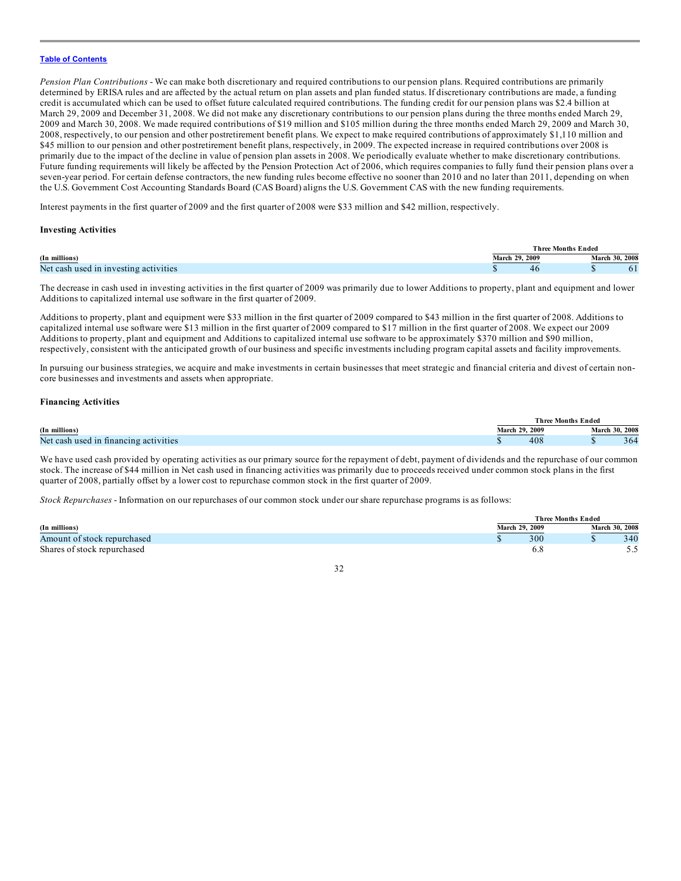[Table of Contents](#)

*Pension Plan Contributions* - We can make both discretionary and required contributions to our pension plans. Required contributions are primarily determined by ERISA rules and are affected by the actual return on plan assets and plan funded status. If discretionary contributions are made, a funding credit is accumulated which can be used to offset future calculated required contributions. The funding credit for our pension plans was $2.4 billion at March 29, 2009 and December 31, 2008. We did not make any discretionary contributions to our pension plans during the three months ended March 29, 2009 and March 30, 2008. We made required contributions of $19 million and $105 million during the three months ended March 29, 2009 and March 30, 2008, respectively, to our pension and other postretirement benefit plans. We expect to make required contributions of approximately $1,110 million and $45 million to our pension and other postretirement benefit plans, respectively, in 2009. The expected increase in required contributions over 2008 is primarily due to the impact of the decline in value of pension plan assets in 2008. We periodically evaluate whether to make discretionary contributions. Future funding requirements will likely be affected by the Pension Protection Act of 2006, which requires companies to fully fund their pension plans over a seven-year period. For certain defense contractors, the new funding rules become effective no sooner than 2010 and no later than 2011, depending on when the U.S. Government Cost Accounting Standards Board (CAS Board) aligns the U.S. Government CAS with the new funding requirements.

Interest payments in the first quarter of 2009 and the first quarter of 2008 were $33 million and $42 million, respectively.

**Investing Activities**

| | Three Months Ended | |
|---|---|---|
| (In millions) | March 29, 2009 | March 30, 2008 |
| Net cash used in investing activities | $ 46 | $ 61 |

The decrease in cash used in investing activities in the first quarter of 2009 was primarily due to lower Additions to property, plant and equipment and lower Additions to capitalized internal use software in the first quarter of 2009.

Additions to property, plant and equipment were $33 million in the first quarter of 2009 compared to $43 million in the first quarter of 2008. Additions to capitalized internal use software were $13 million in the first quarter of 2009 compared to $17 million in the first quarter of 2008. We expect our 2009 Additions to property, plant and equipment and Additions to capitalized internal use software to be approximately $370 million and $90 million, respectively, consistent with the anticipated growth of our business and specific investments including program capital assets and facility improvements.

In pursuing our business strategies, we acquire and make investments in certain businesses that meet strategic and financial criteria and divest of certain non-core businesses and investments and assets when appropriate.

**Financing Activities**

| | Three Months Ended | |
|---|---|---|
| (In millions) | March 29, 2009 | March 30, 2008 |
| Net cash used in financing activities | $ 408 | $ 364 |

We have used cash provided by operating activities as our primary source for the repayment of debt, payment of dividends and the repurchase of our common stock. The increase of $44 million in Net cash used in financing activities was primarily due to proceeds received under common stock plans in the first quarter of 2008, partially offset by a lower cost to repurchase common stock in the first quarter of 2009.

*Stock Repurchases* - Information on our repurchases of our common stock under our share repurchase programs is as follows:

| | Three Months Ended | |
|---|---|---|
| (In millions) | March 29, 2009 | March 30, 2008 |
| Amount of stock repurchased | $ 300 | $ 340 |
| Shares of stock repurchased | 6.8 | 5.5 |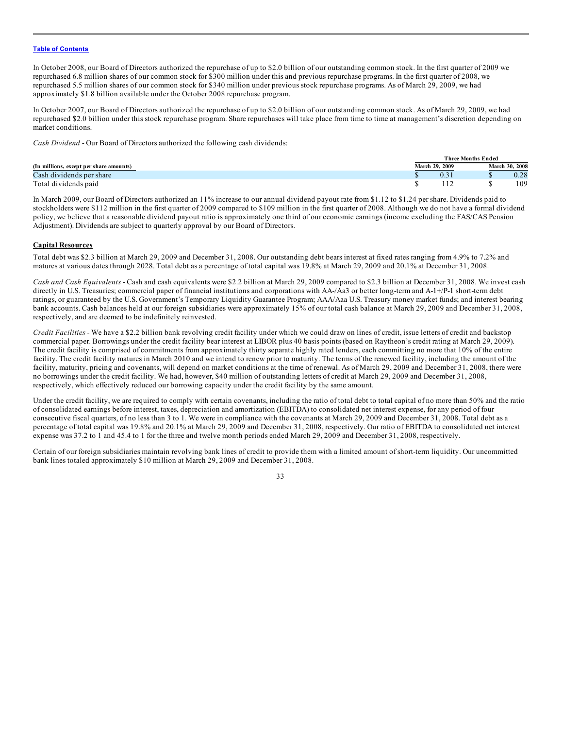In October 2008, our Board of Directors authorized the repurchase of up to $2.0 billion of our outstanding common stock. In the first quarter of 2009 we repurchased 6.8 million shares of our common stock for $300 million under this and previous repurchase programs. In the first quarter of 2008, we repurchased 5.5 million shares of our common stock for $340 million under previous stock repurchase programs. As of March 29, 2009, we had approximately $1.8 billion available under the October 2008 repurchase program.

In October 2007, our Board of Directors authorized the repurchase of up to $2.0 billion of our outstanding common stock. As of March 29, 2009, we had repurchased $2.0 billion under this stock repurchase program. Share repurchases will take place from time to time at management's discretion depending on market conditions.

*Cash Dividend* - Our Board of Directors authorized the following cash dividends:

| | Three Months Ended | |
|---|---|---|
| **(In millions, except per share amounts)** | **March 29, 2009** | **March 30, 2008** |
| Cash dividends per share | $ 0.31 | $ 0.28 |
| Total dividends paid | $ 112 | $ 109 |

In March 2009, our Board of Directors authorized an 11% increase to our annual dividend payout rate from $1.12 to $1.24 per share. Dividends paid to stockholders were $112 million in the first quarter of 2009 compared to $109 million in the first quarter of 2008. Although we do not have a formal dividend policy, we believe that a reasonable dividend payout ratio is approximately one third of our economic earnings (income excluding the FAS/CAS Pension Adjustment). Dividends are subject to quarterly approval by our Board of Directors.

**Capital Resources**

Total debt was $2.3 billion at March 29, 2009 and December 31, 2008. Our outstanding debt bears interest at fixed rates ranging from 4.9% to 7.2% and matures at various dates through 2028. Total debt as a percentage of total capital was 19.8% at March 29, 2009 and 20.1% at December 31, 2008.

*Cash and Cash Equivalents* - Cash and cash equivalents were $2.2 billion at March 29, 2009 compared to $2.3 billion at December 31, 2008. We invest cash directly in U.S. Treasuries; commercial paper of financial institutions and corporations with AA-/Aa3 or better long-term and A-1+/P-1 short-term debt ratings, or guaranteed by the U.S. Government's Temporary Liquidity Guarantee Program; AAA/Aaa U.S. Treasury money market funds; and interest bearing bank accounts. Cash balances held at our foreign subsidiaries were approximately 15% of our total cash balance at March 29, 2009 and December 31, 2008, respectively, and are deemed to be indefinitely reinvested.

*Credit Facilities* - We have a $2.2 billion bank revolving credit facility under which we could draw on lines of credit, issue letters of credit and backstop commercial paper. Borrowings under the credit facility bear interest at LIBOR plus 40 basis points (based on Raytheon's credit rating at March 29, 2009). The credit facility is comprised of commitments from approximately thirty separate highly rated lenders, each committing no more that 10% of the entire facility. The credit facility matures in March 2010 and we intend to renew prior to maturity. The terms of the renewed facility, including the amount of the facility, maturity, pricing and covenants, will depend on market conditions at the time of renewal. As of March 29, 2009 and December 31, 2008, there were no borrowings under the credit facility. We had, however, $40 million of outstanding letters of credit at March 29, 2009 and December 31, 2008, respectively, which effectively reduced our borrowing capacity under the credit facility by the same amount.

Under the credit facility, we are required to comply with certain covenants, including the ratio of total debt to total capital of no more than 50% and the ratio of consolidated earnings before interest, taxes, depreciation and amortization (EBITDA) to consolidated net interest expense, for any period of four consecutive fiscal quarters, of no less than 3 to 1. We were in compliance with the covenants at March 29, 2009 and December 31, 2008. Total debt as a percentage of total capital was 19.8% and 20.1% at March 29, 2009 and December 31, 2008, respectively. Our ratio of EBITDA to consolidated net interest expense was 37.2 to 1 and 45.4 to 1 for the three and twelve month periods ended March 29, 2009 and December 31, 2008, respectively.

Certain of our foreign subsidiaries maintain revolving bank lines of credit to provide them with a limited amount of short-term liquidity. Our uncommitted bank lines totaled approximately $10 million at March 29, 2009 and December 31, 2008.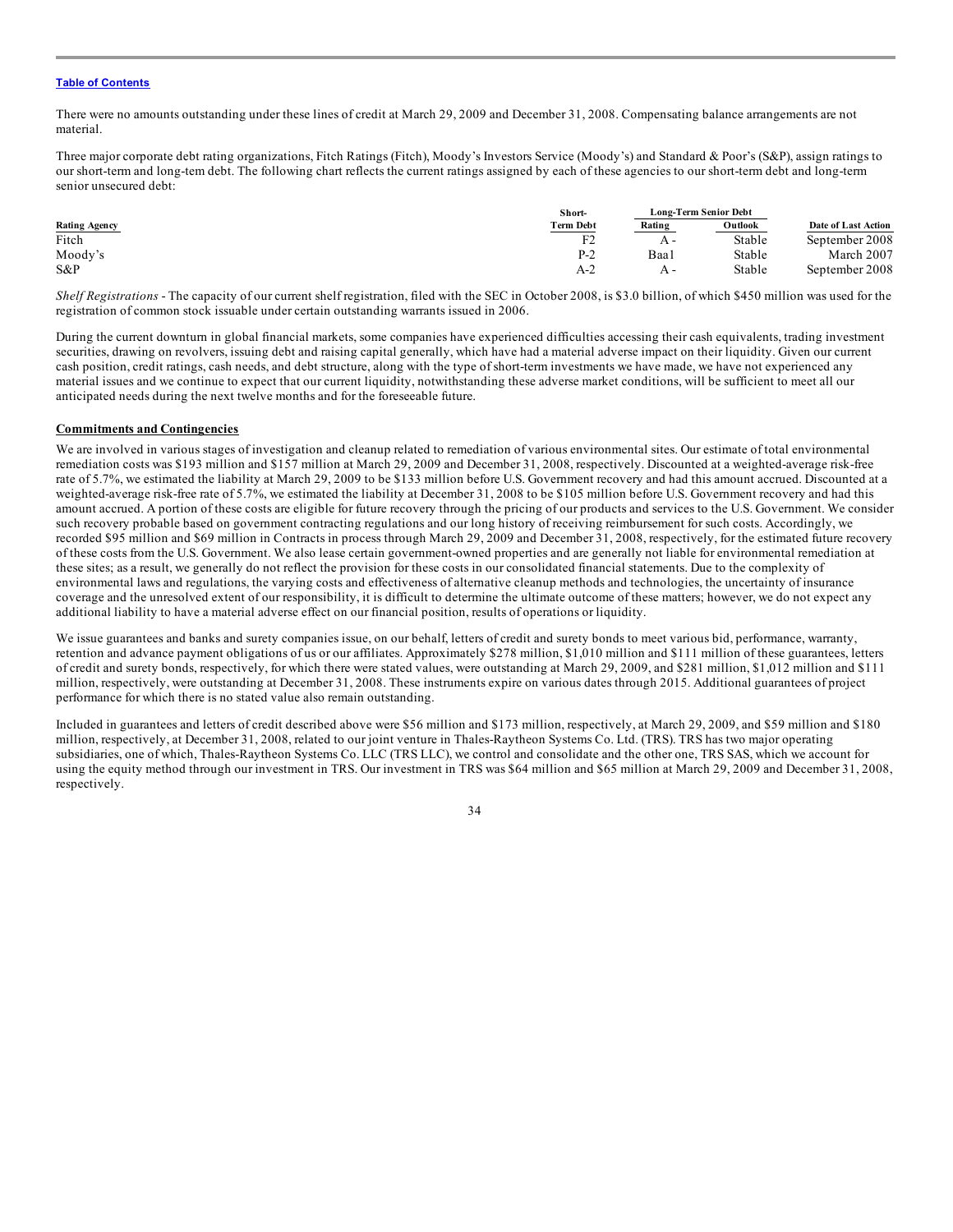[Table of Contents](#)

There were no amounts outstanding under these lines of credit at March 29, 2009 and December 31, 2008. Compensating balance arrangements are not material.

Three major corporate debt rating organizations, Fitch Ratings (Fitch), Moody's Investors Service (Moody's) and Standard & Poor's (S&P), assign ratings to our short-term and long-tem debt. The following chart reflects the current ratings assigned by each of these agencies to our short-term debt and long-term senior unsecured debt:

| Rating Agency | Short-Term Debt | Long-Term Senior Debt | | Date of Last Action |
|---|---|---|---|---|
| | | Rating | Outlook | |
| Fitch | F2 | A - | Stable | September 2008 |
| Moody's | P-2 | Baa1 | Stable | March 2007 |
| S&P | A-2 | A - | Stable | September 2008 |

*Shelf Registrations* - The capacity of our current shelf registration, filed with the SEC in October 2008, is $3.0 billion, of which $450 million was used for the registration of common stock issuable under certain outstanding warrants issued in 2006.

During the current downturn in global financial markets, some companies have experienced difficulties accessing their cash equivalents, trading investment securities, drawing on revolvers, issuing debt and raising capital generally, which have had a material adverse impact on their liquidity. Given our current cash position, credit ratings, cash needs, and debt structure, along with the type of short-term investments we have made, we have not experienced any material issues and we continue to expect that our current liquidity, notwithstanding these adverse market conditions, will be sufficient to meet all our anticipated needs during the next twelve months and for the foreseeable future.

**Commitments and Contingencies**

We are involved in various stages of investigation and cleanup related to remediation of various environmental sites. Our estimate of total environmental remediation costs was $193 million and $157 million at March 29, 2009 and December 31, 2008, respectively. Discounted at a weighted-average risk-free rate of 5.7%, we estimated the liability at March 29, 2009 to be $133 million before U.S. Government recovery and had this amount accrued. Discounted at a weighted-average risk-free rate of 5.7%, we estimated the liability at December 31, 2008 to be $105 million before U.S. Government recovery and had this amount accrued. A portion of these costs are eligible for future recovery through the pricing of our products and services to the U.S. Government. We consider such recovery probable based on government contracting regulations and our long history of receiving reimbursement for such costs. Accordingly, we recorded $95 million and $69 million in Contracts in process through March 29, 2009 and December 31, 2008, respectively, for the estimated future recovery of these costs from the U.S. Government. We also lease certain government-owned properties and are generally not liable for environmental remediation at these sites; as a result, we generally do not reflect the provision for these costs in our consolidated financial statements. Due to the complexity of environmental laws and regulations, the varying costs and effectiveness of alternative cleanup methods and technologies, the uncertainty of insurance coverage and the unresolved extent of our responsibility, it is difficult to determine the ultimate outcome of these matters; however, we do not expect any additional liability to have a material adverse effect on our financial position, results of operations or liquidity.

We issue guarantees and banks and surety companies issue, on our behalf, letters of credit and surety bonds to meet various bid, performance, warranty, retention and advance payment obligations of us or our affiliates. Approximately $278 million, $1,010 million and $111 million of these guarantees, letters of credit and surety bonds, respectively, for which there were stated values, were outstanding at March 29, 2009, and $281 million, $1,012 million and $111 million, respectively, were outstanding at December 31, 2008. These instruments expire on various dates through 2015. Additional guarantees of project performance for which there is no stated value also remain outstanding.

Included in guarantees and letters of credit described above were $56 million and $173 million, respectively, at March 29, 2009, and $59 million and $180 million, respectively, at December 31, 2008, related to our joint venture in Thales-Raytheon Systems Co. Ltd. (TRS). TRS has two major operating subsidiaries, one of which, Thales-Raytheon Systems Co. LLC (TRS LLC), we control and consolidate and the other one, TRS SAS, which we account for using the equity method through our investment in TRS. Our investment in TRS was $64 million and $65 million at March 29, 2009 and December 31, 2008, respectively.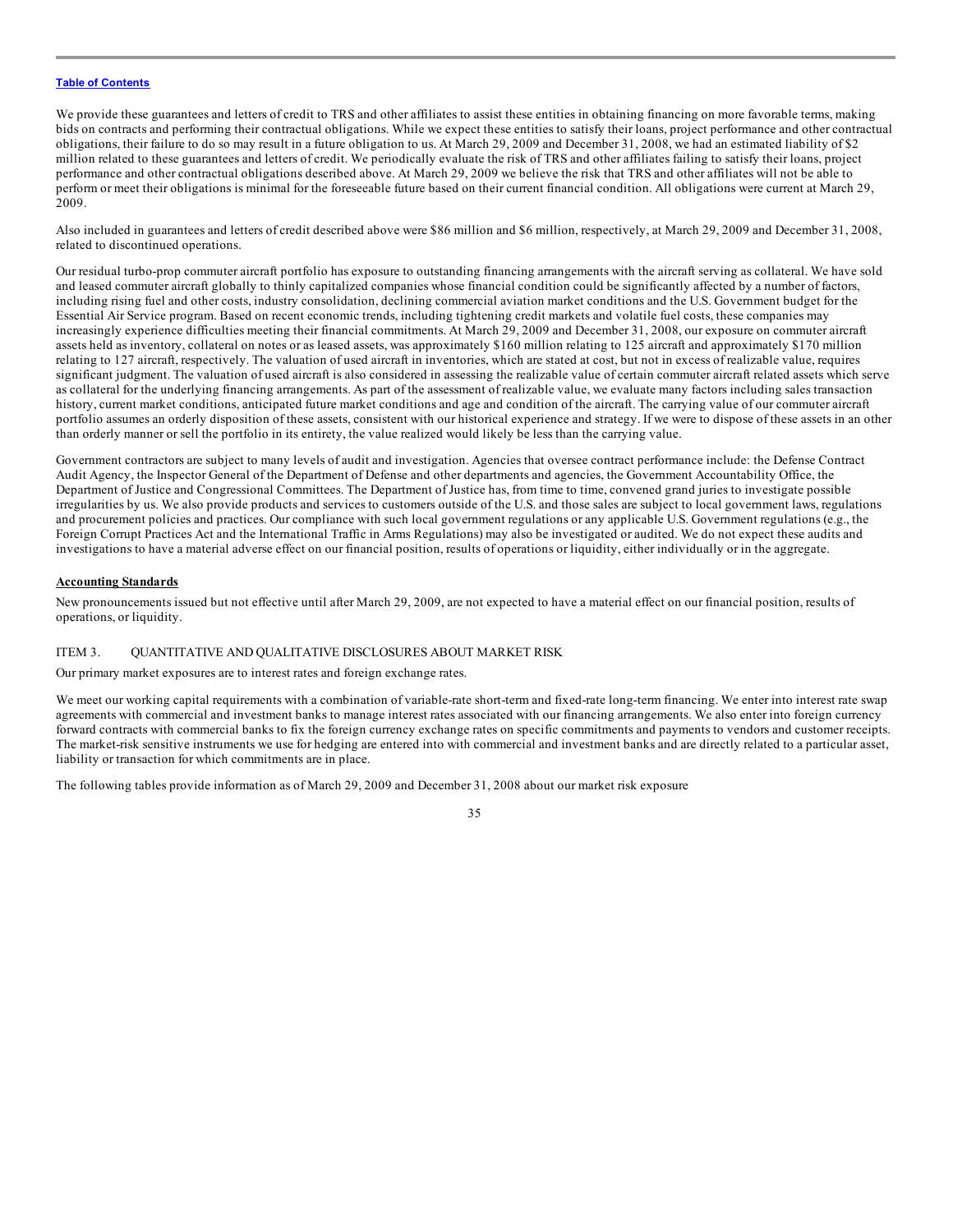We provide these guarantees and letters of credit to TRS and other affiliates to assist these entities in obtaining financing on more favorable terms, making bids on contracts and performing their contractual obligations. While we expect these entities to satisfy their loans, project performance and other contractual obligations, their failure to do so may result in a future obligation to us. At March 29, 2009 and December 31, 2008, we had an estimated liability of $2 million related to these guarantees and letters of credit. We periodically evaluate the risk of TRS and other affiliates failing to satisfy their loans, project performance and other contractual obligations described above. At March 29, 2009 we believe the risk that TRS and other affiliates will not be able to perform or meet their obligations is minimal for the foreseeable future based on their current financial condition. All obligations were current at March 29, 2009.

Also included in guarantees and letters of credit described above were $86 million and $6 million, respectively, at March 29, 2009 and December 31, 2008, related to discontinued operations.

Our residual turbo-prop commuter aircraft portfolio has exposure to outstanding financing arrangements with the aircraft serving as collateral. We have sold and leased commuter aircraft globally to thinly capitalized companies whose financial condition could be significantly affected by a number of factors, including rising fuel and other costs, industry consolidation, declining commercial aviation market conditions and the U.S. Government budget for the Essential Air Service program. Based on recent economic trends, including tightening credit markets and volatile fuel costs, these companies may increasingly experience difficulties meeting their financial commitments. At March 29, 2009 and December 31, 2008, our exposure on commuter aircraft assets held as inventory, collateral on notes or as leased assets, was approximately $160 million relating to 125 aircraft and approximately $170 million relating to 127 aircraft, respectively. The valuation of used aircraft in inventories, which are stated at cost, but not in excess of realizable value, requires significant judgment. The valuation of used aircraft is also considered in assessing the realizable value of certain commuter aircraft related assets which serve as collateral for the underlying financing arrangements. As part of the assessment of realizable value, we evaluate many factors including sales transaction history, current market conditions, anticipated future market conditions and age and condition of the aircraft. The carrying value of our commuter aircraft portfolio assumes an orderly disposition of these assets, consistent with our historical experience and strategy. If we were to dispose of these assets in an other than orderly manner or sell the portfolio in its entirety, the value realized would likely be less than the carrying value.

Government contractors are subject to many levels of audit and investigation. Agencies that oversee contract performance include: the Defense Contract Audit Agency, the Inspector General of the Department of Defense and other departments and agencies, the Government Accountability Office, the Department of Justice and Congressional Committees. The Department of Justice has, from time to time, convened grand juries to investigate possible irregularities by us. We also provide products and services to customers outside of the U.S. and those sales are subject to local government laws, regulations and procurement policies and practices. Our compliance with such local government regulations or any applicable U.S. Government regulations (e.g., the Foreign Corrupt Practices Act and the International Traffic in Arms Regulations) may also be investigated or audited. We do not expect these audits and investigations to have a material adverse effect on our financial position, results of operations or liquidity, either individually or in the aggregate.

## Accounting Standards

New pronouncements issued but not effective until after March 29, 2009, are not expected to have a material effect on our financial position, results of operations, or liquidity.

## ITEM 3. QUANTITATIVE AND QUALITATIVE DISCLOSURES ABOUT MARKET RISK

Our primary market exposures are to interest rates and foreign exchange rates.

We meet our working capital requirements with a combination of variable-rate short-term and fixed-rate long-term financing. We enter into interest rate swap agreements with commercial and investment banks to manage interest rates associated with our financing arrangements. We also enter into foreign currency forward contracts with commercial banks to fix the foreign currency exchange rates on specific commitments and payments to vendors and customer receipts. The market-risk sensitive instruments we use for hedging are entered into with commercial and investment banks and are directly related to a particular asset, liability or transaction for which commitments are in place.

The following tables provide information as of March 29, 2009 and December 31, 2008 about our market risk exposure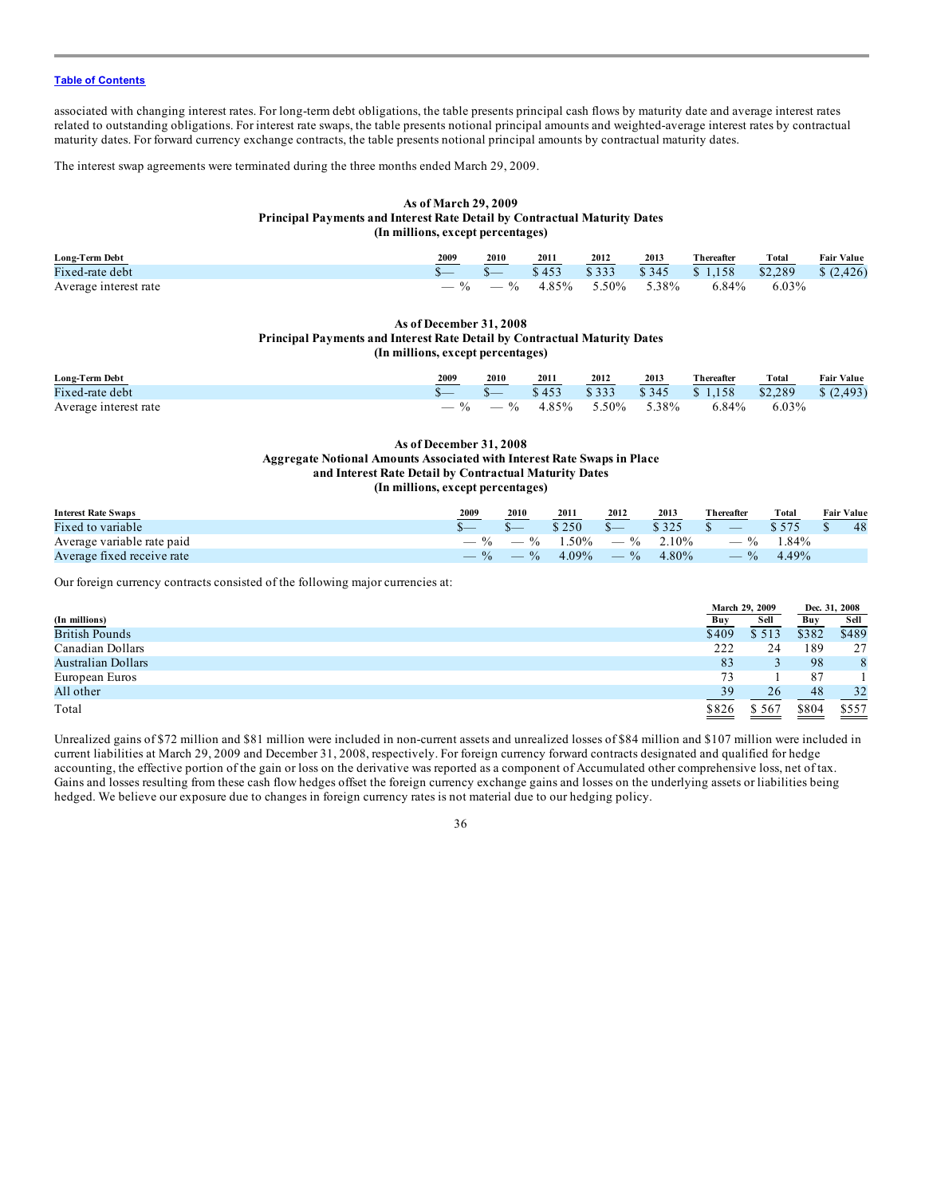[Table of Contents](#)

associated with changing interest rates. For long-term debt obligations, the table presents principal cash flows by maturity date and average interest rates related to outstanding obligations. For interest rate swaps, the table presents notional principal amounts and weighted-average interest rates by contractual maturity dates. For forward currency exchange contracts, the table presents notional principal amounts by contractual maturity dates.

The interest swap agreements were terminated during the three months ended March 29, 2009.

**As of March 29, 2009**
**Principal Payments and Interest Rate Detail by Contractual Maturity Dates**
**(In millions, except percentages)**

| Long-Term Debt | 2009 | 2010 | 2011 | 2012 | 2013 | Thereafter | Total | Fair Value |
|---|---|---|---|---|---|---|---|---|
| Fixed-rate debt | $— | $— | $ 453 | $ 333 | $ 345 | $ 1,158 | $2,289 | $ (2,426) |
| Average interest rate | — % | — % | 4.85% | 5.50% | 5.38% | 6.84% | 6.03% | |

**As of December 31, 2008**
**Principal Payments and Interest Rate Detail by Contractual Maturity Dates**
**(In millions, except percentages)**

| Long-Term Debt | 2009 | 2010 | 2011 | 2012 | 2013 | Thereafter | Total | Fair Value |
|---|---|---|---|---|---|---|---|---|
| Fixed-rate debt | $— | $— | $ 453 | $ 333 | $ 345 | $ 1,158 | $2,289 | $ (2,493) |
| Average interest rate | — % | — % | 4.85% | 5.50% | 5.38% | 6.84% | 6.03% | |

**As of December 31, 2008**
**Aggregate Notional Amounts Associated with Interest Rate Swaps in Place and Interest Rate Detail by Contractual Maturity Dates**
**(In millions, except percentages)**

| Interest Rate Swaps | 2009 | 2010 | 2011 | 2012 | 2013 | Thereafter | Total | Fair Value |
|---|---|---|---|---|---|---|---|---|
| Fixed to variable | $— | $— | $ 250 | $— | $ 325 | $ — | $ 575 | $ 48 |
| Average variable rate paid | — % | — % | 1.50% | — % | 2.10% | — % | 1.84% | |
| Average fixed receive rate | — % | — % | 4.09% | — % | 4.80% | — % | 4.49% | |

Our foreign currency contracts consisted of the following major currencies at:

| | March 29, 2009 | | Dec. 31, 2008 | |
|---|---|---|---|---|
| (In millions) | Buy | Sell | Buy | Sell |
| British Pounds | $409 | $ 513 | $382 | $489 |
| Canadian Dollars | 222 | 24 | 189 | 27 |
| Australian Dollars | 83 | 3 | 98 | 8 |
| European Euros | 73 | 1 | 87 | 1 |
| All other | 39 | 26 | 48 | 32 |
| Total | $826 | $ 567 | $804 | $557 |

Unrealized gains of $72 million and $81 million were included in non-current assets and unrealized losses of $84 million and $107 million were included in current liabilities at March 29, 2009 and December 31, 2008, respectively. For foreign currency forward contracts designated and qualified for hedge accounting, the effective portion of the gain or loss on the derivative was reported as a component of Accumulated other comprehensive loss, net of tax. Gains and losses resulting from these cash flow hedges offset the foreign currency exchange gains and losses on the underlying assets or liabilities being hedged. We believe our exposure due to changes in foreign currency rates is not material due to our hedging policy.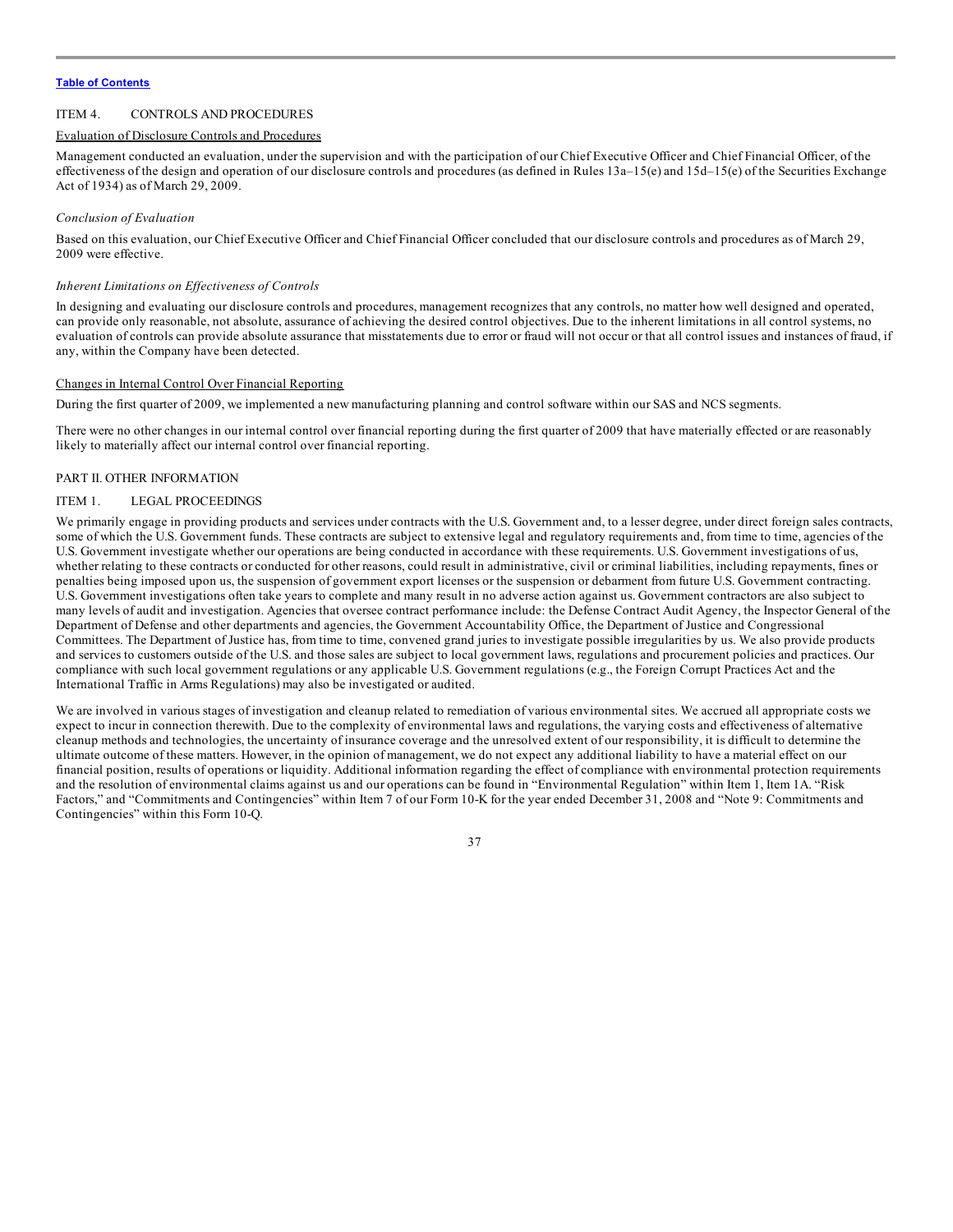ITEM 4. CONTROLS AND PROCEDURES

Evaluation of Disclosure Controls and Procedures

Management conducted an evaluation, under the supervision and with the participation of our Chief Executive Officer and Chief Financial Officer, of the effectiveness of the design and operation of our disclosure controls and procedures (as defined in Rules 13a–15(e) and 15d–15(e) of the Securities Exchange Act of 1934) as of March 29, 2009.

*Conclusion of Evaluation*

Based on this evaluation, our Chief Executive Officer and Chief Financial Officer concluded that our disclosure controls and procedures as of March 29, 2009 were effective.

*Inherent Limitations on Effectiveness of Controls*

In designing and evaluating our disclosure controls and procedures, management recognizes that any controls, no matter how well designed and operated, can provide only reasonable, not absolute, assurance of achieving the desired control objectives. Due to the inherent limitations in all control systems, no evaluation of controls can provide absolute assurance that misstatements due to error or fraud will not occur or that all control issues and instances of fraud, if any, within the Company have been detected.

Changes in Internal Control Over Financial Reporting

During the first quarter of 2009, we implemented a new manufacturing planning and control software within our SAS and NCS segments.

There were no other changes in our internal control over financial reporting during the first quarter of 2009 that have materially effected or are reasonably likely to materially affect our internal control over financial reporting.

PART II. OTHER INFORMATION

ITEM 1. LEGAL PROCEEDINGS

We primarily engage in providing products and services under contracts with the U.S. Government and, to a lesser degree, under direct foreign sales contracts, some of which the U.S. Government funds. These contracts are subject to extensive legal and regulatory requirements and, from time to time, agencies of the U.S. Government investigate whether our operations are being conducted in accordance with these requirements. U.S. Government investigations of us, whether relating to these contracts or conducted for other reasons, could result in administrative, civil or criminal liabilities, including repayments, fines or penalties being imposed upon us, the suspension of government export licenses or the suspension or debarment from future U.S. Government contracting. U.S. Government investigations often take years to complete and many result in no adverse action against us. Government contractors are also subject to many levels of audit and investigation. Agencies that oversee contract performance include: the Defense Contract Audit Agency, the Inspector General of the Department of Defense and other departments and agencies, the Government Accountability Office, the Department of Justice and Congressional Committees. The Department of Justice has, from time to time, convened grand juries to investigate possible irregularities by us. We also provide products and services to customers outside of the U.S. and those sales are subject to local government laws, regulations and procurement policies and practices. Our compliance with such local government regulations or any applicable U.S. Government regulations (e.g., the Foreign Corrupt Practices Act and the International Traffic in Arms Regulations) may also be investigated or audited.

We are involved in various stages of investigation and cleanup related to remediation of various environmental sites. We accrued all appropriate costs we expect to incur in connection therewith. Due to the complexity of environmental laws and regulations, the varying costs and effectiveness of alternative cleanup methods and technologies, the uncertainty of insurance coverage and the unresolved extent of our responsibility, it is difficult to determine the ultimate outcome of these matters. However, in the opinion of management, we do not expect any additional liability to have a material effect on our financial position, results of operations or liquidity. Additional information regarding the effect of compliance with environmental protection requirements and the resolution of environmental claims against us and our operations can be found in "Environmental Regulation" within Item 1, Item 1A. "Risk Factors," and "Commitments and Contingencies" within Item 7 of our Form 10-K for the year ended December 31, 2008 and "Note 9: Commitments and Contingencies" within this Form 10-Q.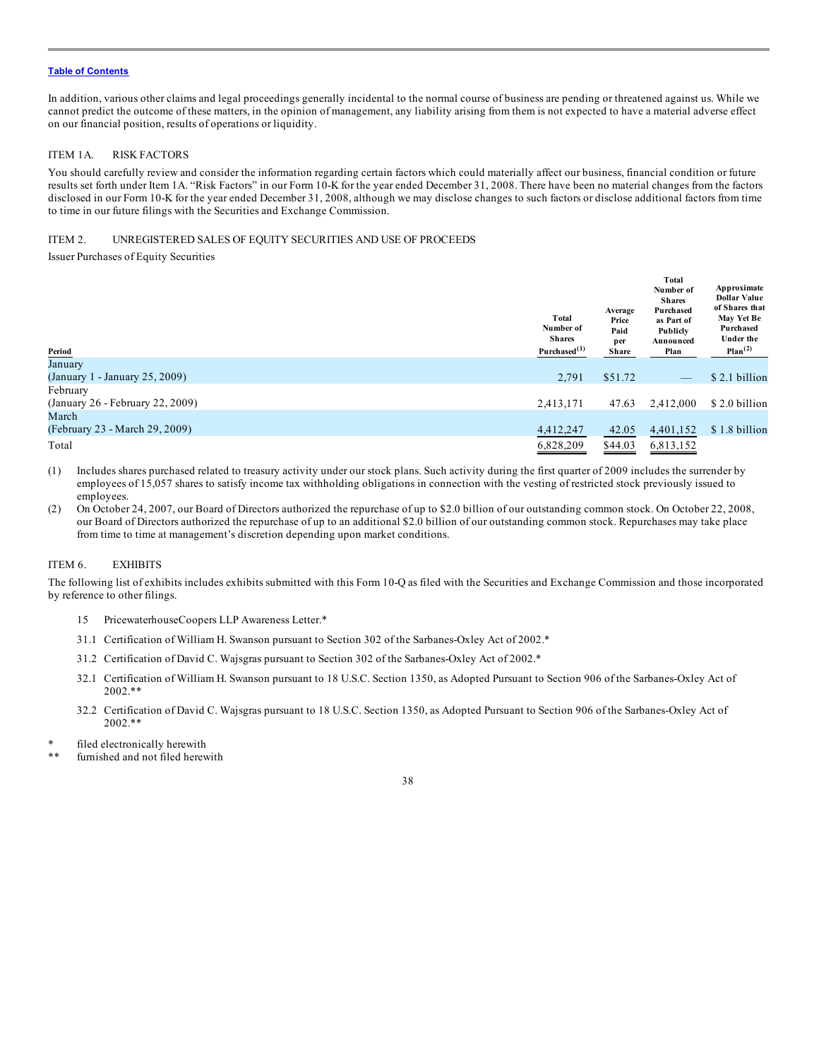[Table of Contents](#)

In addition, various other claims and legal proceedings generally incidental to the normal course of business are pending or threatened against us. While we cannot predict the outcome of these matters, in the opinion of management, any liability arising from them is not expected to have a material adverse effect on our financial position, results of operations or liquidity.

## ITEM 1A. RISK FACTORS

You should carefully review and consider the information regarding certain factors which could materially affect our business, financial condition or future results set forth under Item 1A. "Risk Factors" in our Form 10-K for the year ended December 31, 2008. There have been no material changes from the factors disclosed in our Form 10-K for the year ended December 31, 2008, although we may disclose changes to such factors or disclose additional factors from time to time in our future filings with the Securities and Exchange Commission.

## ITEM 2. UNREGISTERED SALES OF EQUITY SECURITIES AND USE OF PROCEEDS

Issuer Purchases of Equity Securities

| Period | Total Number of Shares Purchased(1) | Average Price Paid per Share | Total Number of Shares Purchased as Part of Publicly Announced Plan | Approximate Dollar Value of Shares that May Yet Be Purchased Under the Plan(2) |
|---|---|---|---|---|
| January (January 1 - January 25, 2009) | 2,791 | $51.72 | — | $ 2.1 billion |
| February (January 26 - February 22, 2009) | 2,413,171 | 47.63 | 2,412,000 | $ 2.0 billion |
| March (February 23 - March 29, 2009) | 4,412,247 | 42.05 | 4,401,152 | $ 1.8 billion |
| Total | 6,828,209 | $44.03 | 6,813,152 | |

(1) Includes shares purchased related to treasury activity under our stock plans. Such activity during the first quarter of 2009 includes the surrender by employees of 15,057 shares to satisfy income tax withholding obligations in connection with the vesting of restricted stock previously issued to employees.

(2) On October 24, 2007, our Board of Directors authorized the repurchase of up to $2.0 billion of our outstanding common stock. On October 22, 2008, our Board of Directors authorized the repurchase of up to an additional $2.0 billion of our outstanding common stock. Repurchases may take place from time to time at management's discretion depending upon market conditions.

## ITEM 6. EXHIBITS

The following list of exhibits includes exhibits submitted with this Form 10-Q as filed with the Securities and Exchange Commission and those incorporated by reference to other filings.

- 15 PricewaterhouseCoopers LLP Awareness Letter.*
- 31.1 Certification of William H. Swanson pursuant to Section 302 of the Sarbanes-Oxley Act of 2002.*
- 31.2 Certification of David C. Wajsgras pursuant to Section 302 of the Sarbanes-Oxley Act of 2002.*
- 32.1 Certification of William H. Swanson pursuant to 18 U.S.C. Section 1350, as Adopted Pursuant to Section 906 of the Sarbanes-Oxley Act of 2002.**
- 32.2 Certification of David C. Wajsgras pursuant to 18 U.S.C. Section 1350, as Adopted Pursuant to Section 906 of the Sarbanes-Oxley Act of 2002.**

\* filed electronically herewith

\*\* furnished and not filed herewith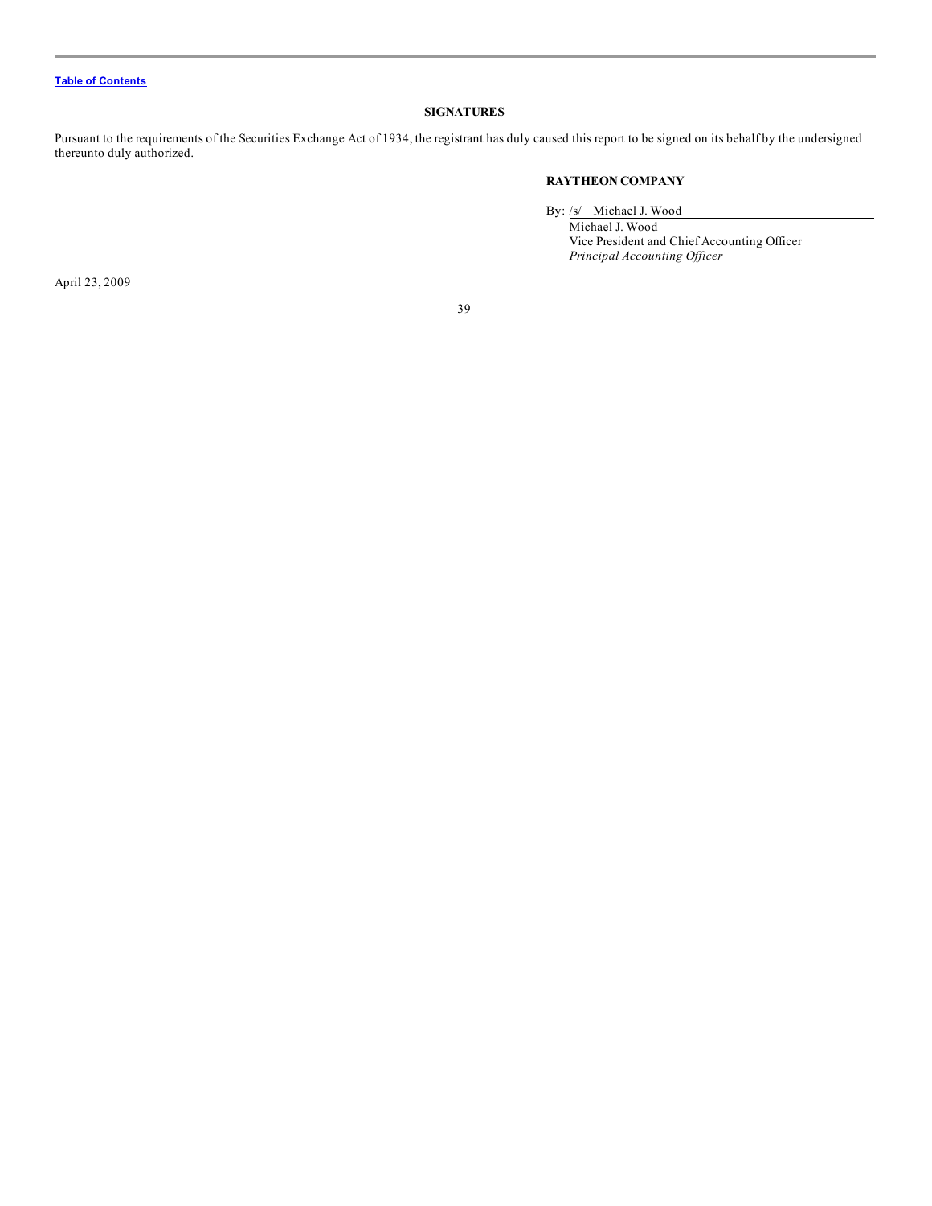Table of Contents

**SIGNATURES**

Pursuant to the requirements of the Securities Exchange Act of 1934, the registrant has duly caused this report to be signed on its behalf by the undersigned thereunto duly authorized.

**RAYTHEON COMPANY**

By: /s/ Michael J. Wood

Michael J. Wood
Vice President and Chief Accounting Officer
*Principal Accounting Officer*

April 23, 2009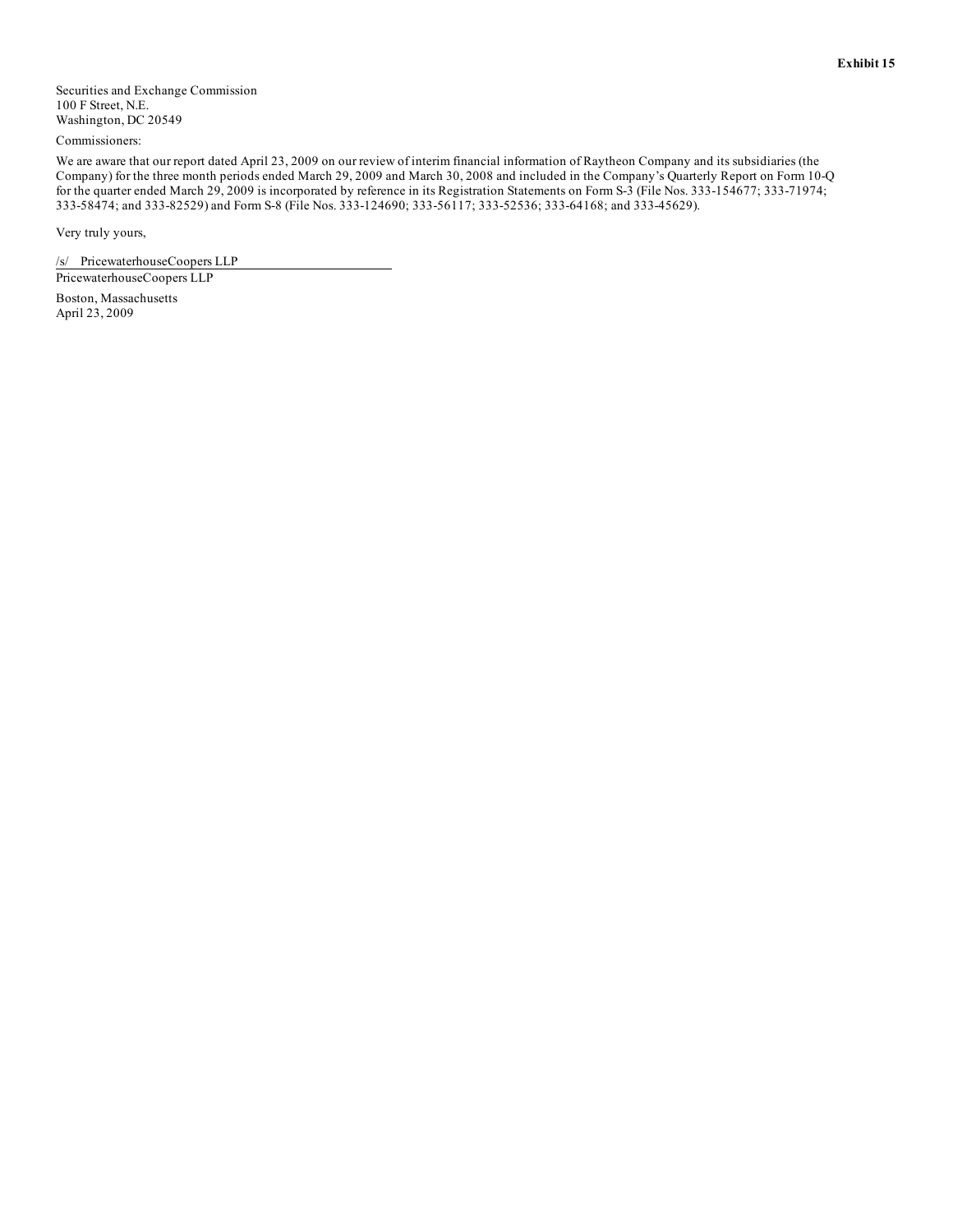**Exhibit 15**

Securities and Exchange Commission
100 F Street, N.E.
Washington, DC 20549

Commissioners:

We are aware that our report dated April 23, 2009 on our review of interim financial information of Raytheon Company and its subsidiaries (the Company) for the three month periods ended March 29, 2009 and March 30, 2008 and included in the Company's Quarterly Report on Form 10-Q for the quarter ended March 29, 2009 is incorporated by reference in its Registration Statements on Form S-3 (File Nos. 333-154677; 333-71974; 333-58474; and 333-82529) and Form S-8 (File Nos. 333-124690; 333-56117; 333-52536; 333-64168; and 333-45629).

Very truly yours,

/s/ PricewaterhouseCoopers LLP

PricewaterhouseCoopers LLP

Boston, Massachusetts
April 23, 2009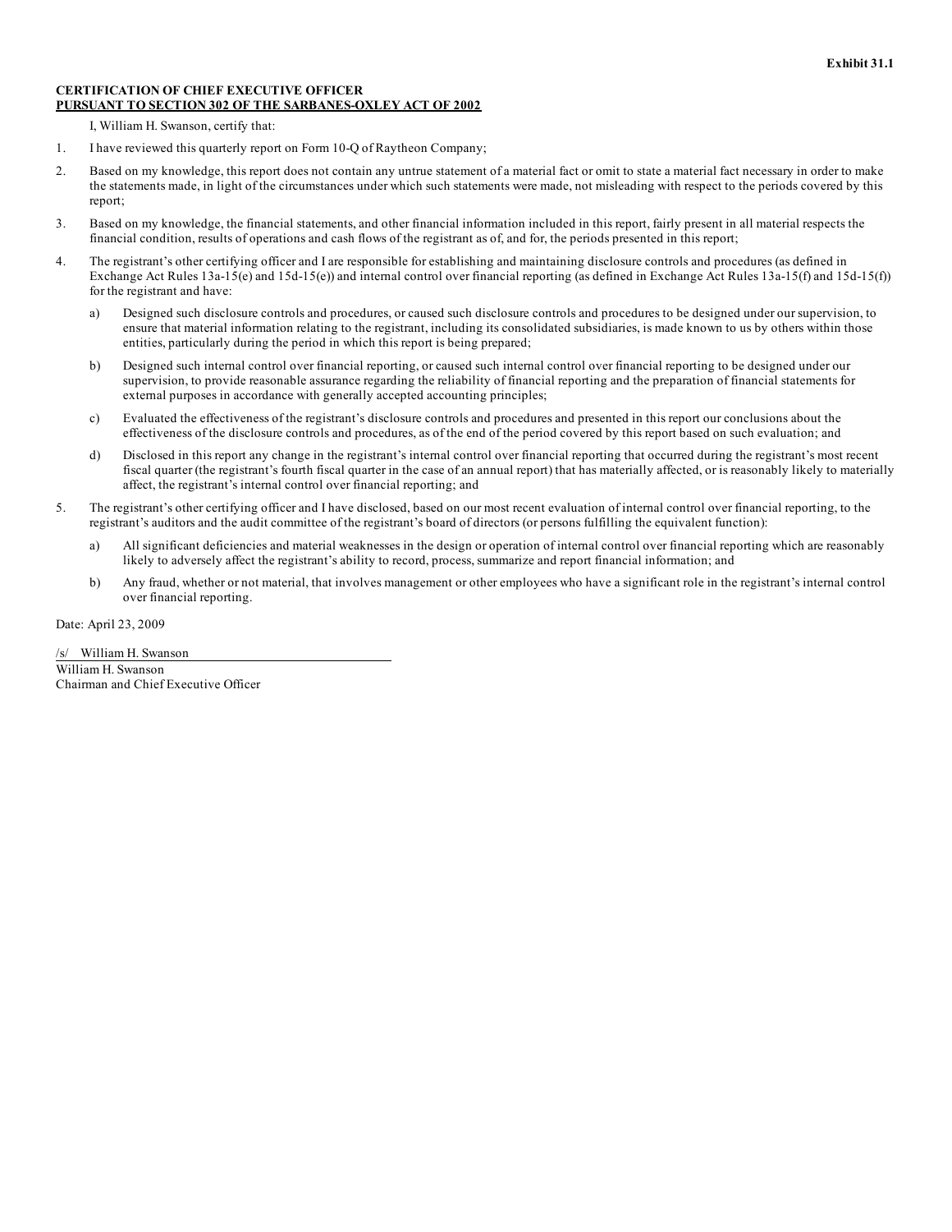**Exhibit 31.1**

**CERTIFICATION OF CHIEF EXECUTIVE OFFICER**
**PURSUANT TO SECTION 302 OF THE SARBANES-OXLEY ACT OF 2002**

I, William H. Swanson, certify that:

1. I have reviewed this quarterly report on Form 10-Q of Raytheon Company;

2. Based on my knowledge, this report does not contain any untrue statement of a material fact or omit to state a material fact necessary in order to make the statements made, in light of the circumstances under which such statements were made, not misleading with respect to the periods covered by this report;

3. Based on my knowledge, the financial statements, and other financial information included in this report, fairly present in all material respects the financial condition, results of operations and cash flows of the registrant as of, and for, the periods presented in this report;

4. The registrant's other certifying officer and I are responsible for establishing and maintaining disclosure controls and procedures (as defined in Exchange Act Rules 13a-15(e) and 15d-15(e)) and internal control over financial reporting (as defined in Exchange Act Rules 13a-15(f) and 15d-15(f)) for the registrant and have:

   a) Designed such disclosure controls and procedures, or caused such disclosure controls and procedures to be designed under our supervision, to ensure that material information relating to the registrant, including its consolidated subsidiaries, is made known to us by others within those entities, particularly during the period in which this report is being prepared;

   b) Designed such internal control over financial reporting, or caused such internal control over financial reporting to be designed under our supervision, to provide reasonable assurance regarding the reliability of financial reporting and the preparation of financial statements for external purposes in accordance with generally accepted accounting principles;

   c) Evaluated the effectiveness of the registrant's disclosure controls and procedures and presented in this report our conclusions about the effectiveness of the disclosure controls and procedures, as of the end of the period covered by this report based on such evaluation; and

   d) Disclosed in this report any change in the registrant's internal control over financial reporting that occurred during the registrant's most recent fiscal quarter (the registrant's fourth fiscal quarter in the case of an annual report) that has materially affected, or is reasonably likely to materially affect, the registrant's internal control over financial reporting; and

5. The registrant's other certifying officer and I have disclosed, based on our most recent evaluation of internal control over financial reporting, to the registrant's auditors and the audit committee of the registrant's board of directors (or persons fulfilling the equivalent function):

   a) All significant deficiencies and material weaknesses in the design or operation of internal control over financial reporting which are reasonably likely to adversely affect the registrant's ability to record, process, summarize and report financial information; and

   b) Any fraud, whether or not material, that involves management or other employees who have a significant role in the registrant's internal control over financial reporting.

Date: April 23, 2009

/s/ William H. Swanson
William H. Swanson
Chairman and Chief Executive Officer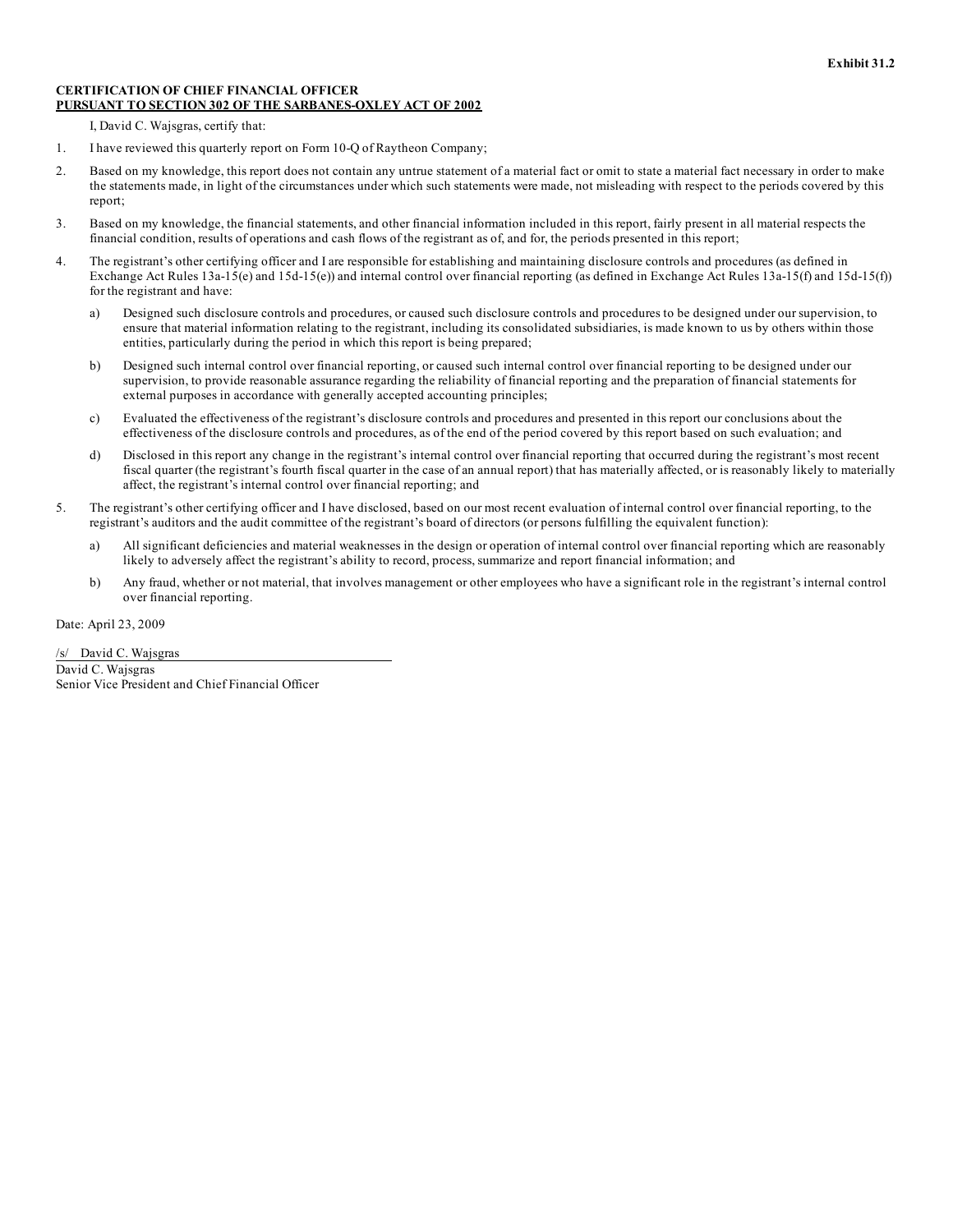Exhibit 31.2

**CERTIFICATION OF CHIEF FINANCIAL OFFICER**
**PURSUANT TO SECTION 302 OF THE SARBANES-OXLEY ACT OF 2002**

I, David C. Wajsgras, certify that:

1. I have reviewed this quarterly report on Form 10-Q of Raytheon Company;
2. Based on my knowledge, this report does not contain any untrue statement of a material fact or omit to state a material fact necessary in order to make the statements made, in light of the circumstances under which such statements were made, not misleading with respect to the periods covered by this report;
3. Based on my knowledge, the financial statements, and other financial information included in this report, fairly present in all material respects the financial condition, results of operations and cash flows of the registrant as of, and for, the periods presented in this report;
4. The registrant's other certifying officer and I are responsible for establishing and maintaining disclosure controls and procedures (as defined in Exchange Act Rules 13a-15(e) and 15d-15(e)) and internal control over financial reporting (as defined in Exchange Act Rules 13a-15(f) and 15d-15(f)) for the registrant and have:
   a) Designed such disclosure controls and procedures, or caused such disclosure controls and procedures to be designed under our supervision, to ensure that material information relating to the registrant, including its consolidated subsidiaries, is made known to us by others within those entities, particularly during the period in which this report is being prepared;
   b) Designed such internal control over financial reporting, or caused such internal control over financial reporting to be designed under our supervision, to provide reasonable assurance regarding the reliability of financial reporting and the preparation of financial statements for external purposes in accordance with generally accepted accounting principles;
   c) Evaluated the effectiveness of the registrant's disclosure controls and procedures and presented in this report our conclusions about the effectiveness of the disclosure controls and procedures, as of the end of the period covered by this report based on such evaluation; and
   d) Disclosed in this report any change in the registrant's internal control over financial reporting that occurred during the registrant's most recent fiscal quarter (the registrant's fourth fiscal quarter in the case of an annual report) that has materially affected, or is reasonably likely to materially affect, the registrant's internal control over financial reporting; and
5. The registrant's other certifying officer and I have disclosed, based on our most recent evaluation of internal control over financial reporting, to the registrant's auditors and the audit committee of the registrant's board of directors (or persons fulfilling the equivalent function):
   a) All significant deficiencies and material weaknesses in the design or operation of internal control over financial reporting which are reasonably likely to adversely affect the registrant's ability to record, process, summarize and report financial information; and
   b) Any fraud, whether or not material, that involves management or other employees who have a significant role in the registrant's internal control over financial reporting.

Date: April 23, 2009

/s/ David C. Wajsgras

David C. Wajsgras
Senior Vice President and Chief Financial Officer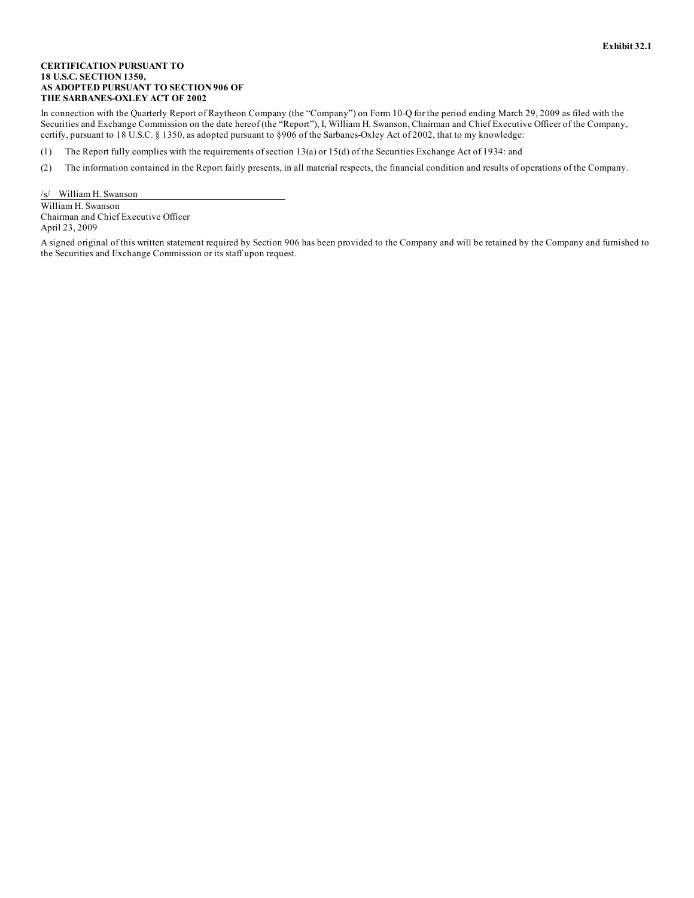**Exhibit 32.1**

**CERTIFICATION PURSUANT TO**
**18 U.S.C. SECTION 1350,**
**AS ADOPTED PURSUANT TO SECTION 906 OF**
**THE SARBANES-OXLEY ACT OF 2002**

In connection with the Quarterly Report of Raytheon Company (the "Company") on Form 10-Q for the period ending March 29, 2009 as filed with the Securities and Exchange Commission on the date hereof (the "Report"), I, William H. Swanson, Chairman and Chief Executive Officer of the Company, certify, pursuant to 18 U.S.C. § 1350, as adopted pursuant to §906 of the Sarbanes-Oxley Act of 2002, that to my knowledge:

(1) The Report fully complies with the requirements of section 13(a) or 15(d) of the Securities Exchange Act of 1934: and

(2) The information contained in the Report fairly presents, in all material respects, the financial condition and results of operations of the Company.

/s/ William H. Swanson

William H. Swanson
Chairman and Chief Executive Officer
April 23, 2009

A signed original of this written statement required by Section 906 has been provided to the Company and will be retained by the Company and furnished to the Securities and Exchange Commission or its staff upon request.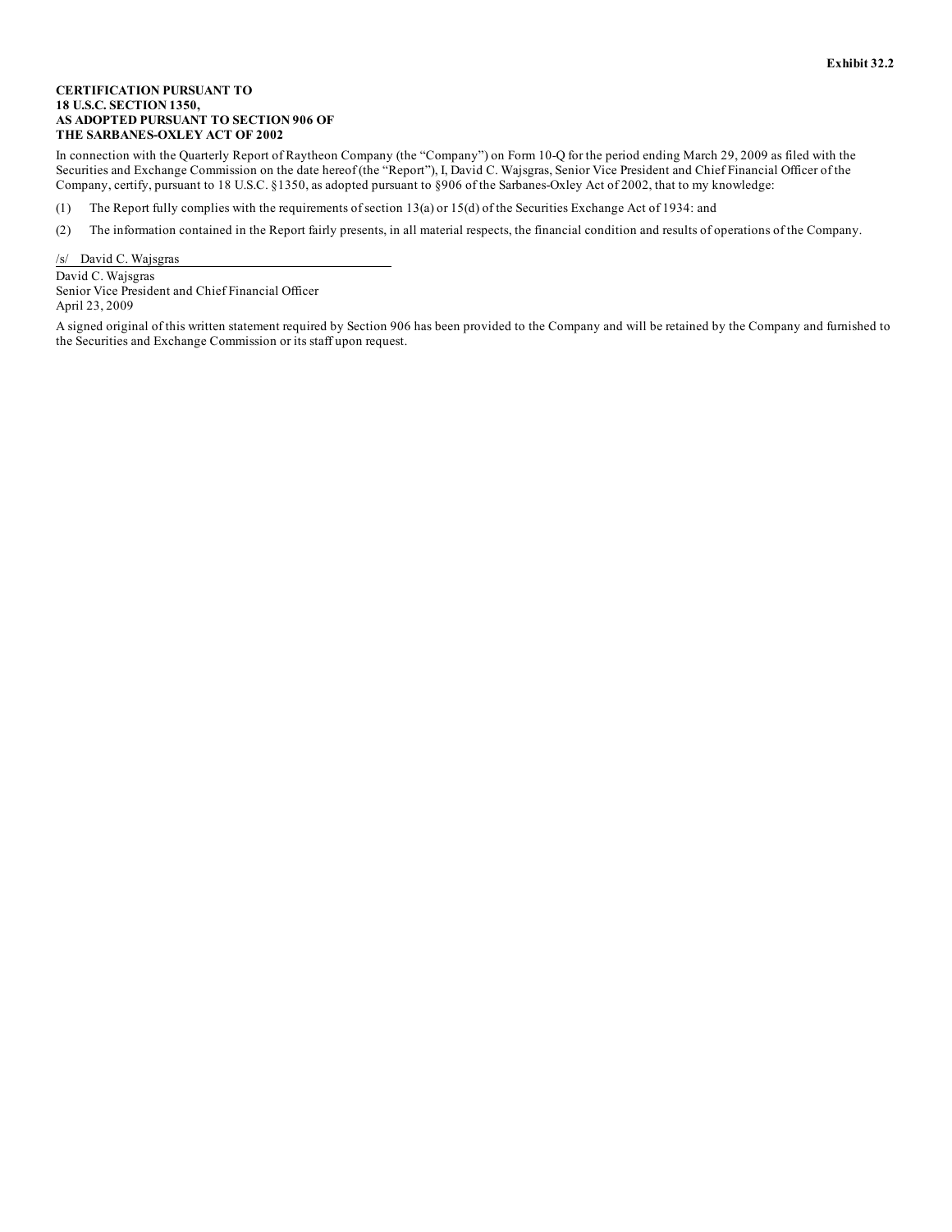**Exhibit 32.2**

**CERTIFICATION PURSUANT TO**
**18 U.S.C. SECTION 1350,**
**AS ADOPTED PURSUANT TO SECTION 906 OF**
**THE SARBANES-OXLEY ACT OF 2002**

In connection with the Quarterly Report of Raytheon Company (the "Company") on Form 10-Q for the period ending March 29, 2009 as filed with the Securities and Exchange Commission on the date hereof (the "Report"), I, David C. Wajsgras, Senior Vice President and Chief Financial Officer of the Company, certify, pursuant to 18 U.S.C. §1350, as adopted pursuant to §906 of the Sarbanes-Oxley Act of 2002, that to my knowledge:

(1) The Report fully complies with the requirements of section 13(a) or 15(d) of the Securities Exchange Act of 1934: and

(2) The information contained in the Report fairly presents, in all material respects, the financial condition and results of operations of the Company.

/s/ David C. Wajsgras

David C. Wajsgras
Senior Vice President and Chief Financial Officer
April 23, 2009

A signed original of this written statement required by Section 906 has been provided to the Company and will be retained by the Company and furnished to the Securities and Exchange Commission or its staff upon request.